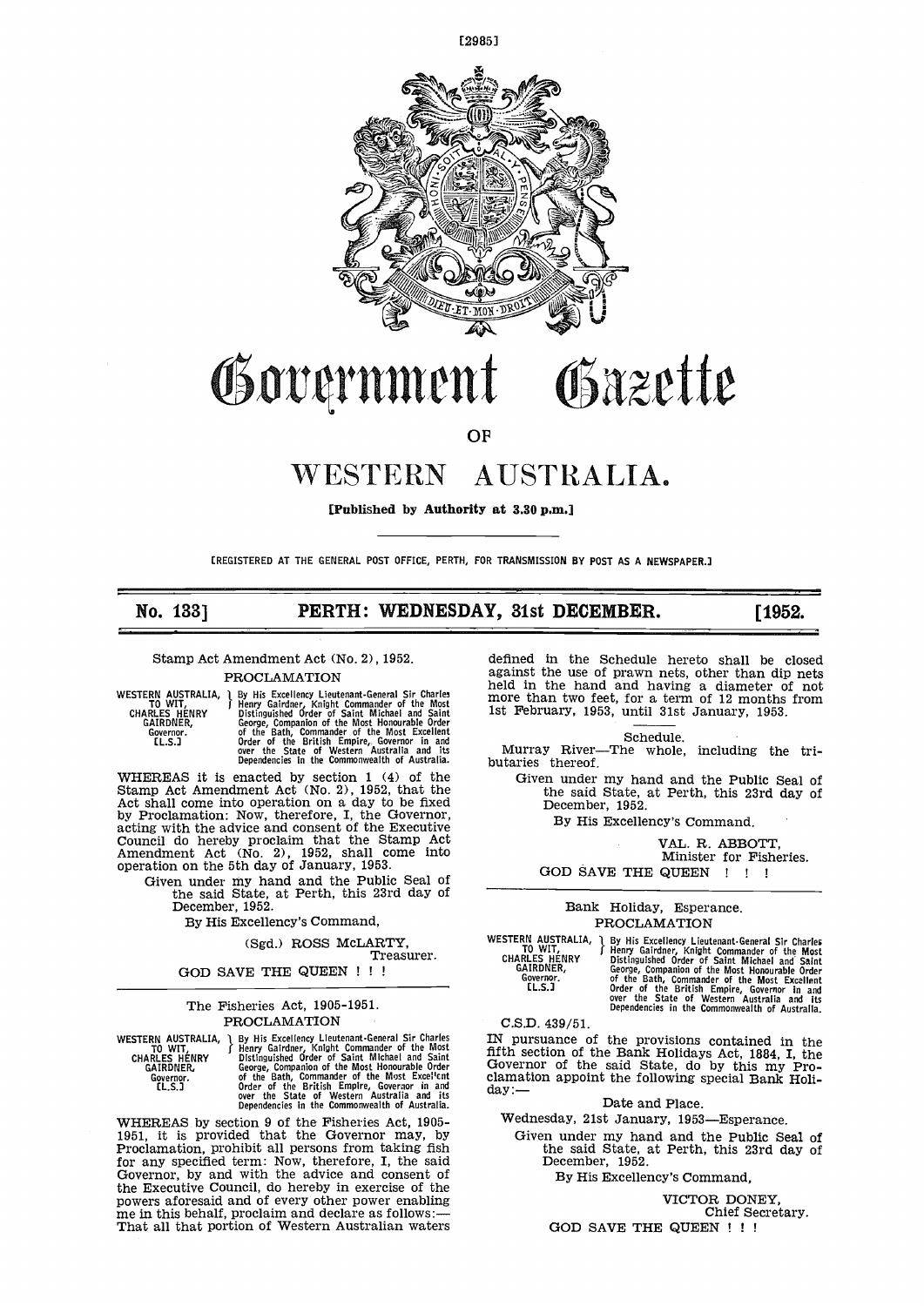[2985]

# Government Gazette

OF

# WESTERN AUSTRALIA.

**[Published by Authority at 3.30 p.m.]**

[REGISTERED AT THE GENERAL POST OFFICE, PERTH, FOR TRANSMISSION BY POST AS A NEWSPAPER.]

**No. 133] PERTH: WEDNESDAY, 31st DECEMBER. [1952.**

---

Stamp Act Amendment Act (No. 2), 1952.

## PROCLAMATION

WESTERN AUSTRALIA, TO WIT, CHARLES HENRY GAIRDNER, Governor. [L.S.]

By His Excellency Lieutenant-General Sir Charles Henry Gairdner, Knight Commander of the Most Distinguished Order of Saint Michael and Saint George, Companion of the Most Honourable Order of the Bath, Commander of the Most Excellent Order of the British Empire, Governor in and over the State of Western Australia and its Dependencies in the Commonwealth of Australia.

WHEREAS it is enacted by section 1 (4) of the Stamp Act Amendment Act (No. 2), 1952, that the Act shall come into operation on a day to be fixed by Proclamation: Now, therefore, I, the Governor, acting with the advice and consent of the Executive Council do hereby proclaim that the Stamp Act Amendment Act (No. 2), 1952, shall come into operation on the 5th day of January, 1953.

Given under my hand and the Public Seal of the said State, at Perth, this 23rd day of December, 1952.

By His Excellency's Command,

(Sgd.) ROSS McLARTY,
Treasurer.

GOD SAVE THE QUEEN ! ! !

---

The Fisheries Act, 1905-1951.

## PROCLAMATION

WESTERN AUSTRALIA, TO WIT, CHARLES HENRY GAIRDNER, Governor. [L.S.]

By His Excellency Lieutenant-General Sir Charles Henry Gairdner, Knight Commander of the Most Distinguished Order of Saint Michael and Saint George, Companion of the Most Honourable Order of the Bath, Commander of the Most Excellent Order of the British Empire, Governor in and over the State of Western Australia and its Dependencies in the Commonwealth of Australia.

WHEREAS by section 9 of the Fisheries Act, 1905-1951, it is provided that the Governor may, by Proclamation, prohibit all persons from taking fish for any specified term: Now, therefore, I, the said Governor, by and with the advice and consent of the Executive Council, do hereby in exercise of the powers aforesaid and of every other power enabling me in this behalf, proclaim and declare as follows:—That all that portion of Western Australian waters defined in the Schedule hereto shall be closed against the use of prawn nets, other than dip nets held in the hand and having a diameter of not more than two feet, for a term of 12 months from 1st February, 1953, until 31st January, 1953.

Schedule.

Murray River—The whole, including the tributaries thereof.

Given under my hand and the Public Seal of the said State, at Perth, this 23rd day of December, 1952.

By His Excellency's Command.

VAL. R. ABBOTT,
Minister for Fisheries.

GOD SAVE THE QUEEN ! ! !

---

Bank Holiday, Esperance.

## PROCLAMATION

WESTERN AUSTRALIA, TO WIT, CHARLES HENRY GAIRDNER, Governor. [L.S.]

By His Excellency Lieutenant-General Sir Charles Henry Gairdner, Knight Commander of the Most Distinguished Order of Saint Michael and Saint George, Companion of the Most Honourable Order of the Bath, Commander of the Most Excellent Order of the British Empire, Governor in and over the State of Western Australia and its Dependencies in the Commonwealth of Australia.

C.S.D. 439/51.

IN pursuance of the provisions contained in the fifth section of the Bank Holidays Act, 1884, I, the Governor of the said State, do by this my Proclamation appoint the following special Bank Holiday:—

Date and Place.

Wednesday, 21st January, 1953—Esperance.

Given under my hand and the Public Seal of the said State, at Perth, this 23rd day of December, 1952.

By His Excellency's Command,

VICTOR DONEY,
Chief Secretary.

GOD SAVE THE QUEEN ! ! !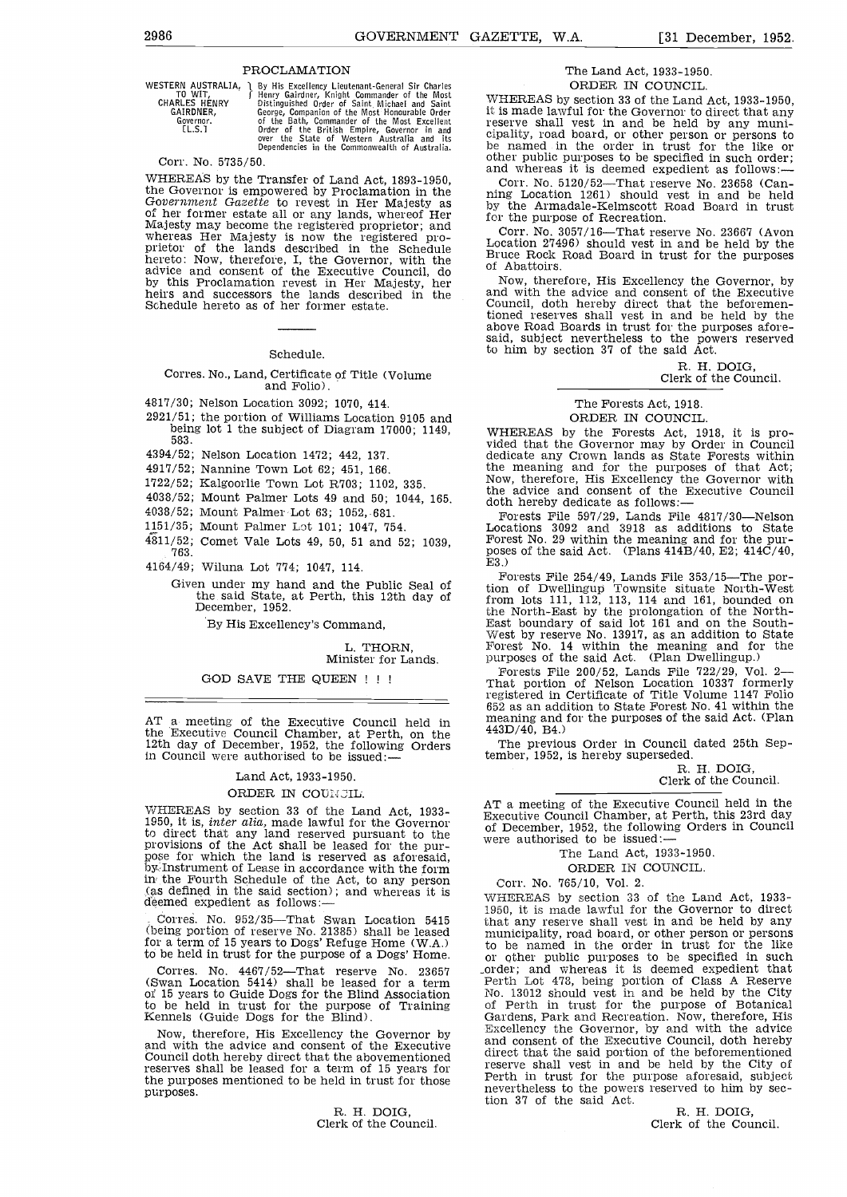## PROCLAMATION

WESTERN AUSTRALIA, TO WIT, CHARLES HENRY GAIRDNER, Governor. [L.S.]

By His Excellency Lieutenant-General Sir Charles Henry Gairdner, Knight Commander of the Most Distinguished Order of Saint Michael and Saint George, Companion of the Most Honourable Order of the Bath, Commander of the Most Excellent Order of the British Empire, Governor in and over the State of Western Australia and its Dependencies in the Commonwealth of Australia.

Corr. No. 5735/50.

WHEREAS by the Transfer of Land Act, 1893-1950, the Governor is empowered by Proclamation in the *Government Gazette* to revest in Her Majesty as of her former estate all or any lands, whereof Her Majesty may become the registered proprietor; and whereas Her Majesty is now the registered proprietor of the lands described in the Schedule hereto: Now, therefore, I, the Governor, with the advice and consent of the Executive Council, do by this Proclamation revest in Her Majesty, her heirs and successors the lands described in the Schedule hereto as of her former estate.

### Schedule.

Corres. No., Land, Certificate of Title (Volume and Folio).

4817/30; Nelson Location 3092; 1070, 414.

2921/51; the portion of Williams Location 9105 and being lot 1 the subject of Diagram 17000; 1149, 583.

4394/52; Nelson Location 1472; 442, 137.

4917/52; Nannine Town Lot 62; 451, 166.

1722/52; Kalgoorlie Town Lot R703; 1102, 335.

4038/52; Mount Palmer Lots 49 and 50; 1044, 165.

4038/52; Mount Palmer Lot 63; 1052, 681.

1151/35; Mount Palmer Lot 101; 1047, 754.

4811/52; Comet Vale Lots 49, 50, 51 and 52; 1039, 763.

4164/49; Wiluna Lot 774; 1047, 114.

Given under my hand and the Public Seal of the said State, at Perth, this 12th day of December, 1952.

By His Excellency's Command,

L. THORN,
Minister for Lands.

GOD SAVE THE QUEEN ! ! !

---

AT a meeting of the Executive Council held in the Executive Council Chamber, at Perth, on the 12th day of December, 1952, the following Orders in Council were authorised to be issued:—

### Land Act, 1933-1950.

### ORDER IN COUNCIL.

WHEREAS by section 33 of the Land Act, 1933-1950, it is, *inter alia*, made lawful for the Governor to direct that any land reserved pursuant to the provisions of the Act shall be leased for the purpose for which the land is reserved as aforesaid, by Instrument of Lease in accordance with the form in the Fourth Schedule of the Act, to any person (as defined in the said section); and whereas it is deemed expedient as follows:—

Corres. No. 952/35—That Swan Location 5415 (being portion of reserve No. 21385) shall be leased for a term of 15 years to Dogs' Refuge Home (W.A.) to be held in trust for the purpose of a Dogs' Home.

Corres. No. 4467/52—That reserve No. 23657 (Swan Location 5414) shall be leased for a term of 15 years to Guide Dogs for the Blind Association to be held in trust for the purpose of Training Kennels (Guide Dogs for the Blind).

Now, therefore, His Excellency the Governor by and with the advice and consent of the Executive Council doth hereby direct that the abovementioned reserves shall be leased for a term of 15 years for the purposes mentioned to be held in trust for those purposes.

R. H. DOIG,
Clerk of the Council.

### The Land Act, 1933-1950.

### ORDER IN COUNCIL.

WHEREAS by section 33 of the Land Act, 1933-1950, it is made lawful for the Governor to direct that any reserve shall vest in and be held by any municipality, road board, or other person or persons to be named in the order in trust for the like or other public purposes to be specified in such order; and whereas it is deemed expedient as follows:—

Corr. No. 5120/52—That reserve No. 23658 (Canning Location 1261) should vest in and be held by the Armadale-Kelmscott Road Board in trust for the purpose of Recreation.

Corr. No. 3057/16—That reserve No. 23667 (Avon Location 27496) should vest in and be held by the Bruce Rock Road Board in trust for the purposes of Abattoirs.

Now, therefore, His Excellency the Governor, by and with the advice and consent of the Executive Council, doth hereby direct that the beforementioned reserves shall vest in and be held by the above Road Boards in trust for the purposes aforesaid, subject nevertheless to the powers reserved to him by section 37 of the said Act.

R. H. DOIG,
Clerk of the Council.

---

### The Forests Act, 1918.

### ORDER IN COUNCIL.

WHEREAS by the Forests Act, 1918, it is provided that the Governor may by Order in Council dedicate any Crown lands as State Forests within the meaning and for the purposes of that Act; Now, therefore, His Excellency the Governor with the advice and consent of the Executive Council doth hereby dedicate as follows:—

Forests File 597/29, Lands File 4817/30—Nelson Locations 3092 and 3918 as additions to State Forest No. 29 within the meaning and for the purposes of the said Act. (Plans 414B/40, E2; 414C/40, E3.)

Forests File 254/49, Lands File 353/15—The portion of Dwellingup Townsite situate North-West from lots 111, 112, 113, 114 and 161, bounded on the North-East by the prolongation of the North-East boundary of said lot 161 and on the South-West by reserve No. 13917, as an addition to State Forest No. 14 within the meaning and for the purposes of the said Act. (Plan Dwellingup.)

Forests File 200/52, Lands File 722/29, Vol. 2—That portion of Nelson Location 10337 formerly registered in Certificate of Title Volume 1147 Folio 652 as an addition to State Forest No. 41 within the meaning and for the purposes of the said Act. (Plan 443D/40, B4.)

The previous Order in Council dated 25th September, 1952, is hereby superseded.

R. H. DOIG,
Clerk of the Council.

---

AT a meeting of the Executive Council held in the Executive Council Chamber, at Perth, this 23rd day of December, 1952, the following Orders in Council were authorised to be issued:—

### The Land Act, 1933-1950.

### ORDER IN COUNCIL.

Corr. No. 765/10, Vol. 2.

WHEREAS by section 33 of the Land Act, 1933-1950, it is made lawful for the Governor to direct that any reserve shall vest in and be held by any municipality, road board, or other person or persons to be named in the order in trust for the like or other public purposes to be specified in such order; and whereas it is deemed expedient that Perth Lot 478, being portion of Class A Reserve No. 13012 should vest in and be held by the City of Perth in trust for the purpose of Botanical Gardens, Park and Recreation. Now, therefore, His Excellency the Governor, by and with the advice and consent of the Executive Council, doth hereby direct that the said portion of the beforementioned reserve shall vest in and be held by the City of Perth in trust for the purpose aforesaid, subject nevertheless to the powers reserved to him by section 37 of the said Act.

R. H. DOIG,
Clerk of the Council.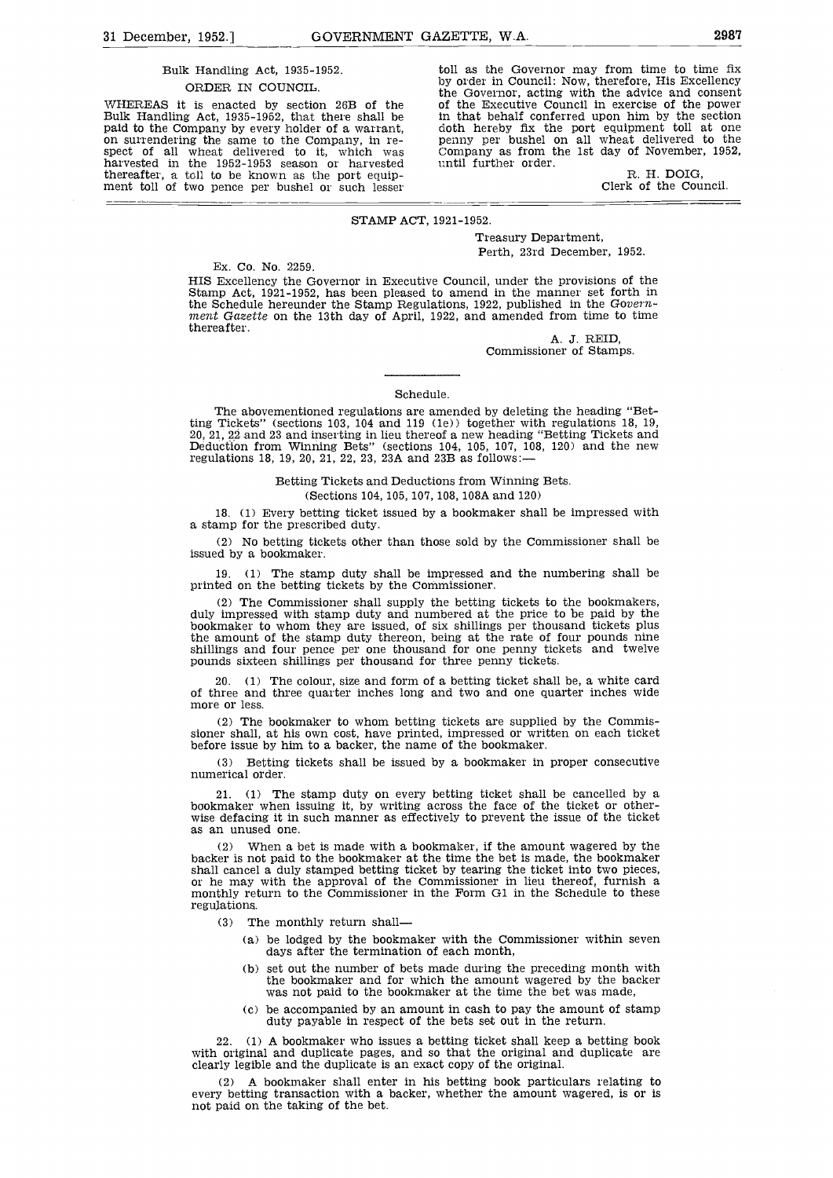## Bulk Handling Act, 1935-1952.

### ORDER IN COUNCIL.

WHEREAS it is enacted by section 26B of the Bulk Handling Act, 1935-1952, that there shall be paid to the Company by every holder of a warrant, on surrendering the same to the Company, in respect of all wheat delivered to it, which was harvested in the 1952-1953 season or harvested thereafter, a toll to be known as the port equipment toll of two pence per bushel or such lesser toll as the Governor may from time to time fix by order in Council: Now, therefore, His Excellency the Governor, acting with the advice and consent of the Executive Council in exercise of the power in that behalf conferred upon him by the section doth hereby fix the port equipment toll at one penny per bushel on all wheat delivered to the Company as from the 1st day of November, 1952, until further order.

R. H. DOIG,
Clerk of the Council.

---

## STAMP ACT, 1921-1952.

Treasury Department,
Perth, 23rd December, 1952.

Ex. Co. No. 2259.

HIS Excellency the Governor in Executive Council, under the provisions of the Stamp Act, 1921-1952, has been pleased to amend in the manner set forth in the Schedule hereunder the Stamp Regulations, 1922, published in the *Government Gazette* on the 13th day of April, 1922, and amended from time to time thereafter.

A. J. REID,
Commissioner of Stamps.

---

### Schedule.

The abovementioned regulations are amended by deleting the heading "Betting Tickets" (sections 103, 104 and 119 (1e)) together with regulations 18, 19, 20, 21, 22 and 23 and inserting in lieu thereof a new heading "Betting Tickets and Deduction from Winning Bets" (sections 104, 105, 107, 108, 120) and the new regulations 18, 19, 20, 21, 22, 23, 23A and 23B as follows:—

#### Betting Tickets and Deductions from Winning Bets.
(Sections 104, 105, 107, 108, 108A and 120)

18. (1) Every betting ticket issued by a bookmaker shall be impressed with a stamp for the prescribed duty.

(2) No betting tickets other than those sold by the Commissioner shall be issued by a bookmaker.

19. (1) The stamp duty shall be impressed and the numbering shall be printed on the betting tickets by the Commissioner.

(2) The Commissioner shall supply the betting tickets to the bookmakers, duly impressed with stamp duty and numbered at the price to be paid by the bookmaker to whom they are issued, of six shillings per thousand tickets plus the amount of the stamp duty thereon, being at the rate of four pounds nine shillings and four pence per one thousand for one penny tickets and twelve pounds sixteen shillings per thousand for three penny tickets.

20. (1) The colour, size and form of a betting ticket shall be, a white card of three and three quarter inches long and two and one quarter inches wide more or less.

(2) The bookmaker to whom betting tickets are supplied by the Commissioner shall, at his own cost, have printed, impressed or written on each ticket before issue by him to a backer, the name of the bookmaker.

(3) Betting tickets shall be issued by a bookmaker in proper consecutive numerical order.

21. (1) The stamp duty on every betting ticket shall be cancelled by a bookmaker when issuing it, by writing across the face of the ticket or otherwise defacing it in such manner as effectively to prevent the issue of the ticket as an unused one.

(2) When a bet is made with a bookmaker, if the amount wagered by the backer is not paid to the bookmaker at the time the bet is made, the bookmaker shall cancel a duly stamped betting ticket by tearing the ticket into two pieces, or he may with the approval of the Commissioner in lieu thereof, furnish a monthly return to the Commissioner in the Form G1 in the Schedule to these regulations.

(3) The monthly return shall—

(a) be lodged by the bookmaker with the Commissioner within seven days after the termination of each month,

(b) set out the number of bets made during the preceding month with the bookmaker and for which the amount wagered by the backer was not paid to the bookmaker at the time the bet was made,

(c) be accompanied by an amount in cash to pay the amount of stamp duty payable in respect of the bets set out in the return.

22. (1) A bookmaker who issues a betting ticket shall keep a betting book with original and duplicate pages, and so that the original and duplicate are clearly legible and the duplicate is an exact copy of the original.

(2) A bookmaker shall enter in his betting book particulars relating to every betting transaction with a backer, whether the amount wagered, is or is not paid on the taking of the bet.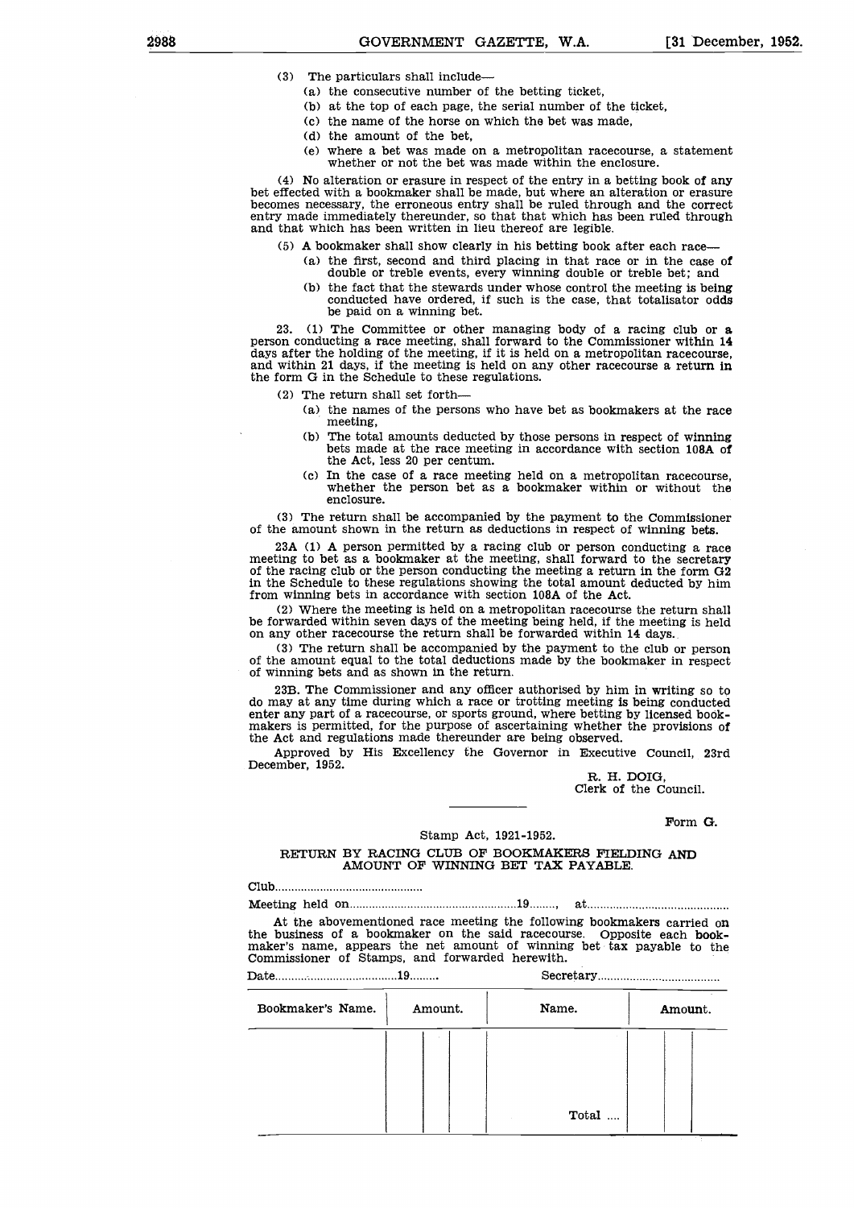(3) The particulars shall include—

(a) the consecutive number of the betting ticket,

(b) at the top of each page, the serial number of the ticket,

(c) the name of the horse on which the bet was made,

(d) the amount of the bet,

(e) where a bet was made on a metropolitan racecourse, a statement whether or not the bet was made within the enclosure.

(4) No alteration or erasure in respect of the entry in a betting book of any bet effected with a bookmaker shall be made, but where an alteration or erasure becomes necessary, the erroneous entry shall be ruled through and the correct entry made immediately thereunder, so that that which has been ruled through and that which has been written in lieu thereof are legible.

(5) A bookmaker shall show clearly in his betting book after each race—

(a) the first, second and third placing in that race or in the case of double or treble events, every winning double or treble bet; and

(b) the fact that the stewards under whose control the meeting is being conducted have ordered, if such is the case, that totalisator odds be paid on a winning bet.

23. (1) The Committee or other managing body of a racing club or a person conducting a race meeting, shall forward to the Commissioner within 14 days after the holding of the meeting, if it is held on a metropolitan racecourse, and within 21 days, if the meeting is held on any other racecourse a return in the form G in the Schedule to these regulations.

(2) The return shall set forth—

(a) the names of the persons who have bet as bookmakers at the race meeting,

(b) The total amounts deducted by those persons in respect of winning bets made at the race meeting in accordance with section 108A of the Act, less 20 per centum.

(c) In the case of a race meeting held on a metropolitan racecourse, whether the person bet as a bookmaker within or without the enclosure.

(3) The return shall be accompanied by the payment to the Commissioner of the amount shown in the return as deductions in respect of winning bets.

23A (1) A person permitted by a racing club or person conducting a race meeting to bet as a bookmaker at the meeting, shall forward to the secretary of the racing club or the person conducting the meeting a return in the form G2 in the Schedule to these regulations showing the total amount deducted by him from winning bets in accordance with section 108A of the Act.

(2) Where the meeting is held on a metropolitan racecourse the return shall be forwarded within seven days of the meeting being held, if the meeting is held on any other racecourse the return shall be forwarded within 14 days.

(3) The return shall be accompanied by the payment to the club or person of the amount equal to the total deductions made by the bookmaker in respect of winning bets and as shown in the return.

23B. The Commissioner and any officer authorised by him in writing so to do may at any time during which a race or trotting meeting is being conducted enter any part of a racecourse, or sports ground, where betting by licensed bookmakers is permitted, for the purpose of ascertaining whether the provisions of the Act and regulations made thereunder are being observed.

Approved by His Excellency the Governor in Executive Council, 23rd December, 1952.

R. H. DOIG,
Clerk of the Council.

---

Form G.

Stamp Act, 1921-1952.

## RETURN BY RACING CLUB OF BOOKMAKERS FIELDING AND AMOUNT OF WINNING BET TAX PAYABLE.

Club..............................................

Meeting held on....................................................19........, at............................................

At the abovementioned race meeting the following bookmakers carried on the business of a bookmaker on the said racecourse. Opposite each bookmaker's name, appears the net amount of winning bet tax payable to the Commissioner of Stamps, and forwarded herewith.

Date.......................................19.........    Secretary......................................

| Bookmaker's Name. | Amount. | | | Name. | Amount. | | |
|---|---|---|---|---|---|---|---|
| | | | | | | | |
| | | | | Total .... | | | |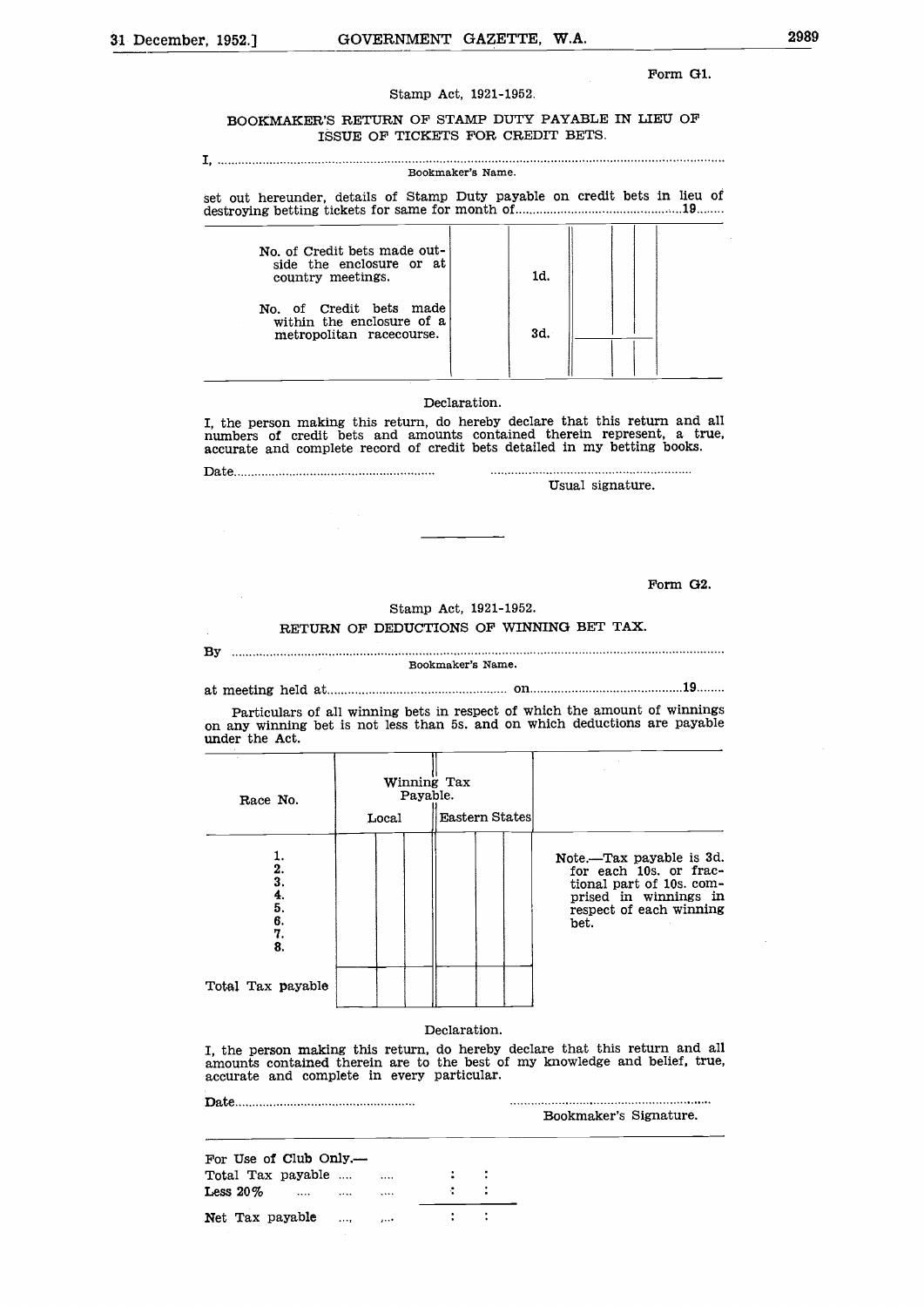Form G1.

Stamp Act, 1921-1952.

## BOOKMAKER'S RETURN OF STAMP DUTY PAYABLE IN LIEU OF ISSUE OF TICKETS FOR CREDIT BETS.

I, ..........................................................................................................................................
Bookmaker's Name.

set out hereunder, details of Stamp Duty payable on credit bets in lieu of destroying betting tickets for same for month of.............................................19........

| | | | | | |
|---|---|---|---|---|---|
| No. of Credit bets made outside the enclosure or at country meetings. | | 1d. | | | |
| No. of Credit bets made within the enclosure of a metropolitan racecourse. | | 3d. | | | |

Declaration.

I, the person making this return, do hereby declare that this return and all numbers of credit bets and amounts contained therein represent, a true, accurate and complete record of credit bets detailed in my betting books.

Date........................................................ ..........................................................
Usual signature.

---

Form G2.

Stamp Act, 1921-1952.

## RETURN OF DEDUCTIONS OF WINNING BET TAX.

By ..........................................................................................................................................
Bookmaker's Name.

at meeting held at.................................................. on...........................................19........

Particulars of all winning bets in respect of which the amount of winnings on any winning bet is not less than 5s. and on which deductions are payable under the Act.

| Race No. | Winning Tax Payable. | | | | | | |
|---|---|---|---|---|---|---|---|
| | Local | | | Eastern States | | | |
| 1. | | | | | | | Note.—Tax payable is 3d. for each 10s. or fractional part of 10s. comprised in winnings in respect of each winning bet. |
| 2. | | | | | | | |
| 3. | | | | | | | |
| 4. | | | | | | | |
| 5. | | | | | | | |
| 6. | | | | | | | |
| 7. | | | | | | | |
| 8. | | | | | | | |
| Total Tax payable | | | | | | | |

Declaration.

I, the person making this return, do hereby declare that this return and all amounts contained therein are to the best of my knowledge and belief, true, accurate and complete in every particular.

Date................................................... ..........................................................
Bookmaker's Signature.

For Use of Club Only.—

| | | | |
|---|---|---|---|
| Total Tax payable .... .... | : | : | |
| Less 20% .... .... .... | : | : | |
| Net Tax payable .... .... | : | : | |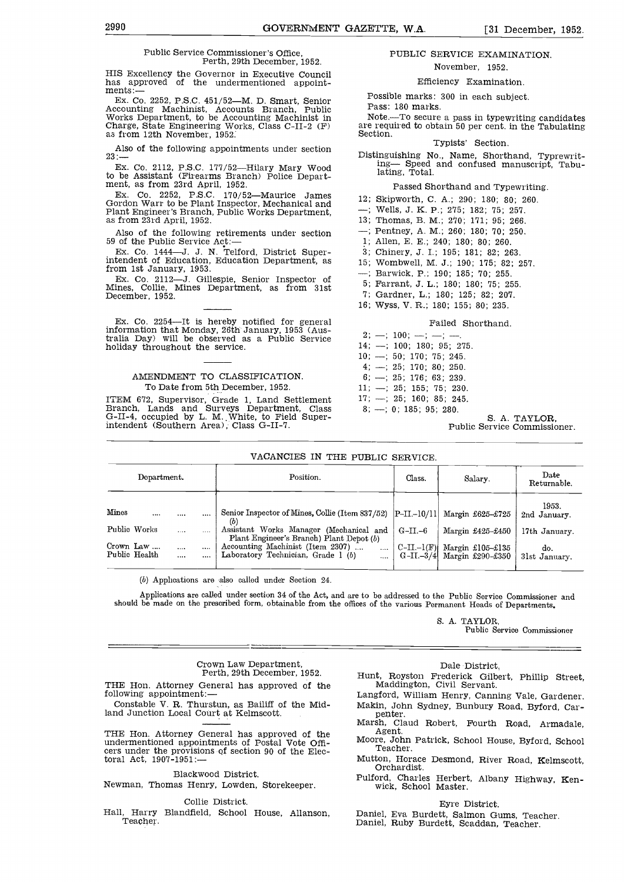Public Service Commissioner's Office,
Perth, 29th December, 1952.

HIS Excellency the Governor in Executive Council has approved of the undermentioned appointments:—

Ex. Co. 2252, P.S.C. 451/52—M. D. Smart, Senior Accounting Machinist, Accounts Branch, Public Works Department, to be Accounting Machinist in Charge, State Engineering Works, Class C-II-2 (F) as from 12th November, 1952.

Also of the following appointments under section 23:—

Ex. Co. 2112, P.S.C. 177/52—Hilary Mary Wood to be Assistant (Firearms Branch) Police Department, as from 23rd April, 1952.

Ex. Co. 2252, P.S.C. 170/52—Maurice James Gordon Warr to be Plant Inspector, Mechanical and Plant Engineer's Branch, Public Works Department, as from 23rd April, 1952.

Also of the following retirements under section 59 of the Public Service Act:—

Ex. Co. 1444—J. J. N. Telford, District Superintendent of Education, Education Department, as from 1st January, 1953.

Ex. Co. 2112—J. Gillespie, Senior Inspector of Mines, Collie, Mines Department, as from 31st December, 1952.

---

Ex. Co. 2254—It is hereby notified for general information that Monday, 26th January, 1953 (Australia Day) will be observed as a Public Service holiday throughout the service.

---

## AMENDMENT TO CLASSIFICATION.

To Date from 5th December, 1952.

ITEM 672, Supervisor, Grade 1, Land Settlement Branch, Lands and Surveys Department, Class G-II-4, occupied by L. M. White, to Field Superintendent (Southern Area), Class G-II-7.

## PUBLIC SERVICE EXAMINATION.

November, 1952.

Efficiency Examination.

Possible marks: 300 in each subject.

Pass: 180 marks.

Note.—To secure a pass in typewriting candidates are required to obtain 50 per cent. in the Tabulating Section.

Typists' Section.

Distinguishing No., Name, Shorthand, Typewriting— Speed and confused manuscript, Tabulating, Total.

Passed Shorthand and Typewriting.

12; Skipworth, C. A.; 290; 180; 80; 260.
—; Wells, J. K. P.; 275; 182; 75; 257.
13; Thomas, B. M.; 270; 171; 95; 266.
—; Pentney, A. M.; 260; 180; 70; 250.
1; Allen, E. E.; 240; 180; 80; 260.
3; Chinery, J. I.; 195; 181; 82; 263.
15; Wombwell, M. J.; 190; 175; 82; 257.
—; Barwick, P.; 190; 185; 70; 255.
5; Farrant, J. L.; 180; 180; 75; 255.
7; Gardner, L.; 180; 125; 82; 207.
16; Wyss, V. R.; 180; 155; 80; 235.

Failed Shorthand.

2; —; 100; —; —; —.
14; —; 100; 180; 95; 275.
10; —; 50; 170; 75; 245.
4; —; 25; 170; 80; 250.
6; —; 25; 176; 63; 239.
11; —; 25; 155; 75; 230.
17; —; 25; 160; 85; 245.
8; —; 0; 185; 95; 280.

S. A. TAYLOR,
Public Service Commissioner.

---

## VACANCIES IN THE PUBLIC SERVICE.

| Department. | Position. | Class. | Salary. | Date Returnable. |
|---|---|---|---|---|
| | | | | 1953. |
| Mines | Senior Inspector of Mines, Collie (Item 837/52) (b) | P-II.-10/11 | Margin £625–£725 | 2nd January. |
| Public Works | Assistant Works Manager (Mechanical and Plant Engineer's Branch) Plant Depot (b) | G-II.-6 | Margin £425–£450 | 17th January. |
| Crown Law | Accounting Machinist (Item 2307) | C-II.-1(F) | Margin £105–£135 | do. |
| Public Health | Laboratory Technician, Grade 1 (b) | G-II.-3/4 | Margin £290–£350 | 31st January. |

(b) Applications are also called under Section 24.

Applications are called under section 34 of the Act, and are to be addressed to the Public Service Commissioner and should be made on the prescribed form, obtainable from the offices of the various Permanent Heads of Departments.

S. A. TAYLOR,
Public Service Commissioner

---

Crown Law Department,
Perth, 29th December, 1952.

THE Hon. Attorney General has approved of the following appointment:—

Constable V. R. Thurstun, as Bailiff of the Midland Junction Local Court at Kelmscott.

THE Hon. Attorney General has approved of the undermentioned appointments of Postal Vote Officers under the provisions of section 90 of the Electoral Act, 1907-1951:—

Blackwood District.

Newman, Thomas Henry, Lowden, Storekeeper.

Collie District.

Hall, Harry Blandfield, School House, Allanson, Teacher.

Dale District.

Hunt, Royston Frederick Gilbert, Phillip Street, Maddington, Civil Servant.

Langford, William Henry, Canning Vale, Gardener.

Makin, John Sydney, Bunbury Road, Byford, Carpenter.

Marsh, Claud Robert, Fourth Road, Armadale, Agent.

Moore, John Patrick, School House, Byford, School Teacher.

Mutton, Horace Desmond, River Road, Kelmscott, Orchardist.

Pulford, Charles Herbert, Albany Highway, Kenwick, School Master.

Eyre District.

Daniel, Eva Burdett, Salmon Gums, Teacher.

Daniel, Ruby Burdett, Scaddan, Teacher.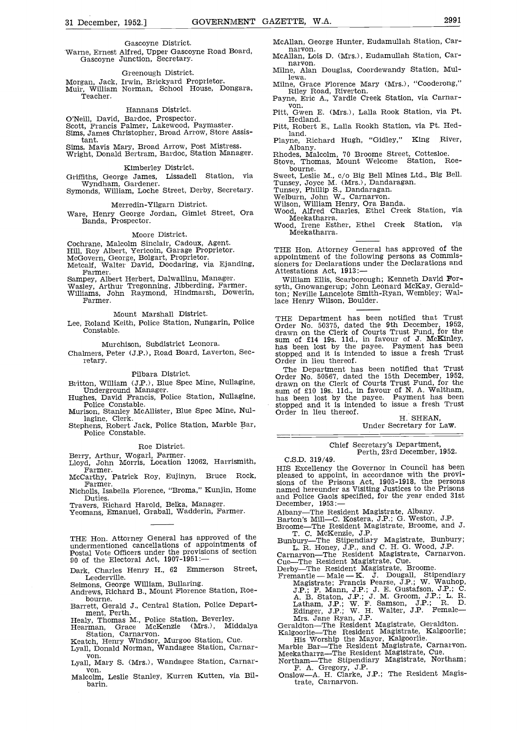Gascoyne District.

Warne, Ernest Alfred, Upper Gascoyne Road Board, Gascoyne Junction, Secretary.

Greenough District.

Morgan, Jack, Irwin, Brickyard Proprietor.
Muir, William Norman, School House, Dongara, Teacher.

Hannans District.

O'Neill, David, Bardoc, Prospector.
Scott, Francis Palmer, Lakewood, Paymaster.
Sims, James Christopher, Broad Arrow, Store Assistant.
Sims, Mavis Mary, Broad Arrow, Post Mistress.
Wright, Donald Bertram, Bardoc, Station Manager.

Kimberley District.

Griffiths, George James, Lissadell Station, via Wyndham, Gardener.
Symonds, William, Loche Street, Derby, Secretary.

Merredin-Yilgarn District.

Ware, Henry George Jordan, Gimlet Street, Ora Banda, Prospector.

Moore District.

Cochrane, Malcolm Sinclair, Cadoux, Agent.
Hill, Roy Albert, Yericoin, Garage Proprietor.
McGovern, George, Bolgart, Proprietor.
Metcalf, Walter David, Doodaring, via Ejanding, Farmer.
Sampey, Albert Herbert, Dalwallinu, Manager.
Wasley, Arthur Tregonning, Jibberding, Farmer.
Williams, John Raymond, Hindmarsh, Dowerin, Farmer.

Mount Marshall District.

Lee, Roland Keith, Police Station, Nungarin, Police Constable.

Murchison, Subdistrict Leonora.

Chalmers, Peter (J.P.), Road Board, Laverton, Secretary.

Pilbara District.

Britton, William (J.P.), Blue Spec Mine, Nullagine, Underground Manager.
Hughes, David Francis, Police Station, Nullagine, Police Constable.
Murison, Stanley McAllister, Blue Spec Mine, Nullagine, Clerk.
Stephens, Robert Jack, Police Station, Marble Bar, Police Constable.

Roe District.

Berry, Arthur, Wogarl, Farmer.
Lloyd, John Morris, Location 12062, Harrismith, Farmer.
McCarthy, Patrick Roy, Eujinyn, Bruce Rock, Farmer.
Nicholls, Isabella Florence, "Broma," Kunjin, Home Duties.
Travers, Richard Harold, Belka, Manager.
Yeomans, Emanuel, Graball, Wadderin, Farmer.

---

THE Hon. Attorney General has approved of the undermentioned cancellations of appointments of Postal Vote Officers under the provisions of section 90 of the Electoral Act, 1907-1951:—

Dark, Charles Henry H., 62 Emmerson Street, Leederville.
Seimons, George William, Bullaring.
Andrews, Richard B., Mount Florence Station, Roebourne.
Barrett, Gerald J., Central Station, Police Department, Perth.
Healy, Thomas M., Police Station, Beverley.
Hearman, Grace McKenzie (Mrs.), Middalya Station, Carnarvon.
Keatch, Henry Windsor, Murgoo Station, Cue.
Lyall, Donald Norman, Wandagee Station, Carnarvon.
Lyall, Mary S. (Mrs.), Wandagee Station, Carnarvon.
Malcolm, Leslie Stanley, Kurren Kutten, via Bilbarin.
McAllan, George Hunter, Eudamullah Station, Carnarvon.
McAllan, Lois D. (Mrs.), Eudamullah Station, Carnarvon.
Milne, Alan Douglas, Coordewandy Station, Mullewa.
Milne, Grace Florence Mary (Mrs.), "Cooderong," Riley Road, Riverton.
Payne, Eric A., Yardie Creek Station, via Carnarvon.
Pitt, Gwen E. (Mrs.), Lalla Rook Station, via Pt. Hedland.
Pitt, Robert E., Lalla Rookh Station, via Pt. Hedland.
Playne, Richard Hugh, "Gidley," King River, Albany.
Rhodes, Malcolm, 70 Broome Street, Cottesloe.
Stove, Thomas, Mount Welcome Station, Roebourne.
Sweet, Leslie M., c/o Big Bell Mines Ltd., Big Bell.
Tunsey, Joyce M. (Mrs.), Dandaragan.
Tunsey, Phillip S., Dandaragan.
Welburn, John W., Carnarvon.
Wilson, William Henry, Ora Banda.
Wood, Alfred Charles, Ethel Creek Station, via Meekatharra.
Wood, Irene Esther, Ethel Creek Station, via Meekatharra.

---

THE Hon. Attorney General has approved of the appointment of the following persons as Commissioners for Declarations under the Declarations and Attestations Act, 1913:—

William Ellis, Scarborough; Kenneth David Forsyth, Gnowangerup; John Leonard McKay, Geraldton; Neville Lancelote Smith-Ryan, Wembley; Wallace Henry Wilson, Boulder.

---

THE Department has been notified that Trust Order No. 50375, dated the 9th December, 1952, drawn on the Clerk of Courts Trust Fund, for the sum of £14 19s. 11d., in favour of J. McKinley, has been lost by the payee. Payment has been stopped and it is intended to issue a fresh Trust Order in lieu thereof.

The Department has been notified that Trust Order No. 50567, dated the 15th December, 1952, drawn on the Clerk of Courts Trust Fund, for the sum of £10 19s. 11d., in favour of N. A. Waltham, has been lost by the payee. Payment has been stopped and it is intended to issue a fresh Trust Order in lieu thereof.

H. SHEAN,
Under Secretary for Law.

---

Chief Secretary's Department,
Perth, 23rd December, 1952.

C.S.D. 319/49.

HIS Excellency the Governor in Council has been pleased to appoint, in accordance with the provisions of the Prisons Act, 1903-1918, the persons named hereunder as Visiting Justices to the Prisons and Police Gaols specified, for the year ended 31st December, 1953:—

Albany—The Resident Magistrate, Albany.
Barton's Mill—C. Kostera, J.P.; G. Weston, J.P.
Broome—The Resident Magistrate, Broome, and J. T. C. McKenzie, J.P.
Bunbury—The Stipendiary Magistrate, Bunbury; L. R. Honey, J.P., and C. H. G. Wood, J.P.
Carnarvon—The Resident Magistrate, Carnarvon.
Cue—The Resident Magistrate, Cue.
Derby—The Resident Magistrate, Broome.
Fremantle — Male — K. J. Dougall, Stipendiary Magistrate; Francis Pearse, J.P.; W. Wauhop, J.P.; F. Mann, J.P.; J. E. Gustafson, J.P.; C. A. B. Staton, J.P.; J. M. Groom, J.P.; L. R. Latham, J.P.; W. F. Samson, J.P.; R. D. Edinger, J.P.; W. H. Walter, J.P. Female—Mrs. Jane Ryan, J.P.
Geraldton—The Resident Magistrate, Geraldton.
Kalgoorlie—The Resident Magistrate, Kalgoorlie; His Worship the Mayor, Kalgoorlie.
Marble Bar—The Resident Magistrate, Carnarvon.
Meekatharra—The Resident Magistrate, Cue.
Northam—The Stipendiary Magistrate, Northam; F. A. Gregory, J.P.
Onslow—A. H. Clarke, J.P.; The Resident Magistrate, Carnarvon.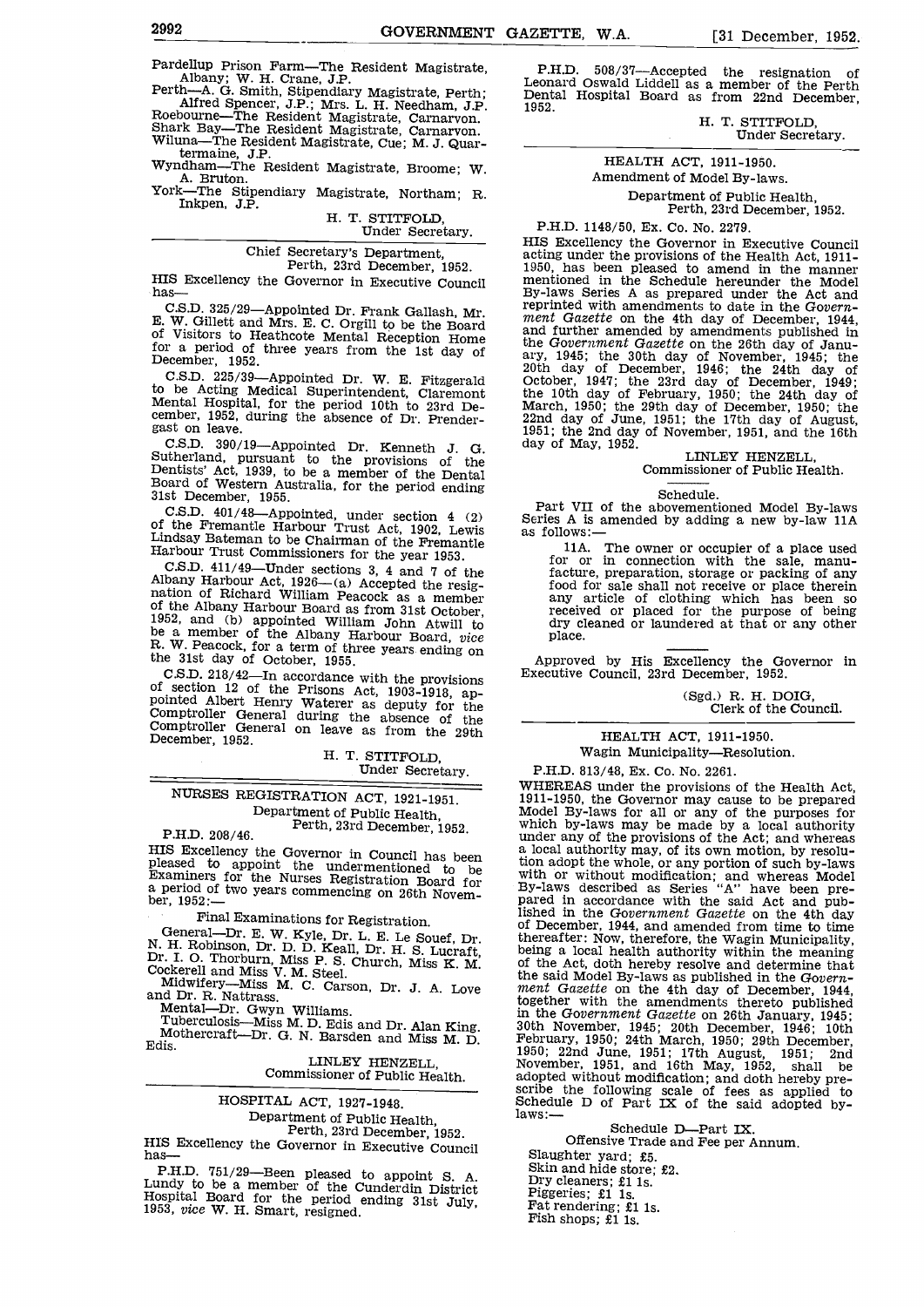Pardellup Prison Farm—The Resident Magistrate, Albany; W. H. Crane, J.P.
Perth—A. G. Smith, Stipendiary Magistrate, Perth; Alfred Spencer, J.P.; Mrs. L. H. Needham, J.P.
Roebourne—The Resident Magistrate, Carnarvon.
Shark Bay—The Resident Magistrate, Carnarvon.
Wiluna—The Resident Magistrate, Cue; M. J. Quartermaine, J.P.
Wyndham—The Resident Magistrate, Broome; W. A. Bruton.
York—The Stipendiary Magistrate, Northam; R. Inkpen, J.P.

H. T. STITFOLD,
Under Secretary.

---

Chief Secretary's Department,
Perth, 23rd December, 1952.

HIS Excellency the Governor in Executive Council has—

C.S.D. 325/29—Appointed Dr. Frank Gallash, Mr. E. W. Gillett and Mrs. E. C. Orgill to be the Board of Visitors to Heathcote Mental Reception Home for a period of three years from the 1st day of December, 1952.

C.S.D. 225/39—Appointed Dr. W. E. Fitzgerald to be Acting Medical Superintendent, Claremont Mental Hospital, for the period 10th to 23rd December, 1952, during the absence of Dr. Prendergast on leave.

C.S.D. 390/19—Appointed Dr. Kenneth J. G. Sutherland, pursuant to the provisions of the Dentists' Act, 1939, to be a member of the Dental Board of Western Australia, for the period ending 31st December, 1955.

C.S.D. 401/48—Appointed, under section 4 (2) of the Fremantle Harbour Trust Act, 1902, Lewis Lindsay Bateman to be Chairman of the Fremantle Harbour Trust Commissioners for the year 1953.

C.S.D. 411/49—Under sections 3, 4 and 7 of the Albany Harbour Act, 1926—(a) Accepted the resignation of Richard William Peacock as a member of the Albany Harbour Board as from 31st October, 1952, and (b) appointed William John Atwill to be a member of the Albany Harbour Board, *vice* R. W. Peacock, for a term of three years ending on the 31st day of October, 1955.

C.S.D. 218/42—In accordance with the provisions of section 12 of the Prisons Act, 1903-1918, appointed Albert Henry Waterer as deputy for the Comptroller General during the absence of the Comptroller General on leave as from the 29th December, 1952.

H. T. STITFOLD,
Under Secretary.

---

## NURSES REGISTRATION ACT, 1921-1951.

Department of Public Health,
Perth, 23rd December, 1952.

P.H.D. 208/46.

HIS Excellency the Governor in Council has been pleased to appoint the undermentioned to be Examiners for the Nurses Registration Board for a period of two years commencing on 26th November, 1952:—

Final Examinations for Registration.

General—Dr. E. W. Kyle, Dr. L. E. Le Souef, Dr. N. H. Robinson, Dr. D. D. Keall, Dr. H. S. Lucraft, Dr. I. O. Thorburn, Miss P. S. Church, Miss K. M. Cockerell and Miss V. M. Steel.

Midwifery—Miss M. C. Carson, Dr. J. A. Love and Dr. R. Nattrass.

Mental—Dr. Gwyn Williams.

Tuberculosis—Miss M. D. Edis and Dr. Alan King.

Mothercraft—Dr. G. N. Barsden and Miss M. D. Edis.

LINLEY HENZELL,
Commissioner of Public Health.

---

## HOSPITAL ACT, 1927-1948.

Department of Public Health,
Perth, 23rd December, 1952.

HIS Excellency the Governor in Executive Council has—

P.H.D. 751/29—Been pleased to appoint S. A. Lundy to be a member of the Cunderdin District Hospital Board for the period ending 31st July, 1953, *vice* W. H. Smart, resigned.

P.H.D. 508/37—Accepted the resignation of Leonard Oswald Liddell as a member of the Perth Dental Hospital Board as from 22nd December, 1952.

H. T. STITFOLD,
Under Secretary.

---

## HEALTH ACT, 1911-1950.

Amendment of Model By-laws.

Department of Public Health,
Perth, 23rd December, 1952.

P.H.D. 1148/50, Ex. Co. No. 2279.

HIS Excellency the Governor in Executive Council acting under the provisions of the Health Act, 1911-1950, has been pleased to amend in the manner mentioned in the Schedule hereunder the Model By-laws Series A as prepared under the Act and reprinted with amendments to date in the *Government Gazette* on the 4th day of December, 1944, and further amended by amendments published in the *Government Gazette* on the 26th day of January, 1945; the 30th day of November, 1945; the 20th day of December, 1946; the 24th day of October, 1947; the 23rd day of December, 1949; the 10th day of February, 1950; the 24th day of March, 1950; the 29th day of December, 1950; the 22nd day of June, 1951; the 17th day of August, 1951; the 2nd day of November, 1951, and the 16th day of May, 1952.

LINLEY HENZELL,
Commissioner of Public Health.

Schedule.

Part VII of the abovementioned Model By-laws Series A is amended by adding a new by-law 11A as follows:—

11A. The owner or occupier of a place used for or in connection with the sale, manufacture, preparation, storage or packing of any food for sale shall not receive or place therein any article of clothing which has been so received or placed for the purpose of being dry cleaned or laundered at that or any other place.

Approved by His Excellency the Governor in Executive Council, 23rd December, 1952.

(Sgd.) R. H. DOIG,
Clerk of the Council.

---

## HEALTH ACT, 1911-1950.

Wagin Municipality—Resolution.

P.H.D. 813/48, Ex. Co. No. 2261.

WHEREAS under the provisions of the Health Act, 1911-1950, the Governor may cause to be prepared Model By-laws for all or any of the purposes for which by-laws may be made by a local authority under any of the provisions of the Act; and whereas a local authority may, of its own motion, by resolution adopt the whole, or any portion of such by-laws with or without modification; and whereas Model By-laws described as Series "A" have been prepared in accordance with the said Act and published in the *Government Gazette* on the 4th day of December, 1944, and amended from time to time thereafter: Now, therefore, the Wagin Municipality, being a local health authority within the meaning of the Act, doth hereby resolve and determine that the said Model By-laws as published in the *Government Gazette* on the 4th day of December, 1944, together with the amendments thereto published in the *Government Gazette* on 26th January, 1945; 30th November, 1945; 20th December, 1946; 10th February, 1950; 24th March, 1950; 29th December, 1950; 22nd June, 1951; 17th August, 1951; 2nd November, 1951, and 16th May, 1952, shall be adopted without modification; and doth hereby prescribe the following scale of fees as applied to Schedule D of Part IX of the said adopted by-laws:—

Schedule D—Part IX.

Offensive Trade and Fee per Annum.

Slaughter yard; £5.
Skin and hide store; £2.
Dry cleaners; £1 1s.
Piggeries; £1 1s.
Fat rendering; £1 1s.
Fish shops; £1 1s.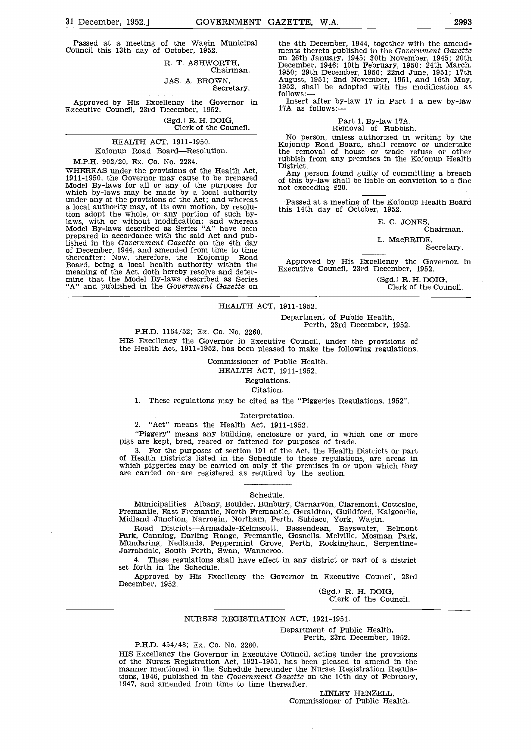Passed at a meeting of the Wagin Municipal Council this 13th day of October, 1952.

R. T. ASHWORTH,
Chairman.

JAS. A. BROWN,
Secretary.

Approved by His Excellency the Governor in Executive Council, 23rd December, 1952.

(Sgd.) R. H. DOIG,
Clerk of the Council.

---

HEALTH ACT, 1911-1950.

Kojonup Road Board—Resolution.

M.P.H. 902/20, Ex. Co. No. 2284.

WHEREAS under the provisions of the Health Act, 1911-1950, the Governor may cause to be prepared Model By-laws for all or any of the purposes for which by-laws may be made by a local authority under any of the provisions of the Act; and whereas a local authority may, of its own motion, by resolution adopt the whole, or any portion of such by-laws, with or without modification; and whereas Model By-laws described as Series "A" have been prepared in accordance with the said Act and published in the *Government Gazette* on the 4th day of December, 1944, and amended from time to time thereafter: Now, therefore, the Kojonup Road Board, being a local health authority within the meaning of the Act, doth hereby resolve and determine that the Model By-laws described as Series "A" and published in the *Government Gazette* on the 4th December, 1944, together with the amendments thereto published in the *Government Gazette* on 26th January, 1945; 30th November, 1945; 20th December, 1946; 10th February, 1950; 24th March, 1950; 29th December, 1950; 22nd June, 1951; 17th August, 1951; 2nd November, 1951, and 16th May, 1952, shall be adopted with the modification as follows:—

Insert after by-law 17 in Part 1 a new by-law 17A as follows:—

Part 1, By-law 17A.
Removal of Rubbish.

No person, unless authorised in writing by the Kojonup Road Board, shall remove or undertake the removal of house or trade refuse or other rubbish from any premises in the Kojonup Health District.

Any person found guilty of committing a breach of this by-law shall be liable on conviction to a fine not exceeding £20.

Passed at a meeting of the Kojonup Health Board this 14th day of October, 1952.

E. C. JONES,
Chairman.

L. MacBRIDE,
Secretary.

Approved by His Excellency the Governor in Executive Council, 23rd December, 1952.

(Sgd.) R. H. DOIG,
Clerk of the Council.

---

HEALTH ACT, 1911-1952.

Department of Public Health,
Perth, 23rd December, 1952.

P.H.D. 1164/52; Ex. Co. No. 2260.

HIS Excellency the Governor in Executive Council, under the provisions of the Health Act, 1911-1952, has been pleased to make the following regulations.

Commissioner of Public Health.

HEALTH ACT, 1911-1952.

Regulations.

Citation.

1. These regulations may be cited as the "Piggeries Regulations, 1952".

Interpretation.

2. "Act" means the Health Act, 1911-1952.

"Piggery" means any building, enclosure or yard, in which one or more pigs are kept, bred, reared or fattened for purposes of trade.

3. For the purposes of section 191 of the Act, the Health Districts or part of Health Districts listed in the Schedule to these regulations, are areas in which piggeries may be carried on only if the premises in or upon which they are carried on are registered as required by the section.

Schedule.

Municipalities—Albany, Boulder, Bunbury, Carnarvon, Claremont, Cottesloe, Fremantle, East Fremantle, North Fremantle, Geraldton, Guildford, Kalgoorlie, Midland Junction, Narrogin, Northam, Perth, Subiaco, York, Wagin.

Road Districts—Armadale-Kelmscott, Bassendean, Bayswater, Belmont Park, Canning, Darling Range, Fremantle, Gosnells, Melville, Mosman Park, Mundaring, Nedlands, Peppermint Grove, Perth, Rockingham, Serpentine-Jarrahdale, South Perth, Swan, Wanneroo.

4. These regulations shall have effect in any district or part of a district set forth in the Schedule.

Approved by His Excellency the Governor in Executive Council, 23rd December, 1952.

(Sgd.) R. H. DOIG,
Clerk of the Council.

---

NURSES REGISTRATION ACT, 1921-1951.

Department of Public Health,
Perth, 23rd December, 1952.

P.H.D. 454/48; Ex. Co. No. 2280.

HIS Excellency the Governor in Executive Council, acting under the provisions of the Nurses Registration Act, 1921-1951, has been pleased to amend in the manner mentioned in the Schedule hereunder the Nurses Registration Regulations, 1946, published in the *Government Gazette* on the 10th day of February, 1947, and amended from time to time thereafter.

LINLEY HENZELL,
Commissioner of Public Health.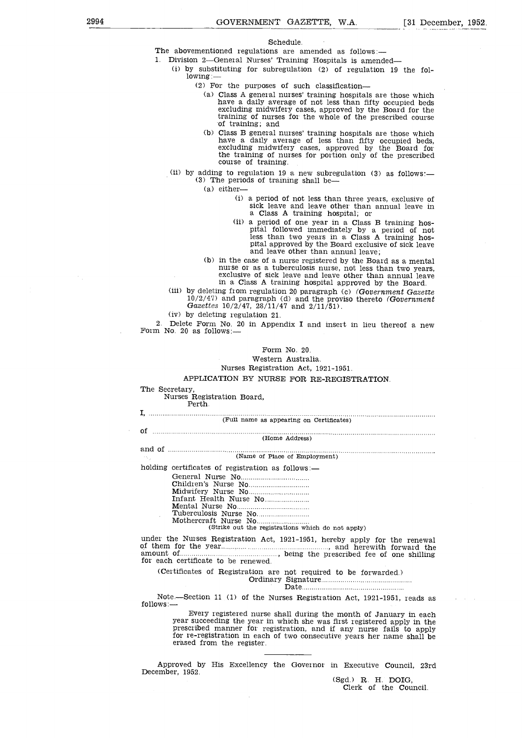## Schedule.

The abovementioned regulations are amended as follows:—

1. Division 2—General Nurses' Training Hospitals is amended—

   (i) by substituting for subregulation (2) of regulation 19 the following:—

   (2) For the purposes of such classification—

   (a) Class A general nurses' training hospitals are those which have a daily average of not less than fifty occupied beds excluding midwifery cases, approved by the Board for the training of nurses for the whole of the prescribed course of training; and

   (b) Class B general nurses' training hospitals are those which have a daily average of less than fifty occupied beds, excluding midwifery cases, approved by the Board for the training of nurses for portion only of the prescribed course of training.

   (ii) by adding to regulation 19 a new subregulation (3) as follows:—

   (3) The periods of training shall be—

   (a) either—

   (i) a period of not less than three years, exclusive of sick leave and leave other than annual leave in a Class A training hospital; or

   (ii) a period of one year in a Class B training hospital followed immediately by a period of not less than two years in a Class A training hospital approved by the Board exclusive of sick leave and leave other than annual leave;

   (b) in the case of a nurse registered by the Board as a mental nurse or as a tuberculosis nurse, not less than two years, exclusive of sick leave and leave other than annual leave in a Class A training hospital approved by the Board.

   (iii) by deleting from regulation 20 paragraph (c) (*Government Gazette* 10/2/47) and paragraph (d) and the proviso thereto (*Government Gazettes* 10/2/47, 28/11/47 and 2/11/51).

   (iv) by deleting regulation 21.

2. Delete Form No. 20 in Appendix I and insert in lieu thereof a new Form No. 20 as follows:—

Form No. 20.

Western Australia.

Nurses Registration Act, 1921-1951.

### APPLICATION BY NURSE FOR RE-REGISTRATION.

The Secretary,
Nurses Registration Board,
Perth.

I, ..........................................................................................................................
(Full name as appearing on Certificates)

of ..........................................................................................................................
(Home Address)

and of ..........................................................................................................................
(Name of Place of Employment)

holding certificates of registration as follows:—

General Nurse No..................................
Children's Nurse No..............................
Midwifery Nurse No..............................
Infant Health Nurse No.......................
Mental Nurse No...................................
Tuberculosis Nurse No.........................
Mothercraft Nurse No..........................
(Strike out the registrations which do not apply)

under the Nurses Registration Act, 1921-1951, hereby apply for the renewal of them for the year..........................................................., and herewith forward the amount of................................................., being the prescribed fee of one shilling for each certificate to be renewed.

(Certificates of Registration are not required to be forwarded.)

Ordinary Signature............................................
Date..................................................

Note.—Section 11 (1) of the Nurses Registration Act, 1921-1951, reads as follows:—

> Every registered nurse shall during the month of January in each year succeeding the year in which she was first registered apply in the prescribed manner for registration, and if any nurse fails to apply for re-registration in each of two consecutive years her name shall be erased from the register.

---

Approved by His Excellency the Governor in Executive Council, 23rd December, 1952.

(Sgd.) R. H. DOIG,
Clerk of the Council.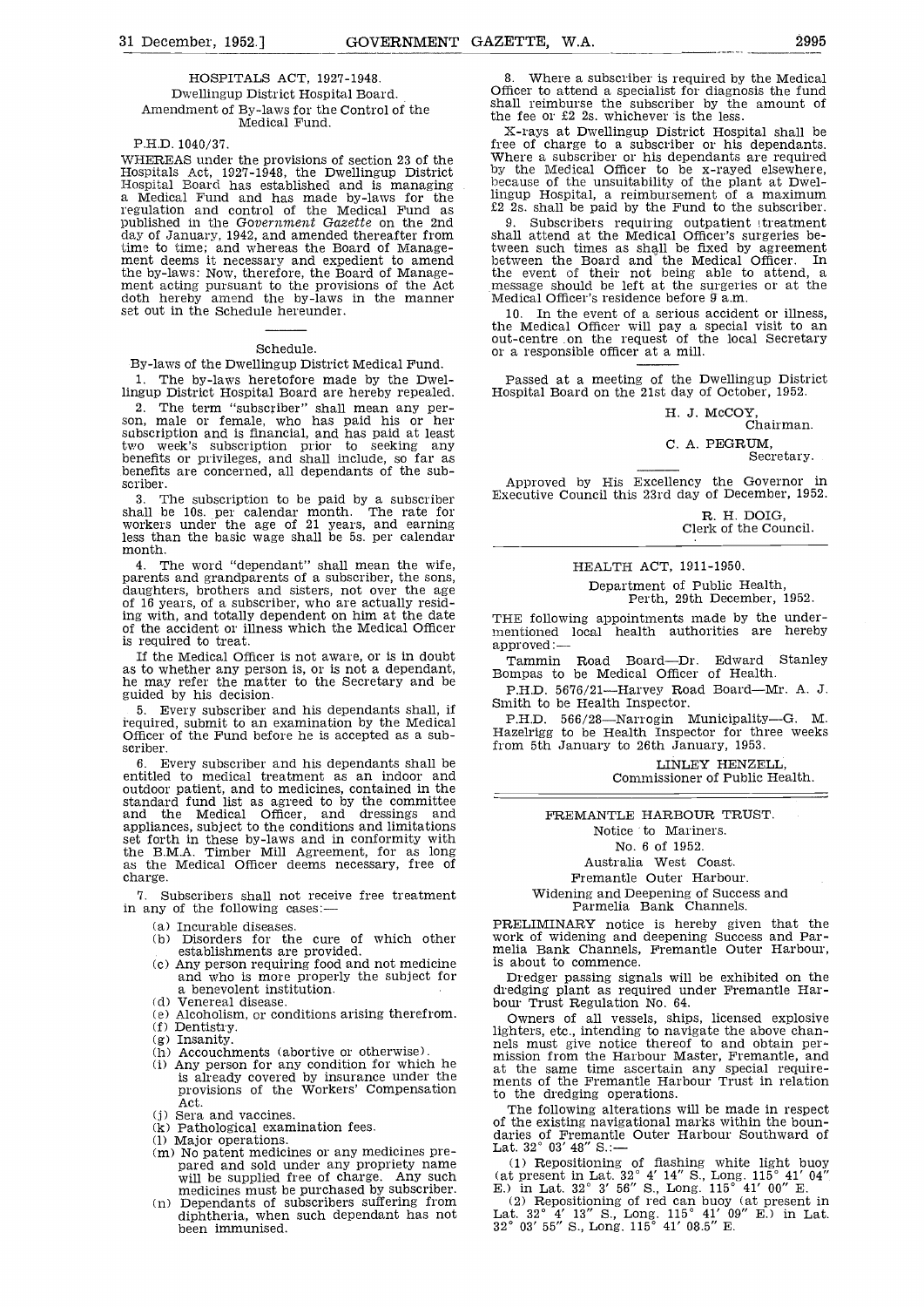## HOSPITALS ACT, 1927-1948.

Dwellingup District Hospital Board.

Amendment of By-laws for the Control of the Medical Fund.

P.H.D. 1040/37.

WHEREAS under the provisions of section 23 of the Hospitals Act, 1927-1948, the Dwellingup District Hospital Board has established and is managing a Medical Fund and has made by-laws for the regulation and control of the Medical Fund as published in the *Government Gazette* on the 2nd day of January, 1942, and amended thereafter from time to time; and whereas the Board of Management deems it necessary and expedient to amend the by-laws: Now, therefore, the Board of Management acting pursuant to the provisions of the Act doth hereby amend the by-laws in the manner set out in the Schedule hereunder.

### Schedule.

By-laws of the Dwellingup District Medical Fund.

1. The by-laws heretofore made by the Dwellingup District Hospital Board are hereby repealed.

2. The term "subscriber" shall mean any person, male or female, who has paid his or her subscription and is financial, and has paid at least two week's subscription prior to seeking any benefits or privileges, and shall include, so far as benefits are concerned, all dependants of the subscriber.

3. The subscription to be paid by a subscriber shall be 10s. per calendar month. The rate for workers under the age of 21 years, and earning less than the basic wage shall be 5s. per calendar month.

4. The word "dependant" shall mean the wife, parents and grandparents of a subscriber, the sons, daughters, brothers and sisters, not over the age of 16 years, of a subscriber, who are actually residing with, and totally dependent on him at the date of the accident or illness which the Medical Officer is required to treat.

If the Medical Officer is not aware, or is in doubt as to whether any person is, or is not a dependant, he may refer the matter to the Secretary and be guided by his decision.

5. Every subscriber and his dependants shall, if required, submit to an examination by the Medical Officer of the Fund before he is accepted as a subscriber.

6. Every subscriber and his dependants shall be entitled to medical treatment as an indoor and outdoor patient, and to medicines, contained in the standard fund list as agreed to by the committee and the Medical Officer, and dressings and appliances, subject to the conditions and limitations set forth in these by-laws and in conformity with the B.M.A. Timber Mill Agreement, for as long as the Medical Officer deems necessary, free of charge.

7. Subscribers shall not receive free treatment in any of the following cases:—

(a) Incurable diseases.
(b) Disorders for the cure of which other establishments are provided.
(c) Any person requiring food and not medicine and who is more properly the subject for a benevolent institution.
(d) Venereal disease.
(e) Alcoholism, or conditions arising therefrom.
(f) Dentistry.
(g) Insanity.
(h) Accouchments (abortive or otherwise).
(i) Any person for any condition for which he is already covered by insurance under the provisions of the Workers' Compensation Act.
(j) Sera and vaccines.
(k) Pathological examination fees.
(l) Major operations.
(m) No patent medicines or any medicines prepared and sold under any propriety name will be supplied free of charge. Any such medicines must be purchased by subscriber.
(n) Dependants of subscribers suffering from diphtheria, when such dependant has not been immunised.

8. Where a subscriber is required by the Medical Officer to attend a specialist for diagnosis the fund shall reimburse the subscriber by the amount of the fee or £2 2s. whichever is the less.

X-rays at Dwellingup District Hospital shall be free of charge to a subscriber or his dependants. Where a subscriber or his dependants are required by the Medical Officer to be x-rayed elsewhere, because of the unsuitability of the plant at Dwellingup Hospital, a reimbursement of a maximum £2 2s. shall be paid by the Fund to the subscriber.

9. Subscribers requiring outpatient treatment shall attend at the Medical Officer's surgeries between such times as shall be fixed by agreement between the Board and the Medical Officer. In the event of their not being able to attend, a message should be left at the surgeries or at the Medical Officer's residence before 9 a.m.

10. In the event of a serious accident or illness, the Medical Officer will pay a special visit to an out-centre on the request of the local Secretary or a responsible officer at a mill.

Passed at a meeting of the Dwellingup District Hospital Board on the 21st day of October, 1952.

H. J. McCOY,
Chairman.

C. A. PEGRUM,
Secretary.

Approved by His Excellency the Governor in Executive Council this 23rd day of December, 1952.

R. H. DOIG,
Clerk of the Council.

---

## HEALTH ACT, 1911-1950.

Department of Public Health,
Perth, 29th December, 1952.

THE following appointments made by the undermentioned local health authorities are hereby approved:—

Tammin Road Board—Dr. Edward Stanley Bompas to be Medical Officer of Health.

P.H.D. 5676/21—Harvey Road Board—Mr. A. J. Smith to be Health Inspector.

P.H.D. 566/28—Narrogin Municipality—G. M. Hazelrigg to be Health Inspector for three weeks from 5th January to 26th January, 1953.

LINLEY HENZELL,
Commissioner of Public Health.

---

## FREMANTLE HARBOUR TRUST.

Notice to Mariners.

No. 6 of 1952.

Australia West Coast.

Fremantle Outer Harbour.

Widening and Deepening of Success and Parmelia Bank Channels.

PRELIMINARY notice is hereby given that the work of widening and deepening Success and Parmelia Bank Channels, Fremantle Outer Harbour, is about to commence.

Dredger passing signals will be exhibited on the dredging plant as required under Fremantle Harbour Trust Regulation No. 64.

Owners of all vessels, ships, licensed explosive lighters, etc., intending to navigate the above channels must give notice thereof to and obtain permission from the Harbour Master, Fremantle, and at the same time ascertain any special requirements of the Fremantle Harbour Trust in relation to the dredging operations.

The following alterations will be made in respect of the existing navigational marks within the boundaries of Fremantle Outer Harbour Southward of Lat. 32° 03′ 48″ S.:—

(1) Repositioning of flashing white light buoy (at present in Lat. 32° 4′ 14″ S., Long. 115° 41′ 04″ E.) in Lat. 32° 3′ 56″ S., Long. 115° 41′ 00″ E.

(2) Repositioning of red can buoy (at present in Lat. 32° 4′ 13″ S., Long. 115° 41′ 09″ E.) in Lat. 32° 03′ 55″ S., Long. 115° 41′ 08.5″ E.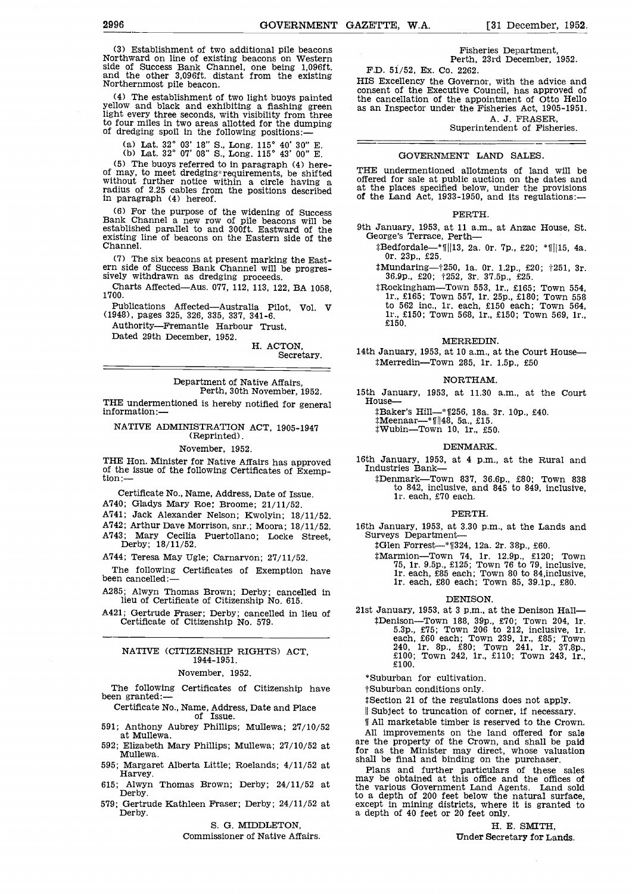(3) Establishment of two additional pile beacons Northward on line of existing beacons on Western side of Success Bank Channel, one being 1,096ft. and the other 3,096ft. distant from the existing Northernmost pile beacon.

(4) The establishment of two light buoys painted yellow and black and exhibiting a flashing green light every three seconds, with visibility from three to four miles in two areas allotted for the dumping of dredging spoil in the following positions:—

(a) Lat. 32° 03' 18" S., Long. 115° 40' 30" E.
(b) Lat. 32° 07' 08" S., Long. 115° 43' 00" E.

(5) The buoys referred to in paragraph (4) hereof may, to meet dredging requirements, be shifted without further notice within a circle having a radius of 2.25 cables from the positions described in paragraph (4) hereof.

(6) For the purpose of the widening of Success Bank Channel a new row of pile beacons will be established parallel to and 300ft. Eastward of the existing line of beacons on the Eastern side of the Channel.

(7) The six beacons at present marking the Eastern side of Success Bank Channel will be progressively withdrawn as dredging proceeds.

Charts Affected—Aus. 077, 112, 113, 122, BA 1058, 1700.

Publications Affected—Australia Pilot, Vol. V (1948), pages 325, 326, 335, 337, 341-6.

Authority—Fremantle Harbour Trust.

Dated 29th December, 1952.

H. ACTON,
Secretary.

---

Department of Native Affairs,
Perth, 30th November, 1952.

THE undermentioned is hereby notified for general information:—

## NATIVE ADMINISTRATION ACT, 1905-1947 (Reprinted).

November, 1952.

THE Hon. Minister for Native Affairs has approved of the issue of the following Certificates of Exemption:—

Certificate No., Name, Address, Date of Issue.

A740; Gladys Mary Roe; Broome; 21/11/52.
A741; Jack Alexander Nelson; Kwolyin; 18/11/52.
A742; Arthur Dave Morrison, snr.; Moora; 18/11/52.
A743; Mary Cecilia Puertollano; Locke Street, Derby; 18/11/52.
A744; Teresa May Ugle; Carnarvon; 27/11/52.

The following Certificates of Exemption have been cancelled:—

A285; Alwyn Thomas Brown; Derby; cancelled in lieu of Certificate of Citizenship No. 615.
A421; Gertrude Fraser; Derby; cancelled in lieu of Certificate of Citizenship No. 579.

---

## NATIVE (CITIZENSHIP RIGHTS) ACT, 1944-1951.

November, 1952.

The following Certificates of Citizenship have been granted:—

Certificate No., Name, Address, Date and Place of Issue.

591; Anthony Aubrey Phillips; Mullewa; 27/10/52 at Mullewa.
592; Elizabeth Mary Phillips; Mullewa; 27/10/52 at Mullewa.
595; Margaret Alberta Little; Roelands; 4/11/52 at Harvey.
615; Alwyn Thomas Brown; Derby; 24/11/52 at Derby.
579; Gertrude Kathleen Fraser; Derby; 24/11/52 at Derby.

S. G. MIDDLETON,
Commissioner of Native Affairs.

---

Fisheries Department,
Perth, 23rd December, 1952.

F.D. 51/52, Ex. Co. 2262.

HIS Excellency the Governor, with the advice and consent of the Executive Council, has approved of the cancellation of the appointment of Otto Hello as an Inspector under the Fisheries Act, 1905-1951.

A. J. FRASER,
Superintendent of Fisheries.

---

## GOVERNMENT LAND SALES.

THE undermentioned allotments of land will be offered for sale at public auction on the dates and at the places specified below, under the provisions of the Land Act, 1933-1950, and its regulations:—

### PERTH.

9th January, 1953, at 11 a.m., at Anzac House, St. George's Terrace, Perth—

‡Bedfordale—*¶‖13, 2a. 0r. 7p., £20; *¶‖15, 4a. 0r. 23p., £25.

‡Mundaring—†250, 1a. 0r. 1.2p., £20; †251, 3r. 36.9p., £20; †252, 3r. 37.5p., £25.

‡Rockingham—Town 553, 1r., £165; Town 554, 1r., £165; Town 557, 1r. 25p., £180; Town 558 to 562 inc., 1r. each, £150 each; Town 564, 1r., £150; Town 568, 1r., £150; Town 569, 1r., £150.

### MERREDIN.

14th January, 1953, at 10 a.m., at the Court House—

‡Merredin—Town 285, 1r. 1.5p., £50

### NORTHAM.

15th January, 1953, at 11.30 a.m., at the Court House—

‡Baker's Hill—*¶256, 18a. 3r. 10p., £40.
‡Meenaar—*¶‖48, 5a., £15.
‡Wubin—Town 10, 1r., £50.

### DENMARK.

16th January, 1953, at 4 p.m., at the Rural and Industries Bank—

‡Denmark—Town 837, 36.6p., £80; Town 838 to 842, inclusive, and 845 to 849, inclusive, 1r. each, £70 each.

### PERTH.

16th January, 1953, at 3.30 p.m., at the Lands and Surveys Department—

‡Glen Forrest—*¶324, 12a. 2r. 38p., £60.

‡Marmion—Town 74, 1r. 12.9p., £120; Town 75, 1r. 9.5p., £125; Town 76 to 79, inclusive, 1r. each, £85 each; Town 80 to 84, inclusive, 1r. each, £80 each; Town 85, 39.1p., £80.

### DENISON.

21st January, 1953, at 3 p.m., at the Denison Hall—

‡Denison—Town 188, 39p., £70; Town 204, 1r. 5.3p., £75; Town 206 to 212, inclusive, 1r. each, £60 each; Town 239, 1r., £85; Town 240, 1r. 8p., £80; Town 241, 1r. 37.8p., £100; Town 242, 1r., £110; Town 243, 1r., £100.

*Suburban for cultivation.
†Suburban conditions only.
‡Section 21 of the regulations does not apply.
‖ Subject to truncation of corner, if necessary.
¶ All marketable timber is reserved to the Crown.

All improvements on the land offered for sale are the property of the Crown, and shall be paid for as the Minister may direct, whose valuation shall be final and binding on the purchaser.

Plans and further particulars of these sales may be obtained at this office and the offices of the various Government Land Agents. Land sold to a depth of 200 feet below the natural surface, except in mining districts, where it is granted to a depth of 40 feet or 20 feet only.

H. E. SMITH,
Under Secretary for Lands.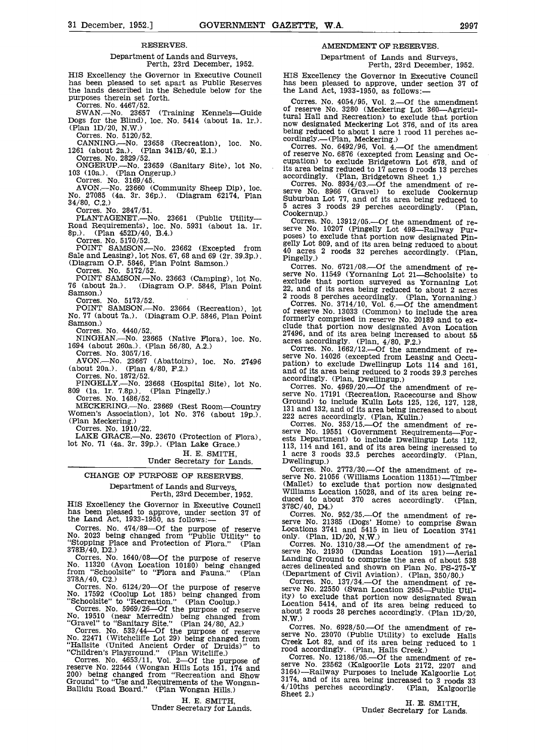## RESERVES.

Department of Lands and Surveys,
Perth, 23rd December, 1952.

HIS Excellency the Governor in Executive Council has been pleased to set apart as Public Reserves the lands described in the Schedule below for the purposes therein set forth.

Corres. No. 4467/52.

SWAN.—No. 23657 (Training Kennels—Guide Dogs for the Blind), loc. No. 5414 (about 1a. 1r.). (Plan 1D/20, N.W.)

Corres. No. 5120/52.

CANNING.—No. 23658 (Recreation), loc. No. 1261 (about 2a.). (Plan 341B/40, E.1.)

Corres. No. 2829/52.

ONGERUP.—No. 23659 (Sanitary Site), lot No. 103 (10a.). (Plan Ongerup.)

Corres. No. 3169/45.

AVON.—No. 23660 (Community Sheep Dip), loc. No. 27085 (4a. 3r. 36p.). (Diagram 62174, Plan 34/80, C.2.)

Corres. No. 2847/51.

PLANTAGENET.—No. 23661 (Public Utility—Road Requirements), loc. No. 5931 (about 1a. 1r. 8p.). (Plan 452D/40, B.4.)

Corres. No. 5170/52.

POINT SAMSON.—No. 23662 (Excepted from Sale and Leasing), lot Nos. 67, 68 and 69 (2r. 39.3p.). (Diagram O.P. 5846, Plan Point Samson.)

Corres. No. 5172/52.

POINT SAMSON.—No. 23663 (Camping), lot No. 76 (about 2a.). (Diagram O.P. 5846, Plan Point Samson.)

Corres. No. 5173/52.

POINT SAMSON.—No. 23664 (Recreation), lot No. 77 (about 7a.). (Diagram O.P. 5846, Plan Point Samson.)

Corres. No. 4440/52.

NINGHAN.—No. 23665 (Native Flora), loc. No. 1694 (about 260a.). (Plan 56/80, A.2.)

Corres. No. 3057/16.

AVON.—No. 23667 (Abattoirs), loc. No. 27496 (about 20a.). (Plan 4/80, F.2.)

Corres. No. 1872/52.

PINGELLY.—No. 23668 (Hospital Site), lot No. 809 (1a. 1r. 7.8p.). (Plan Pingelly.)

Corres. No. 1486/52.

MECKERING.—No. 23669 (Rest Room—Country Women's Association), lot No. 376 (about 19p.). (Plan Meckering.)

Corres. No. 1910/22.

LAKE GRACE.—No. 23670 (Protection of Flora), lot No. 71 (4a. 3r. 39p.). (Plan Lake Grace.)

H. E. SMITH,
Under Secretary for Lands.

## CHANGE OF PURPOSE OF RESERVES.

Department of Lands and Surveys,
Perth, 23rd December, 1952.

HIS Excellency the Governor in Executive Council has been pleased to approve, under section 37 of the Land Act, 1933-1950, as follows:—

Corres. No. 474/89.—Of the purpose of reserve No. 2023 being changed from "Public Utility" to "Stopping Place and Protection of Flora." (Plan 378B/40, D2.)

Corres. No. 1640/08.—Of the purpose of reserve No. 11320 (Avon Location 10180) being changed from "Schoolsite" to "Flora and Fauna." (Plan 378A/40, C2.)

Corres. No. 6124/20.—Of the purpose of reserve No. 17592 (Coolup Lot 185) being changed from "Schoolsite" to "Recreation." (Plan Coolup.)

Corres. No. 5969/26.—Of the purpose of reserve No. 19510 (near Merredin) being changed from "Gravel" to "Sanitary Site." (Plan 24/80, A2.)

Corres. No. 533/44.—Of the purpose of reserve No. 22471 (Witchcliffe Lot 29) being changed from "Hallsite (United Ancient Order of Druids)" to "Children's Playground." (Plan Witcliffe.)

Corres. No. 4653/11, Vol. 2.—Of the purpose of reserve No. 22544 (Wongan Hills Lots 151, 174 and 200) being changed from "Recreation and Show Ground" to "Use and Requirements of the Wongan-Ballidu Road Board." (Plan Wongan Hills.)

H. E. SMITH,
Under Secretary for Lands.

## AMENDMENT OF RESERVES.

Department of Lands and Surveys,
Perth, 23rd December, 1952.

HIS Excellency the Governor in Executive Council has been pleased to approve, under section 37 of the Land Act, 1933-1950, as follows:—

Corres. No. 4054/95, Vol. 2.—Of the amendment of reserve No. 3280 (Meckering Lot 360—Agricultural Hall and Recreation) to exclude that portion now designated Meckering Lot 376, and of its area being reduced to about 1 acre 1 rood 11 perches accordingly.—(Plan, Meckering.)

Corres. No. 6492/96, Vol. 4.—Of the amendment of reserve No. 6876 (excepted from Leasing and Occupation) to exclude Bridgetown Lot 678, and of its area being reduced to 17 acres 0 roods 13 perches accordingly. (Plan, Bridgetown Sheet 1.)

Corres. No. 8934/03.—Of the amendment of reserve No. 8966 (Gravel) to exclude Cookernup Suburban Lot 77, and of its area being reduced to 5 acres 3 roods 29 perches accordingly. (Plan, Cookernup.)

Corres. No. 13912/05.—Of the amendment of reserve No. 10207 (Pingelly Lot 498—Railway Purposes) to exclude that portion now designated Pingelly Lot 809, and of its area being reduced to about 40 acres 2 roods 32 perches accordingly. (Plan, Pingelly.)

Corres. No. 6721/08.—Of the amendment of reserve No. 11549 (Yornaning Lot 21—Schoolsite) to exclude that portion surveyed as Yornaning Lot 22, and of its area being reduced to about 2 acres 2 roods 8 perches accordingly. (Plan, Yornaning.)

Corres. No. 3714/10, Vol. 6.—Of the amendment of reserve No. 13033 (Common) to include the area formerly comprised in reserve No. 20189 and to exclude that portion now designated Avon Location 27496, and of its area being increased to about 55 acres accordingly. (Plan, 4/80, F.2.)

Corres. No. 1662/12.—Of the amendment of reserve No. 14026 (excepted from Leasing and Occupation) to exclude Dwellingup Lots 114 and 161, and of its area being reduced to 2 roods 39.3 perches accordingly. (Plan, Dwellingup.)

Corres. No. 4969/20.—Of the amendment of reserve No. 17191 (Recreation, Racecourse and Show Ground) to include Kulin Lots 125, 126, 127, 128, 131 and 132, and of its area being increased to about 222 acres accordingly. (Plan, Kulin.)

Corres. No. 353/15.—Of the amendment of reserve No. 19551 (Government Requirements—Forests Department) to include Dwellingup Lots 112, 113, 114 and 161, and of its area being increased to 1 acre 3 roods 33.5 perches accordingly. (Plan, Dwellingup.)

Corres. No. 2773/30.—Of the amendment of reserve No. 21056 (Williams Location 11351)—Timber (Mallet) to exclude that portion now designated Williams Location 15028, and of its area being reduced to about 370 acres accordingly. (Plan, 378C/40, D4.)

Corres. No. 952/35.—Of the amendment of reserve No. 21385 (Dogs' Home) to comprise Swan Locations 3741 and 5415 in lieu of Location 3741 only. (Plan, 1D/20, N.W.)

Corres. No. 1310/38.—Of the amendment of reserve No. 21930 (Dundas Location 191)—Aerial Landing Ground to comprise the area of about 538 acres delineated and shown on Plan No. PS-275-Y (Department of Civil Aviation). (Plan, 350/80.)

Corres. No. 137/34.—Of the amendment of reserve No. 22550 (Swan Location 2955—Public Utility) to exclude that portion now designated Swan Location 5414, and of its area being reduced to about 2 roods 28 perches accordingly. (Plan 1D/20, N.W.)

Corres. No. 6928/50.—Of the amendment of reserve No. 23070 (Public Utility) to exclude Halls Creek Lot 82, and of its area being reduced to 1 rood accordingly. (Plan, Halls Creek.)

Corres. No. 12186/05.—Of the amendment of reserve No. 23562 (Kalgoorlie Lots 2172, 2207 and 3164)—Railway Purposes to include Kalgoorlie Lot 3174, and of its area being increased to 3 roods 33 4/10ths perches accordingly. (Plan, Kalgoorlie Sheet 2.)

H. E. SMITH,
Under Secretary for Lands.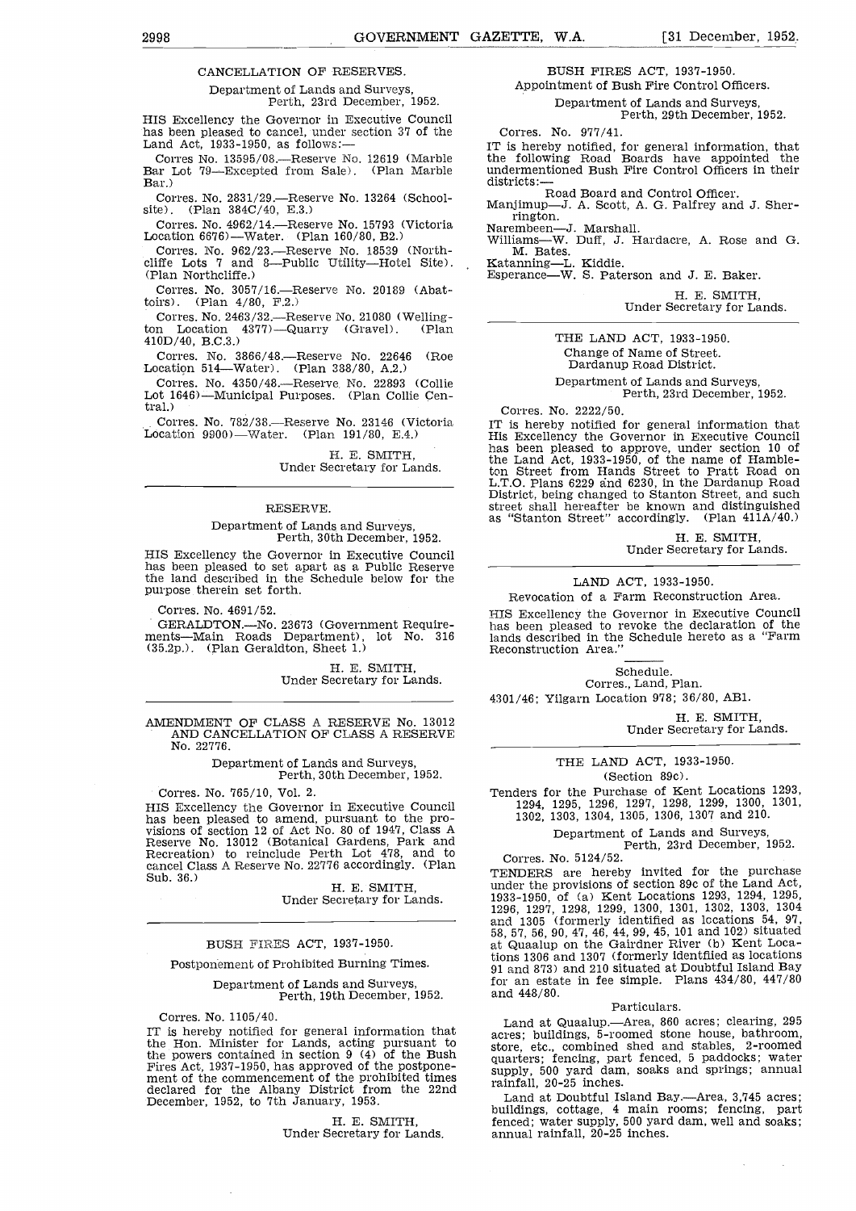## CANCELLATION OF RESERVES.

Department of Lands and Surveys,
Perth, 23rd December, 1952.

HIS Excellency the Governor in Executive Council has been pleased to cancel, under section 37 of the Land Act, 1933-1950, as follows:—

Corres No. 13595/08.—Reserve No. 12619 (Marble Bar Lot 79—Excepted from Sale). (Plan Marble Bar.)

Corres. No. 2831/29.—Reserve No. 13264 (School-site). (Plan 384C/40, E.3.)

Corres. No. 4962/14.—Reserve No. 15793 (Victoria Location 6676)—Water. (Plan 160/80, B2.)

Corres. No. 962/23.—Reserve No. 18539 (Northcliffe Lots 7 and 8—Public Utility—Hotel Site). (Plan Northcliffe.)

Corres. No. 3057/16.—Reserve No. 20189 (Abattoirs). (Plan 4/80, F.2.)

Corres. No. 2463/32.—Reserve No. 21080 (Wellington Location 4377)—Quarry (Gravel). (Plan 410D/40, B.C.3.)

Corres. No. 3866/48.—Reserve No. 22646 (Roe Location 514—Water). (Plan 388/80, A.2.)

Corres. No. 4350/48.—Reserve No. 22893 (Collie Lot 1646)—Municipal Purposes. (Plan Collie Central.)

Corres. No. 782/38.—Reserve No. 23146 (Victoria Location 9900)—Water. (Plan 191/80, E.4.)

H. E. SMITH,
Under Secretary for Lands.

---

## RESERVE.

Department of Lands and Surveys,
Perth, 30th December, 1952.

HIS Excellency the Governor in Executive Council has been pleased to set apart as a Public Reserve the land described in the Schedule below for the purpose therein set forth.

Corres. No. 4691/52.

GERALDTON.—No. 23673 (Government Requirements—Main Roads Department), lot No. 316 (35.2p.). (Plan Geraldton, Sheet 1.)

H. E. SMITH,
Under Secretary for Lands.

---

## AMENDMENT OF CLASS A RESERVE No. 13012 AND CANCELLATION OF CLASS A RESERVE No. 22776.

Department of Lands and Surveys,
Perth, 30th December, 1952.

Corres. No. 765/10, Vol. 2.

HIS Excellency the Governor in Executive Council has been pleased to amend, pursuant to the provisions of section 12 of Act No. 80 of 1947, Class A Reserve No. 13012 (Botanical Gardens, Park and Recreation) to reinclude Perth Lot 478, and to cancel Class A Reserve No. 22776 accordingly. (Plan Sub. 36.)

H. E. SMITH,
Under Secretary for Lands.

---

## BUSH FIRES ACT, 1937-1950.

Postponement of Prohibited Burning Times.

Department of Lands and Surveys,
Perth, 19th December, 1952.

Corres. No. 1105/40.

IT is hereby notified for general information that the Hon. Minister for Lands, acting pursuant to the powers contained in section 9 (4) of the Bush Fires Act, 1937-1950, has approved of the postponement of the commencement of the prohibited times declared for the Albany District from the 22nd December, 1952, to 7th January, 1953.

H. E. SMITH,
Under Secretary for Lands.

---

## BUSH FIRES ACT, 1937-1950.

Appointment of Bush Fire Control Officers.

Department of Lands and Surveys,
Perth, 29th December, 1952.

Corres. No. 977/41.

IT is hereby notified, for general information, that the following Road Boards have appointed the undermentioned Bush Fire Control Officers in their districts:—

Road Board and Control Officer.

Manjimup—J. A. Scott, A. G. Palfrey and J. Sherrington.

Narembeen—J. Marshall.

Williams—W. Duff, J. Hardacre, A. Rose and G. M. Bates.

Katanning—L. Kiddie.

Esperance—W. S. Paterson and J. E. Baker.

H. E. SMITH,
Under Secretary for Lands.

---

## THE LAND ACT, 1933-1950.

Change of Name of Street.
Dardanup Road District.

Department of Lands and Surveys,
Perth, 23rd December, 1952.

Corres. No. 2222/50.

IT is hereby notified for general information that His Excellency the Governor in Executive Council has been pleased to approve, under section 10 of the Land Act, 1933-1950, of the name of Hambleton Street from Hands Street to Pratt Road on L.T.O. Plans 6229 and 6230, in the Dardanup Road District, being changed to Stanton Street, and such street shall hereafter be known and distinguished as "Stanton Street" accordingly. (Plan 411A/40.)

H. E. SMITH,
Under Secretary for Lands.

---

## LAND ACT, 1933-1950.

Revocation of a Farm Reconstruction Area.

HIS Excellency the Governor in Executive Council has been pleased to revoke the declaration of the lands described in the Schedule hereto as a "Farm Reconstruction Area."

Schedule.

Corres., Land, Plan.

4301/46; Yilgarn Location 978; 36/80, AB1.

H. E. SMITH,
Under Secretary for Lands.

---

## THE LAND ACT, 1933-1950.

(Section 89c).

Tenders for the Purchase of Kent Locations 1293, 1294, 1295, 1296, 1297, 1298, 1299, 1300, 1301, 1302, 1303, 1304, 1305, 1306, 1307 and 210.

Department of Lands and Surveys,
Perth, 23rd December, 1952.

Corres. No. 5124/52.

TENDERS are hereby invited for the purchase under the provisions of section 89c of the Land Act, 1933-1950, of (a) Kent Locations 1293, 1294, 1295, 1296, 1297, 1298, 1299, 1300, 1301, 1302, 1303, 1304 and 1305 (formerly identified as locations 54, 97, 58, 57, 56, 90, 47, 46, 44, 99, 45, 101 and 102) situated at Quaalup on the Gairdner River (b) Kent Locations 1306 and 1307 (formerly identfied as locations 91 and 873) and 210 situated at Doubtful Island Bay for an estate in fee simple. Plans 434/80, 447/80 and 448/80.

Particulars.

Land at Quaalup.—Area, 860 acres; clearing, 295 acres; buildings, 5-roomed stone house, bathroom, store, etc., combined shed and stables, 2-roomed quarters; fencing, part fenced, 5 paddocks; water supply, 500 yard dam, soaks and springs; annual rainfall, 20-25 inches.

Land at Doubtful Island Bay.—Area, 3,745 acres; buildings, cottage, 4 main rooms; fencing, part fenced; water supply, 500 yard dam, well and soaks; annual rainfall, 20-25 inches.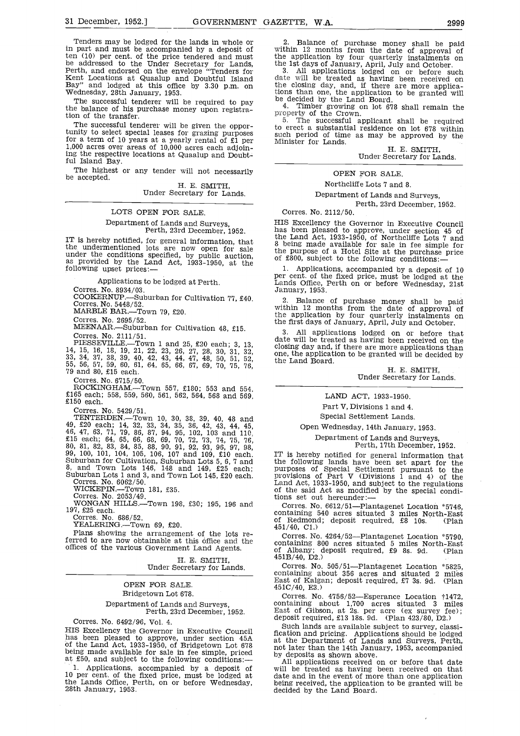Tenders may be lodged for the lands in whole or in part and must be accompanied by a deposit of ten (10) per cent. of the price tendered and must be addressed to the Under Secretary for Lands, Perth, and endorsed on the envelope "Tenders for Kent Locations at Quaalup and Doubtful Island Bay" and lodged at this office by 3.30 p.m. on Wednesday, 28th January, 1953.

The successful tenderer will be required to pay the balance of his purchase money upon registration of the transfer.

The successful tenderer will be given the opportunity to select special leases for grazing purposes for a term of 10 years at a yearly rental of £1 per 1,000 acres over areas of 10,000 acres each adjoining the respective locations at Quaalup and Doubtful Island Bay.

The highest or any tender will not necessarily be accepted.

H. E. SMITH,
Under Secretary for Lands.

---

## LOTS OPEN FOR SALE.

Department of Lands and Surveys,
Perth, 23rd December, 1952.

IT is hereby notified, for general information, that the undermentioned lots are now open for sale under the conditions specified, by public auction, as provided by the Land Act, 1933-1950, at the following upset prices:—

Applications to be lodged at Perth.

Corres. No. 8934/03.
COOKERNUP.—Suburban for Cultivation 77, £40.

Corres. No. 5448/52.
MARBLE BAR.—Town 79, £20.

Corres. No. 2695/52.
MEENAAR.—Suburban for Cultivation 48, £15.

Corres. No. 2111/51.
PIESSEVILLE.—Town 1 and 25, £20 each; 3, 13, 14, 15, 16, 18, 19, 21, 22, 23, 26, 27, 28, 30, 31, 32, 33, 34, 37, 38, 39, 40, 42, 43, 44, 47, 48, 50, 51, 52, 55, 56, 57, 59, 60, 61, 64, 65, 66, 67, 69, 70, 75, 76, 79 and 80, £15 each.

Corres. No. 6715/50.
ROCKINGHAM.—Town 557, £180; 553 and 554, £165 each; 558, 559, 560, 561, 562, 564, 568 and 569, £150 each.

Corres. No. 5429/51.
TENTERDEN.—Town 10, 30, 38, 39, 40, 48 and 49, £20 each; 14, 32, 33, 34, 35, 36, 42, 43, 44, 45, 46, 47, 63, 71, 79, 86, 87, 94, 95, 102, 103 and 110, £15 each; 64, 65, 66, 68, 69, 70, 72, 73, 74, 75, 76, 80, 81, 82, 83, 84, 85, 88, 90, 91, 92, 93, 96, 97, 98, 99, 100, 101, 104, 105, 106, 107 and 109, £10 each. Suburban for Cultivation, Suburban Lots 5, 6, 7 and 8, and Town Lots 146, 148 and 149, £25 each; Suburban Lots 1 and 3, and Town Lot 145, £20 each.

Corres. No. 6062/50.
WICKEPIN.—Town 181, £35.

Corres. No. 2053/49.
WONGAN HILLS.—Town 198, £30; 195, 196 and 197, £25 each.

Corres. No. 686/52.
YEALERING.—Town 69, £20.

Plans showing the arrangement of the lots referred to are now obtainable at this office and the offices of the various Government Land Agents.

H. E. SMITH,
Under Secretary for Lands.

---

## OPEN FOR SALE.

Bridgetown Lot 678.

Department of Lands and Surveys,
Perth, 23rd December, 1952.

Corres. No. 6492/96, Vol. 4.

HIS Excellency the Governor in Executive Council has been pleased to approve, under section 45A of the Land Act, 1933-1950, of Bridgetown Lot 678 being made available for sale in fee simple, priced at £50, and subject to the following conditions:—

1. Applications, accompanied by a deposit of 10 per cent. of the fixed price, must be lodged at the Lands Office, Perth, on or before Wednesday, 28th January, 1953.

2. Balance of purchase money shall be paid within 12 months from the date of approval of the application by four quarterly instalments on the 1st days of January, April, July and October.

3. All applications lodged on or before such date will be treated as having been received on the closing day, and, if there are more applications than one, the application to be granted will be decided by the Land Board.

4. Timber growing on lot 678 shall remain the property of the Crown.

5. The successful applicant shall be required to erect a substantial residence on lot 678 within such period of time as may be approved by the Minister for Lands.

H. E. SMITH,
Under Secretary for Lands.

---

## OPEN FOR SALE.

Northcliffe Lots 7 and 8.

Department of Lands and Surveys,
Perth, 23rd December, 1952.

Corres. No. 2112/50.

HIS Excellency the Governor in Executive Council has been pleased to approve, under section 45 of the Land Act, 1933-1950, of Northcliffe Lots 7 and 8 being made available for sale in fee simple for the purpose of a Hotel Site at the purchase price of £800, subject to the following conditions:—

1. Applications, accompanied by a deposit of 10 per cent. of the fixed price, must be lodged at the Lands Office, Perth on or before Wednesday, 21st January, 1953.

2. Balance of purchase money shall be paid within 12 months from the date of approval of the application by four quarterly instalments on the first days of January, April, July and October.

3. All applications lodged on or before that date will be treated as having been received on the closing day and, if there are more applications than one, the application to be granted will be decided by the Land Board.

H. E. SMITH,
Under Secretary for Lands.

---

## LAND ACT, 1933-1950.

Part V, Divisions 1 and 4.

Special Settlement Lands.

Open Wednesday, 14th January, 1953.

Department of Lands and Surveys,
Perth, 17th December, 1952.

IT is hereby notified for general information that the following lands have been set apart for the purposes of Special Settlement pursuant to the provisions of Part V (Divisions 1 and 4) of the Land Act, 1933-1950, and subject to the regulations of the said Act as modified by the special conditions set out hereunder:—

Corres. No. 6612/51—Plantagenet Location *5746, containing 540 acres situated 3 miles North-East of Redmond; deposit required, £8 10s. (Plan 451/40, C1.)

Corres. No. 4264/52—Plantagenet Location *5790, containing 800 acres situated 5 miles North-East of Albany; deposit required, £9 8s. 9d. (Plan 451B/40, D2.)

Corres. No. 505/51—Plantagenet Location *5825, containing about 356 acres and situated 2 miles East of Kalgan; deposit required, £7 3s. 9d. (Plan 451C/40, E3.)

Corres. No. 4756/52—Esperance Location †1472, containing about 1,700 acres situated 3 miles East of Gibson, at 2s. per acre (ex survey fee); deposit required, £13 18s. 9d. (Plan 423/80, D2.)

Such lands are available subject to survey, classification and pricing. Applications should be lodged at the Department of Lands and Surveys, Perth, not later than the 14th January, 1953, accompanied by deposits as shown above.

All applications received on or before that date will be treated as having been received on that date and in the event of more than one application being received, the application to be granted will be decided by the Land Board.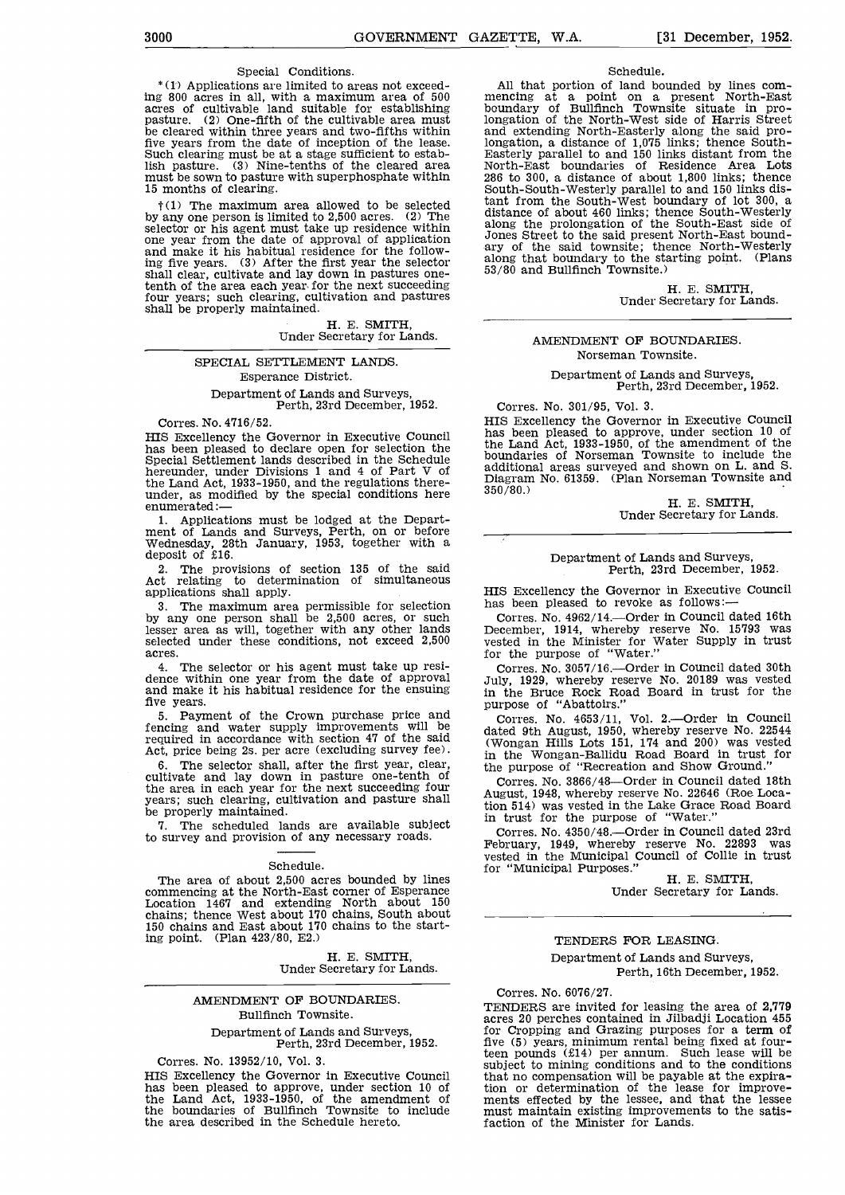Special Conditions.

*(1) Applications are limited to areas not exceeding 800 acres in all, with a maximum area of 500 acres of cultivable land suitable for establishing pasture. (2) One-fifth of the cultivable area must be cleared within three years and two-fifths within five years from the date of inception of the lease. Such clearing must be at a stage sufficient to establish pasture. (3) Nine-tenths of the cleared area must be sown to pasture with superphosphate within 15 months of clearing.

†(1) The maximum area allowed to be selected by any one person is limited to 2,500 acres. (2) The selector or his agent must take up residence within one year from the date of approval of application and make it his habitual residence for the following five years. (3) After the first year the selector shall clear, cultivate and lay down in pastures one-tenth of the area each year for the next succeeding four years; such clearing, cultivation and pastures shall be properly maintained.

H. E. SMITH,
Under Secretary for Lands.

---

## SPECIAL SETTLEMENT LANDS.

### Esperance District.

Department of Lands and Surveys,
Perth, 23rd December, 1952.

Corres. No. 4716/52.

HIS Excellency the Governor in Executive Council has been pleased to declare open for selection the Special Settlement lands described in the Schedule hereunder, under Divisions 1 and 4 of Part V of the Land Act, 1933-1950, and the regulations thereunder, as modified by the special conditions here enumerated:—

1. Applications must be lodged at the Department of Lands and Surveys, Perth, on or before Wednesday, 28th January, 1953, together with a deposit of £16.

2. The provisions of section 135 of the said Act relating to determination of simultaneous applications shall apply.

3. The maximum area permissible for selection by any one person shall be 2,500 acres, or such lesser area as will, together with any other lands selected under these conditions, not exceed 2,500 acres.

4. The selector or his agent must take up residence within one year from the date of approval and make it his habitual residence for the ensuing five years.

5. Payment of the Crown purchase price and fencing and water supply improvements will be required in accordance with section 47 of the said Act, price being 2s. per acre (excluding survey fee).

6. The selector shall, after the first year, clear, cultivate and lay down in pasture one-tenth of the area in each year for the next succeeding four years; such clearing, cultivation and pasture shall be properly maintained.

7. The scheduled lands are available subject to survey and provision of any necessary roads.

Schedule.

The area of about 2,500 acres bounded by lines commencing at the North-East corner of Esperance Location 1467 and extending North about 150 chains; thence West about 170 chains, South about 150 chains and East about 170 chains to the starting point. (Plan 423/80, E2.)

H. E. SMITH,
Under Secretary for Lands.

---

## AMENDMENT OF BOUNDARIES.

### Bullfinch Townsite.

Department of Lands and Surveys,
Perth, 23rd December, 1952.

Corres. No. 13952/10, Vol. 3.

HIS Excellency the Governor in Executive Council has been pleased to approve, under section 10 of the Land Act, 1933-1950, of the amendment of the boundaries of Bullfinch Townsite to include the area described in the Schedule hereto.

Schedule.

All that portion of land bounded by lines commencing at a point on a present North-East boundary of Bullfinch Townsite situate in prolongation of the North-West side of Harris Street and extending North-Easterly along the said prolongation, a distance of 1,075 links; thence South-Easterly parallel to and 150 links distant from the North-East boundaries of Residence Area Lots 286 to 300, a distance of about 1,800 links; thence South-South-Westerly parallel to and 150 links distant from the South-West boundary of lot 300, a distance of about 460 links; thence South-Westerly along the prolongation of the South-East side of Jones Street to the said present North-East boundary of the said townsite; thence North-Westerly along that boundary to the starting point. (Plans 53/80 and Bullfinch Townsite.)

H. E. SMITH,
Under Secretary for Lands.

---

## AMENDMENT OF BOUNDARIES.

### Norseman Townsite.

Department of Lands and Surveys,
Perth, 23rd December, 1952.

Corres. No. 301/95, Vol. 3.

HIS Excellency the Governor in Executive Council has been pleased to approve, under section 10 of the Land Act, 1933-1950, of the amendment of the boundaries of Norseman Townsite to include the additional areas surveyed and shown on L. and S. Diagram No. 61359. (Plan Norseman Townsite and 350/80.)

H. E. SMITH,
Under Secretary for Lands.

---

Department of Lands and Surveys,
Perth, 23rd December, 1952.

HIS Excellency the Governor in Executive Council has been pleased to revoke as follows:—

Corres. No. 4962/14.—Order in Council dated 16th December, 1914, whereby reserve No. 15793 was vested in the Minister for Water Supply in trust for the purpose of "Water."

Corres. No. 3057/16.—Order in Council dated 30th July, 1929, whereby reserve No. 20189 was vested in the Bruce Rock Road Board in trust for the purpose of "Abattoirs."

Corres. No. 4653/11, Vol. 2.—Order in Council dated 9th August, 1950, whereby reserve No. 22544 (Wongan Hills Lots 151, 174 and 200) was vested in the Wongan-Ballidu Road Board in trust for the purpose of "Recreation and Show Ground."

Corres. No. 3866/48.—Order in Council dated 18th August, 1948, whereby reserve No. 22646 (Roe Location 514) was vested in the Lake Grace Road Board in trust for the purpose of "Water."

Corres. No. 4350/48.—Order in Council dated 23rd February, 1949, whereby reserve No. 22893 was vested in the Municipal Council of Collie in trust for "Municipal Purposes."

H. E. SMITH,
Under Secretary for Lands.

---

## TENDERS FOR LEASING.

Department of Lands and Surveys,
Perth, 16th December, 1952.

Corres. No. 6076/27.

TENDERS are invited for leasing the area of 2,779 acres 20 perches contained in Jilbadji Location 455 for Cropping and Grazing purposes for a term of five (5) years, minimum rental being fixed at fourteen pounds (£14) per annum. Such lease will be subject to mining conditions and to the conditions that no compensation will be payable at the expiration or determination of the lease for improvements effected by the lessee, and that the lessee must maintain existing improvements to the satisfaction of the Minister for Lands.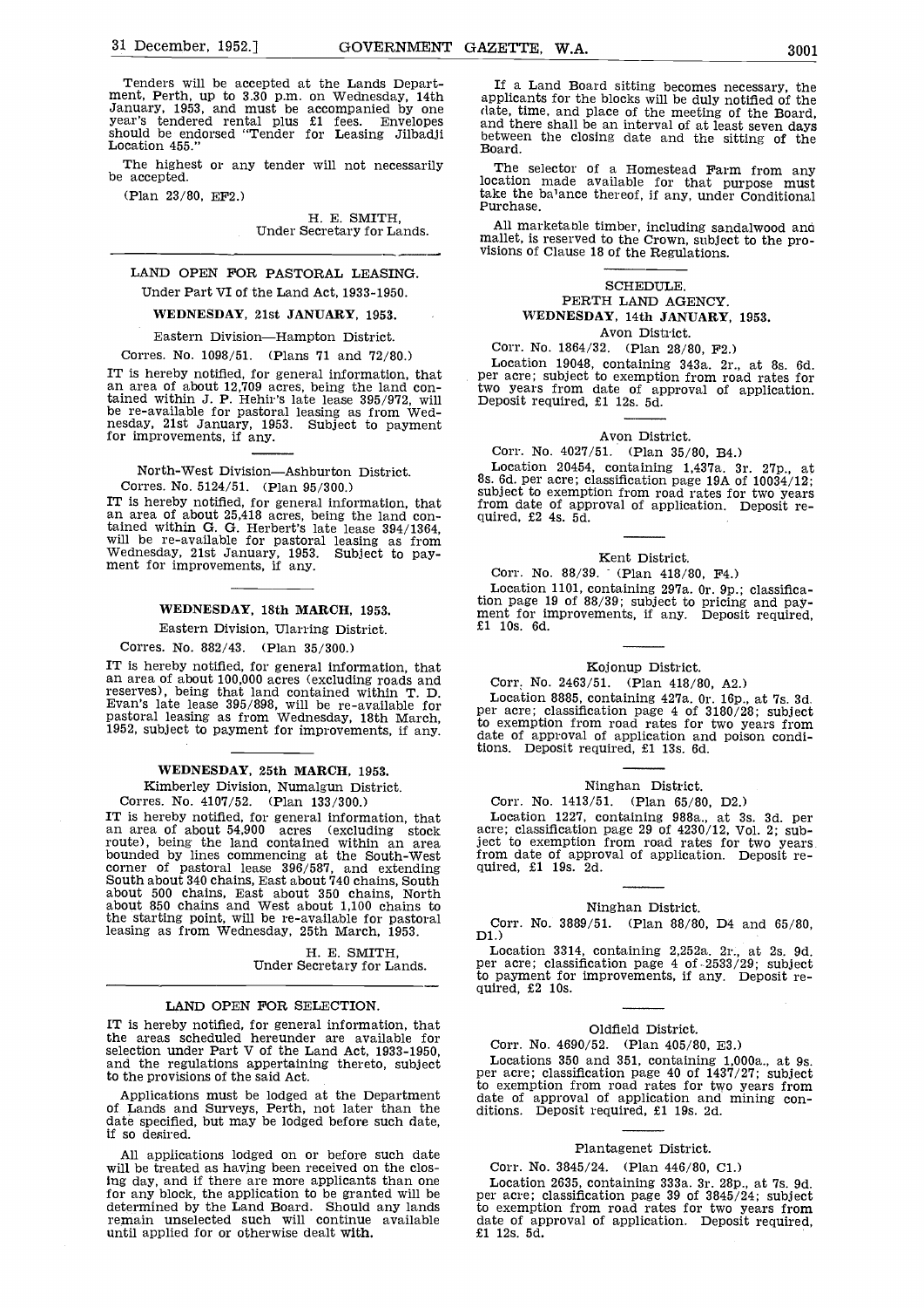Tenders will be accepted at the Lands Department, Perth, up to 3.30 p.m. on Wednesday, 14th January, 1953, and must be accompanied by one year's tendered rental plus £1 fees. Envelopes should be endorsed "Tender for Leasing Jilbadji Location 455."

The highest or any tender will not necessarily be accepted.

(Plan 23/80, EF2.)

H. E. SMITH,
Under Secretary for Lands.

---

## LAND OPEN FOR PASTORAL LEASING.

Under Part VI of the Land Act, 1933-1950.

### WEDNESDAY, 21st JANUARY, 1953.

Eastern Division—Hampton District.

Corres. No. 1098/51. (Plans 71 and 72/80.)

IT is hereby notified, for general information, that an area of about 12,709 acres, being the land contained within J. P. Hehir's late lease 395/972, will be re-available for pastoral leasing as from Wednesday, 21st January, 1953. Subject to payment for improvements, if any.

---

North-West Division—Ashburton District.

Corres. No. 5124/51. (Plan 95/300.)

IT is hereby notified, for general information, that an area of about 25,418 acres, being the land contained within G. G. Herbert's late lease 394/1364, will be re-available for pastoral leasing as from Wednesday, 21st January, 1953. Subject to payment for improvements, if any.

---

### WEDNESDAY, 18th MARCH, 1953.

Eastern Division, Ularring District.

Corres. No. 882/43. (Plan 35/300.)

IT is hereby notified, for general information, that an area of about 100,000 acres (excluding roads and reserves), being that land contained within T. D. Evan's late lease 395/898, will be re-available for pastoral leasing as from Wednesday, 18th March, 1952, subject to payment for improvements, if any.

---

### WEDNESDAY, 25th MARCH, 1953.

Kimberley Division, Numalgun District.

Corres. No. 4107/52. (Plan 133/300.)

IT is hereby notified, for general information, that an area of about 54,900 acres (excluding stock route), being the land contained within an area bounded by lines commencing at the South-West corner of pastoral lease 396/587, and extending South about 340 chains, East about 740 chains, South about 500 chains, East about 350 chains, North about 850 chains and West about 1,100 chains to the starting point, will be re-available for pastoral leasing as from Wednesday, 25th March, 1953.

H. E. SMITH,
Under Secretary for Lands.

---

## LAND OPEN FOR SELECTION.

IT is hereby notified, for general information, that the areas scheduled hereunder are available for selection under Part V of the Land Act, 1933-1950, and the regulations appertaining thereto, subject to the provisions of the said Act.

Applications must be lodged at the Department of Lands and Surveys, Perth, not later than the date specified, but may be lodged before such date, if so desired.

All applications lodged on or before such date will be treated as having been received on the closing day, and if there are more applicants than one for any block, the application to be granted will be determined by the Land Board. Should any lands remain unselected such will continue available until applied for or otherwise dealt with.

If a Land Board sitting becomes necessary, the applicants for the blocks will be duly notified of the date, time, and place of the meeting of the Board, and there shall be an interval of at least seven days between the closing date and the sitting of the Board.

The selector of a Homestead Farm from any location made available for that purpose must take the balance thereof, if any, under Conditional Purchase.

All marketable timber, including sandalwood and mallet, is reserved to the Crown, subject to the provisions of Clause 18 of the Regulations.

---

### SCHEDULE.

PERTH LAND AGENCY.

### WEDNESDAY, 14th JANUARY, 1953.

Avon District.

Corr. No. 1864/32. (Plan 28/80, F2.)

Location 19048, containing 343a. 2r., at 8s. 6d. per acre; subject to exemption from road rates for two years from date of approval of application. Deposit required, £1 12s. 5d.

---

Avon District.

Corr. No. 4027/51. (Plan 35/80, B4.)

Location 20454, containing 1,437a. 3r. 27p., at 8s. 6d. per acre; classification page 19A of 10034/12; subject to exemption from road rates for two years from date of approval of application. Deposit required, £2 4s. 5d.

---

Kent District.

Corr. No. 88/39. (Plan 418/80, F4.)

Location 1101, containing 297a. 0r. 9p.; classification page 19 of 88/39; subject to pricing and payment for improvements, if any. Deposit required, £1 10s. 6d.

---

Kojonup District.

Corr. No. 2463/51. (Plan 418/80, A2.)

Location 8885, containing 427a. 0r. 16p., at 7s. 3d. per acre; classification page 4 of 3180/28; subject to exemption from road rates for two years from date of approval of application and poison conditions. Deposit required, £1 13s. 6d.

---

Ninghan District.

Corr. No. 1413/51. (Plan 65/80, D2.)

Location 1227, containing 988a., at 3s. 3d. per acre; classification page 29 of 4230/12, Vol. 2; subject to exemption from road rates for two years from date of approval of application. Deposit required, £1 19s. 2d.

---

Ninghan District.

Corr. No. 3889/51. (Plan 88/80, D4 and 65/80, D1.)

Location 3314, containing 2,252a. 2r., at 2s. 9d. per acre; classification page 4 of 2533/29; subject to payment for improvements, if any. Deposit required, £2 10s.

---

Oldfield District.

Corr. No. 4690/52. (Plan 405/80, E3.)

Locations 350 and 351, containing 1,000a., at 9s. per acre; classification page 40 of 1437/27; subject to exemption from road rates for two years from date of approval of application and mining conditions. Deposit required, £1 19s. 2d.

---

Plantagenet District.

Corr. No. 3845/24. (Plan 446/80, C1.)

Location 2635, containing 333a. 3r. 28p., at 7s. 9d. per acre; classification page 39 of 3845/24; subject to exemption from road rates for two years from date of approval of application. Deposit required, £1 12s. 5d.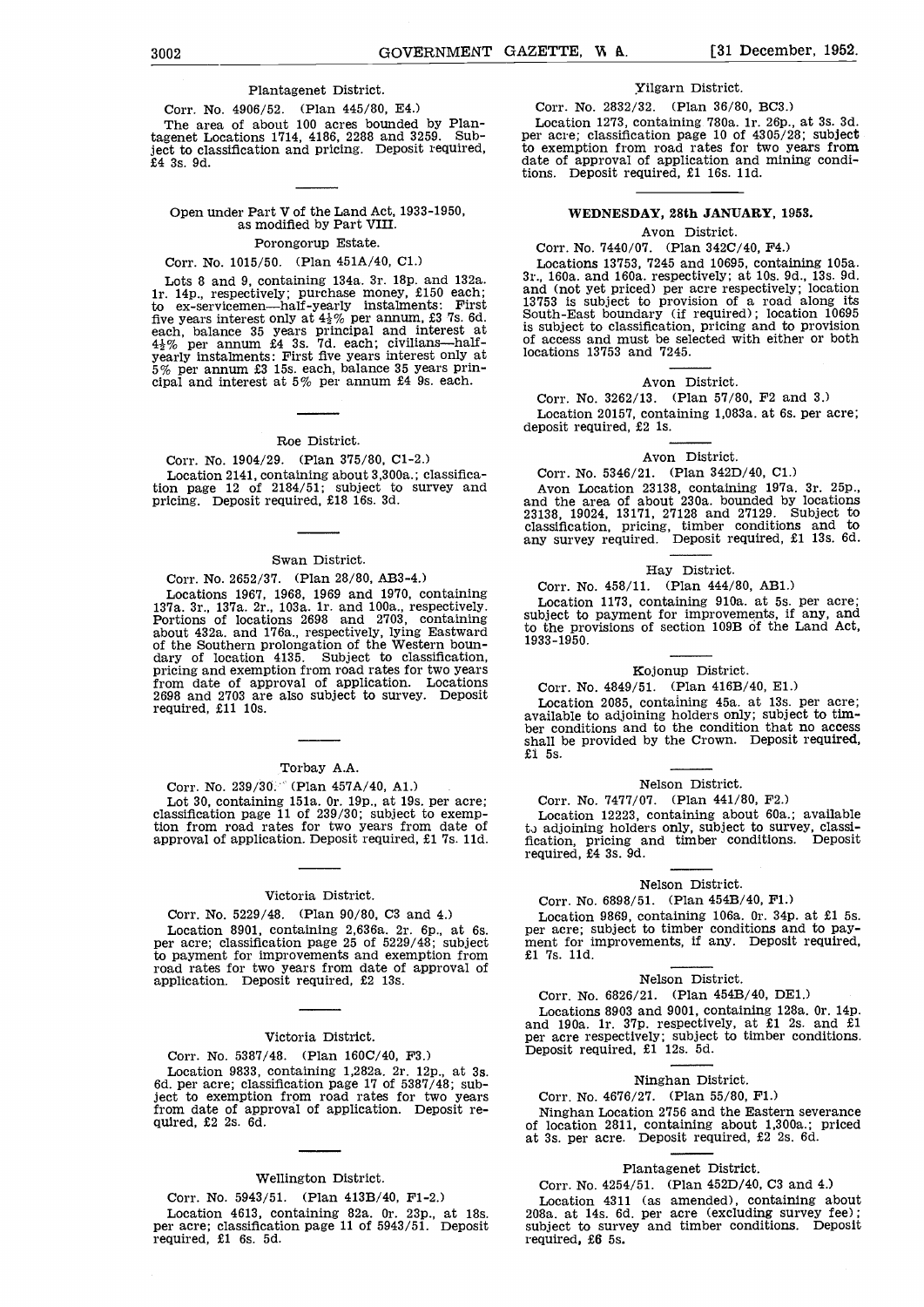Plantagenet District.

Corr. No. 4906/52. (Plan 445/80, E4.)

The area of about 100 acres bounded by Plantagenet Locations 1714, 4186, 2288 and 3259. Subject to classification and pricing. Deposit required, £4 3s. 9d.

Open under Part V of the Land Act, 1933-1950, as modified by Part VIII.

Porongorup Estate.

Corr. No. 1015/50. (Plan 451A/40, C1.)

Lots 8 and 9, containing 134a. 3r. 18p. and 132a. 1r. 14p., respectively; purchase money, £150 each; to ex-servicemen—half-yearly instalments: First five years interest only at 4½% per annum, £3 7s. 6d. each, balance 35 years principal and interest at 4½% per annum £4 3s. 7d. each; civilians—half-yearly instalments: First five years interest only at 5% per annum £3 15s. each, balance 35 years principal and interest at 5% per annum £4 9s. each.

Roe District.

Corr. No. 1904/29. (Plan 375/80, C1-2.)

Location 2141, containing about 3,300a.; classification page 12 of 2184/51; subject to survey and pricing. Deposit required, £18 16s. 3d.

Swan District.

Corr. No. 2652/37. (Plan 28/80, AB3-4.)

Locations 1967, 1968, 1969 and 1970, containing 137a. 3r., 137a. 2r., 103a. 1r. and 100a., respectively. Portions of locations 2698 and 2703, containing about 432a. and 176a., respectively, lying Eastward of the Southern prolongation of the Western boundary of location 4135. Subject to classification, pricing and exemption from road rates for two years from date of approval of application. Locations 2698 and 2703 are also subject to survey. Deposit required, £11 10s.

Torbay A.A.

Corr. No. 239/30. (Plan 457A/40, A1.)

Lot 30, containing 151a. 0r. 19p., at 19s. per acre; classification page 11 of 239/30; subject to exemption from road rates for two years from date of approval of application. Deposit required, £1 7s. 11d.

Victoria District.

Corr. No. 5229/48. (Plan 90/80, C3 and 4.)

Location 8901, containing 2,636a. 2r. 6p., at 6s. per acre; classification page 25 of 5229/48; subject to payment for improvements and exemption from road rates for two years from date of approval of application. Deposit required, £2 13s.

Victoria District.

Corr. No. 5387/48. (Plan 160C/40, F3.)

Location 9833, containing 1,282a. 2r. 12p., at 3s. 6d. per acre; classification page 17 of 5387/48; subject to exemption from road rates for two years from date of approval of application. Deposit required, £2 2s. 6d.

Wellington District.

Corr. No. 5943/51. (Plan 413B/40, F1-2.)

Location 4613, containing 82a. 0r. 23p., at 18s. per acre; classification page 11 of 5943/51. Deposit required, £1 6s. 5d.

Yilgarn District.

Corr. No. 2832/32. (Plan 36/80, BC3.)

Location 1273, containing 780a. 1r. 26p., at 3s. 3d. per acre; classification page 10 of 4305/28; subject to exemption from road rates for two years from date of approval of application and mining conditions. Deposit required, £1 16s. 11d.

## WEDNESDAY, 28th JANUARY, 1953.

Avon District.

Corr. No. 7440/07. (Plan 342C/40, F4.)

Locations 13753, 7245 and 10695, containing 105a. 3r., 160a. and 160a. respectively; at 10s. 9d., 13s. 9d. and (not yet priced) per acre respectively; location 13753 is subject to provision of a road along its South-East boundary (if required); location 10695 is subject to classification, pricing and to provision of access and must be selected with either or both locations 13753 and 7245.

Avon District.

Corr. No. 3262/13. (Plan 57/80, F2 and 3.)

Location 20157, containing 1,083a. at 6s. per acre; deposit required, £2 1s.

Avon District.

Corr. No. 5346/21. (Plan 342D/40, C1.)

Avon Location 23138, containing 197a. 3r. 25p., and the area of about 230a. bounded by locations 23138, 19024, 13171, 27128 and 27129. Subject to classification, pricing, timber conditions and to any survey required. Deposit required, £1 13s. 6d.

Hay District.

Corr. No. 458/11. (Plan 444/80, AB1.)

Location 1173, containing 910a. at 5s. per acre; subject to payment for improvements, if any, and to the provisions of section 109B of the Land Act, 1933-1950.

Kojonup District.

Corr. No. 4849/51. (Plan 416B/40, E1.)

Location 2085, containing 45a. at 13s. per acre; available to adjoining holders only; subject to timber conditions and to the condition that no access shall be provided by the Crown. Deposit required, £1 5s.

Nelson District.

Corr. No. 7477/07. (Plan 441/80, F2.)

Location 12223, containing about 60a.; available to adjoining holders only, subject to survey, classification, pricing and timber conditions. Deposit required, £4 3s. 9d.

Nelson District.

Corr. No. 6898/51. (Plan 454B/40, F1.)

Location 9869, containing 106a. 0r. 34p. at £1 5s. per acre; subject to timber conditions and to payment for improvements, if any. Deposit required, £1 7s. 11d.

Nelson District.

Corr. No. 6826/21. (Plan 454B/40, DE1.)

Locations 8903 and 9001, containing 128a. 0r. 14p. and 190a. 1r. 37p. respectively, at £1 2s. and £1 per acre respectively; subject to timber conditions. Deposit required, £1 12s. 5d.

Ninghan District.

Corr. No. 4676/27. (Plan 55/80, F1.)

Ninghan Location 2756 and the Eastern severance of location 2811, containing about 1,300a.; priced at 3s. per acre. Deposit required, £2 2s. 6d.

Plantagenet District.

Corr. No. 4254/51. (Plan 452D/40, C3 and 4.)

Location 4311 (as amended), containing about 208a. at 14s. 6d. per acre (excluding survey fee); subject to survey and timber conditions. Deposit required, £6 5s.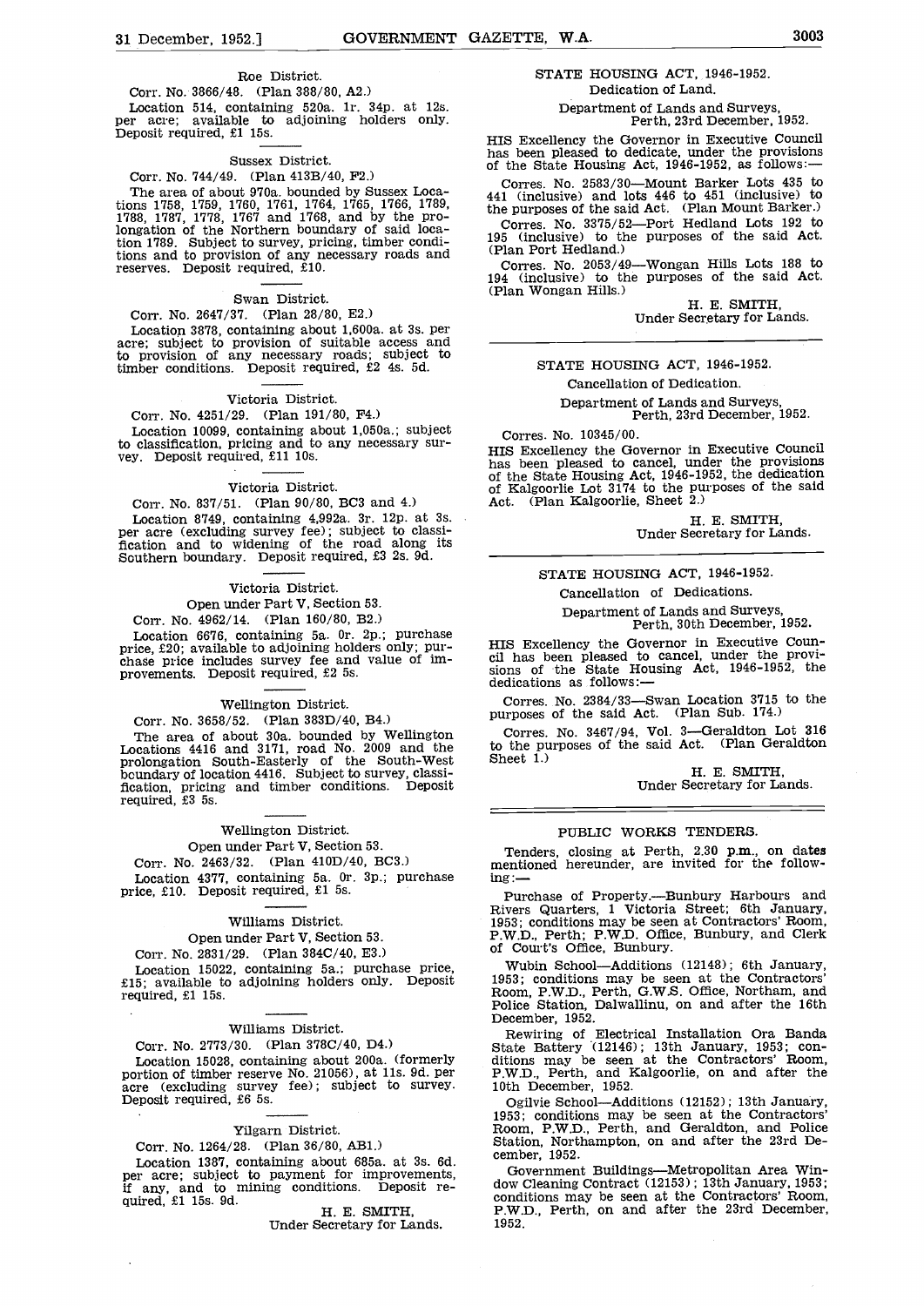Roe District.

Corr. No. 3866/48. (Plan 388/80, A2.)

Location 514, containing 520a. 1r. 34p. at 12s. per acre; available to adjoining holders only. Deposit required, £1 15s.

Sussex District.

Corr. No. 744/49. (Plan 413B/40, F2.)

The area of about 970a. bounded by Sussex Locations 1758, 1759, 1760, 1761, 1764, 1765, 1766, 1789, 1788, 1787, 1778, 1767 and 1768, and by the prolongation of the Northern boundary of said location 1789. Subject to survey, pricing, timber conditions and to provision of any necessary roads and reserves. Deposit required, £10.

Swan District.

Corr. No. 2647/37. (Plan 28/80, E2.)

Location 3878, containing about 1,600a. at 3s. per acre; subject to provision of suitable access and to provision of any necessary roads; subject to timber conditions. Deposit required, £2 4s. 5d.

Victoria District.

Corr. No. 4251/29. (Plan 191/80, F4.)

Location 10099, containing about 1,050a.; subject to classification, pricing and to any necessary survey. Deposit required, £11 10s.

Victoria District.

Corr. No. 837/51. (Plan 90/80, BC3 and 4.)

Location 8749, containing 4,992a. 3r. 12p. at 3s. per acre (excluding survey fee); subject to classification and to widening of the road along its Southern boundary. Deposit required, £3 2s. 9d.

Victoria District.

Open under Part V, Section 53.

Corr. No. 4962/14. (Plan 160/80, B2.)

Location 6676, containing 5a. 0r. 2p.; purchase price, £20; available to adjoining holders only; purchase price includes survey fee and value of improvements. Deposit required, £2 5s.

Wellington District.

Corr. No. 3658/52. (Plan 383D/40, B4.)

The area of about 30a. bounded by Wellington Locations 4416 and 3171, road No. 2009 and the prolongation South-Easterly of the South-West boundary of location 4416. Subject to survey, classification, pricing and timber conditions. Deposit required, £3 5s.

Wellington District.

Open under Part V, Section 53.

Corr. No. 2463/32. (Plan 410D/40, BC3.)

Location 4377, containing 5a. 0r. 3p.; purchase price, £10. Deposit required, £1 5s.

Williams District.

Open under Part V, Section 53.

Corr. No. 2831/29. (Plan 384C/40, E3.)

Location 15022, containing 5a.; purchase price, £15; available to adjoining holders only. Deposit required, £1 15s.

Williams District.

Corr. No. 2773/30. (Plan 378C/40, D4.)

Location 15028, containing about 200a. (formerly portion of timber reserve No. 21056), at 11s. 9d. per acre (excluding survey fee); subject to survey. Deposit required, £6 5s.

Yilgarn District.

Corr. No. 1264/28. (Plan 36/80, AB1.)

Location 1387, containing about 685a. at 3s. 6d. per acre; subject to payment for improvements, if any, and to mining conditions. Deposit required, £1 15s. 9d.

H. E. SMITH,
Under Secretary for Lands.

---

## STATE HOUSING ACT, 1946-1952.

Dedication of Land.

Department of Lands and Surveys,
Perth, 23rd December, 1952.

HIS Excellency the Governor in Executive Council has been pleased to dedicate, under the provisions of the State Housing Act, 1946-1952, as follows:—

Corres. No. 2583/30—Mount Barker Lots 435 to 441 (inclusive) and lots 446 to 451 (inclusive) to the purposes of the said Act. (Plan Mount Barker.)

Corres. No. 3375/52—Port Hedland Lots 192 to 195 (inclusive) to the purposes of the said Act. (Plan Port Hedland.)

Corres. No. 2053/49—Wongan Hills Lots 188 to 194 (inclusive) to the purposes of the said Act. (Plan Wongan Hills.)

H. E. SMITH,
Under Secretary for Lands.

---

## STATE HOUSING ACT, 1946-1952.

Cancellation of Dedication.

Department of Lands and Surveys,
Perth, 23rd December, 1952.

Corres. No. 10345/00.

HIS Excellency the Governor in Executive Council has been pleased to cancel, under the provisions of the State Housing Act, 1946-1952, the dedication of Kalgoorlie Lot 3174 to the purposes of the said Act. (Plan Kalgoorlie, Sheet 2.)

H. E. SMITH,
Under Secretary for Lands.

---

## STATE HOUSING ACT, 1946-1952.

Cancellation of Dedications.

Department of Lands and Surveys,
Perth, 30th December, 1952.

HIS Excellency the Governor in Executive Council has been pleased to cancel, under the provisions of the State Housing Act, 1946-1952, the dedications as follows:—

Corres. No. 2384/33—Swan Location 3715 to the purposes of the said Act. (Plan Sub. 174.)

Corres. No. 3467/94, Vol. 3—Geraldton Lot 316 to the purposes of the said Act. (Plan Geraldton Sheet 1.)

H. E. SMITH,
Under Secretary for Lands.

---

## PUBLIC WORKS TENDERS.

Tenders, closing at Perth, 2.30 p.m., on dates mentioned hereunder, are invited for the following:—

Purchase of Property.—Bunbury Harbours and Rivers Quarters, 1 Victoria Street; 6th January, 1953; conditions may be seen at Contractors' Room, P.W.D., Perth; P.W.D. Office, Bunbury, and Clerk of Court's Office, Bunbury.

Wubin School—Additions (12148); 6th January, 1953; conditions may be seen at the Contractors' Room, P.W.D., Perth, G.W.S. Office, Northam, and Police Station, Dalwallinu, on and after the 16th December, 1952.

Rewiring of Electrical Installation Ora Banda State Battery (12146); 13th January, 1953; conditions may be seen at the Contractors' Room, P.W.D., Perth, and Kalgoorlie, on and after the 10th December, 1952.

Ogilvie School—Additions (12152); 13th January, 1953; conditions may be seen at the Contractors' Room, P.W.D., Perth, and Geraldton, and Police Station, Northampton, on and after the 23rd December, 1952.

Government Buildings—Metropolitan Area Window Cleaning Contract (12153); 13th January, 1953; conditions may be seen at the Contractors' Room, P.W.D., Perth, on and after the 23rd December, 1952.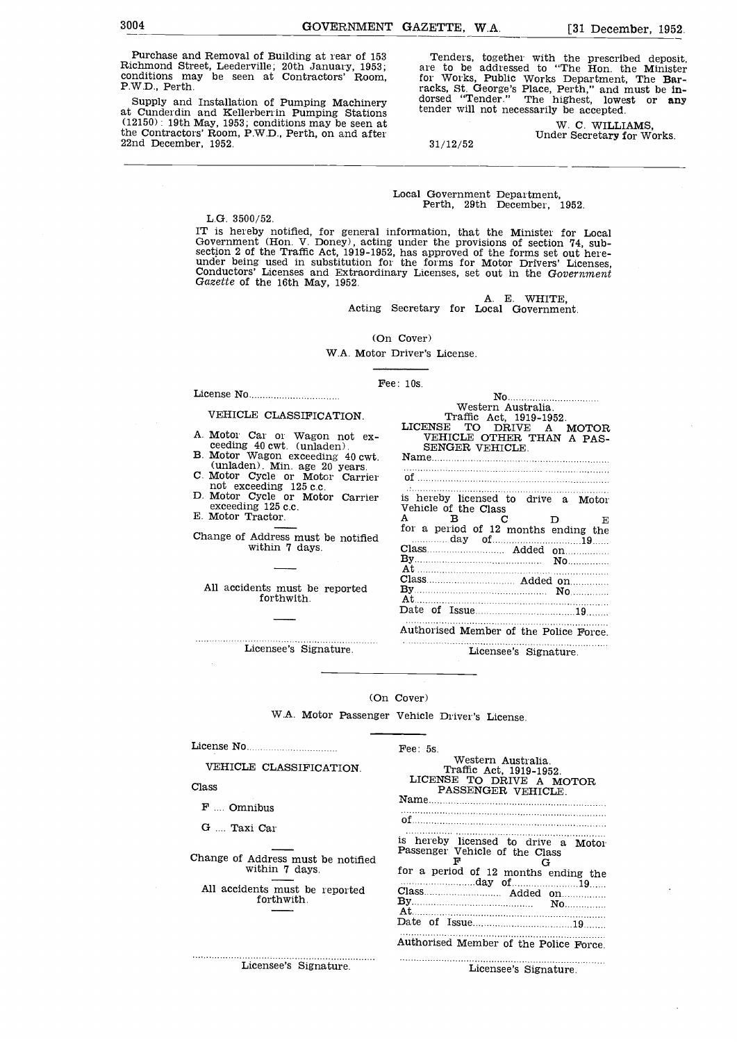Purchase and Removal of Building at rear of 153 Richmond Street, Leederville; 20th January, 1953; conditions may be seen at Contractors' Room, P.W.D., Perth.

Supply and Installation of Pumping Machinery at Cunderdin and Kellerberrin Pumping Stations (12150): 19th May, 1953; conditions may be seen at the Contractors' Room, P.W.D., Perth, on and after 22nd December, 1952.

Tenders, together with the prescribed deposit, are to be addressed to "The Hon. the Minister for Works, Public Works Department, The Barracks, St. George's Place, Perth," and must be indorsed "Tender." The highest, lowest or any tender will not necessarily be accepted.

W. C. WILLIAMS,
Under Secretary for Works.

31/12/52

---

Local Government Department,
Perth, 29th December, 1952.

L.G. 3500/52.

IT is hereby notified, for general information, that the Minister for Local Government (Hon. V. Doney), acting under the provisions of section 74, subsection 2 of the Traffic Act, 1919-1952, has approved of the forms set out hereunder being used in substitution for the forms for Motor Drivers' Licenses, Conductors' Licenses and Extraordinary Licenses, set out in the *Government Gazette* of the 16th May, 1952.

A. E. WHITE,
Acting Secretary for Local Government.

(On Cover)

W.A. Motor Driver's License.

Fee: 10s.

License No................................

VEHICLE CLASSIFICATION.

A. Motor Car or Wagon not exceeding 40 cwt. (unladen).
B. Motor Wagon exceeding 40 cwt. (unladen). Min. age 20 years.
C. Motor Cycle or Motor Carrier not exceeding 125 c.c.
D. Motor Cycle or Motor Carrier exceeding 125 c.c.
E. Motor Tractor.

Change of Address must be notified within 7 days.

All accidents must be reported forthwith.

.................................................................
Licensee's Signature.

No................................

Western Australia.
Traffic Act, 1919-1952.
LICENSE TO DRIVE A MOTOR VEHICLE OTHER THAN A PASSENGER VEHICLE.

Name.............................................................
.................................................................
of.................................................................
.................................................................
is hereby licensed to drive a Motor Vehicle of the Class
A B C D E
for a period of 12 months ending the ............ day of.............................19......
Class.......................... Added on................
By.......................................... No..............
At.................................................................
Class.......................... Added on................
By.......................................... No..............
At.................................................................
Date of Issue.....................................19........
.................................................................
Authorised Member of the Police Force.
.................................................................
Licensee's Signature.

---

(On Cover)

W.A. Motor Passenger Vehicle Driver's License.

License No................................

VEHICLE CLASSIFICATION.

Class

F .... Omnibus

G .... Taxi Car

Change of Address must be notified within 7 days.

All accidents must be reported forthwith.

.................................................................
Licensee's Signature.

Fee: 5s.

Western Australia.
Traffic Act, 1919-1952.
LICENSE TO DRIVE A MOTOR PASSENGER VEHICLE.

Name.............................................................
.................................................................
of.................................................................
.................................................................
is hereby licensed to drive a Motor Passenger Vehicle of the Class
F G
for a period of 12 months ending the ..........................day of.......................19......
Class.......................... Added on................
By.......................................... No..............
At.................................................................
Date of Issue.....................................19........
.................................................................
Authorised Member of the Police Force.
.................................................................
Licensee's Signature.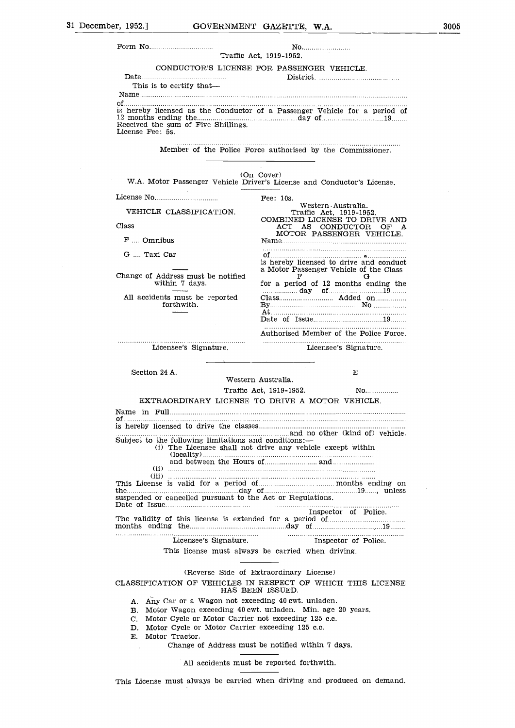Form No.................................                No.........................

Traffic Act, 1919-1952.

CONDUCTOR'S LICENSE FOR PASSENGER VEHICLE.

Date............................................                District...........................................

This is to certify that—

Name.......................................................................................................................

of.............................................................................................................................

is hereby licensed as the Conductor of a Passenger Vehicle for a period of 12 months ending the..................................................day of...............................19........

Received the sum of Five Shillings.

License Fee: 5s.

.............................................................................................................

Member of the Police Force authorised by the Commissioner.

---

(On Cover)

W.A. Motor Passenger Vehicle Driver's License and Conductor's License.

---

License No................................

VEHICLE CLASSIFICATION.

Class

F .... Omnibus

G .... Taxi Car

Change of Address must be notified within 7 days.

All accidents must be reported forthwith.

..............................................................

Licensee's Signature.

Fee: 10s.

Western Australia.

Traffic Act, 1919-1952.

COMBINED LICENSE TO DRIVE AND ACT AS CONDUCTOR OF A MOTOR PASSENGER VEHICLE.

Name...............................................................

.......................................................................

of.....................................................................

is hereby licensed to drive and conduct a Motor Passenger Vehicle of the Class F G for a period of 12 months ending the ................. day of..............................19........

Class.............................. Added on...............

By........................................... No ................

At.....................................................................

Date of Issue...................................19........

.......................................................................

Authorised Member of the Police Force.

.......................................................................

Licensee's Signature.

---

Section 24 A.                                                                 E

Western Australia.

Traffic Act, 1919-1952.                No.................

EXTRAORDINARY LICENSE TO DRIVE A MOTOR VEHICLE.

Name in Full.............................................................................................................

of.............................................................................................................................

is hereby licensed to drive the classes.....................................................................

.......................................................................and no other (kind of) vehicle.

Subject to the following limitations and conditions:—

(i) The Licensee shall not drive any vehicle except within (locality).................................................................................... and between the Hours of.......................... and.....................

(ii) .............................................................................................

(iii) .............................................................................................

This License is valid for a period of ..................................... months ending on the.......................................................day of..............................................19......, unless suspended or cancelled pursuant to the Act or Regulations.

Date of Issue..............................................

.......................................................................

Inspector of Police.

The validity of this license is extended for a period of.......................................... months ending the..............................................day of.......................................19........

..............................................................          .............................................................

Licensee's Signature.          Inspector of Police.

This license must always be carried when driving.

---

(Reverse Side of Extraordinary License)

CLASSIFICATION OF VEHICLES IN RESPECT OF WHICH THIS LICENSE HAS BEEN ISSUED.

A. Any Car or a Wagon not exceeding 40 cwt. unladen.

B. Motor Wagon exceeding 40 cwt. unladen. Min. age 20 years.

C. Motor Cycle or Motor Carrier not exceeding 125 c.c.

D. Motor Cycle or Motor Carrier exceeding 125 c.c.

E. Motor Tractor.

Change of Address must be notified within 7 days.

---

All accidents must be reported forthwith.

---

This License must always be carried when driving and produced on demand.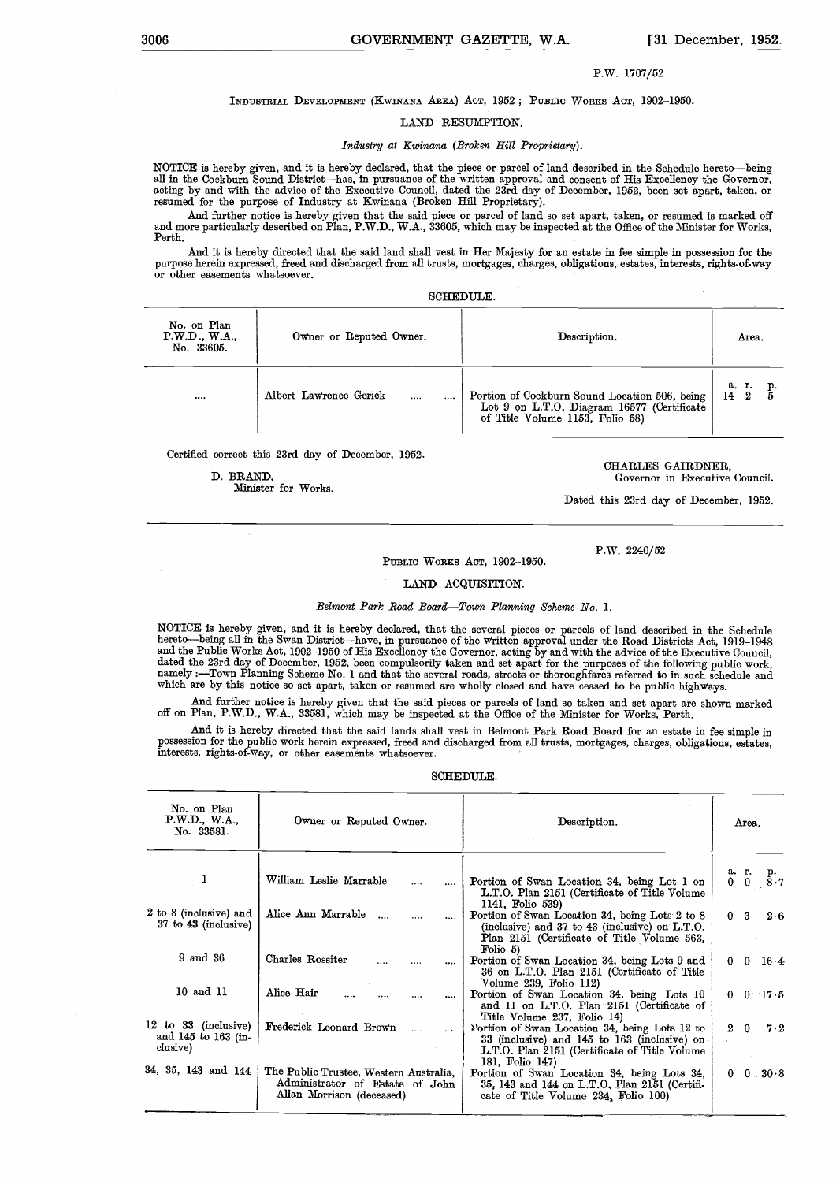P.W. 1707/52

INDUSTRIAL DEVELOPMENT (KWINANA AREA) ACT, 1952; PUBLIC WORKS ACT, 1902-1950.

## LAND RESUMPTION.

*Industry at Kwinana (Broken Hill Proprietary).*

NOTICE is hereby given, and it is hereby declared, that the piece or parcel of land described in the Schedule hereto—being all in the Cockburn Sound District—has, in pursuance of the written approval and consent of His Excellency the Governor, acting by and with the advice of the Executive Council, dated the 23rd day of December, 1952, been set apart, taken, or resumed for the purpose of Industry at Kwinana (Broken Hill Proprietary).

And further notice is hereby given that the said piece or parcel of land so set apart, taken, or resumed is marked off and more particularly described on Plan, P.W.D., W.A., 33605, which may be inspected at the Office of the Minister for Works, Perth.

And it is hereby directed that the said land shall vest in Her Majesty for an estate in fee simple in possession for the purpose herein expressed, freed and discharged from all trusts, mortgages, charges, obligations, estates, interests, rights-of-way or other easements whatsoever.

SCHEDULE.

| No. on Plan P.W.D., W.A., No. 33605. | Owner or Reputed Owner. | Description. | Area. a. r. p. |
|---|---|---|---|
| .... | Albert Lawrence Gerick .... .... | Portion of Cockburn Sound Location 506, being Lot 9 on L.T.O. Diagram 16577 (Certificate of Title Volume 1153, Folio 58) | 14 2 5 |

Certified correct this 23rd day of December, 1952.

D. BRAND,
Minister for Works.

CHARLES GAIRDNER,
Governor in Executive Council.

Dated this 23rd day of December, 1952.

---

P.W. 2240/52

PUBLIC WORKS ACT, 1902-1950.

## LAND ACQUISITION.

*Belmont Park Road Board—Town Planning Scheme No. 1.*

NOTICE is hereby given, and it is hereby declared, that the several pieces or parcels of land described in the Schedule hereto—being all in the Swan District—have, in pursuance of the written approval under the Road Districts Act, 1919-1948 and the Public Works Act, 1902-1950 of His Excellency the Governor, acting by and with the advice of the Executive Council, dated the 23rd day of December, 1952, been compulsorily taken and set apart for the purposes of the following public work, namely:—Town Planning Scheme No. 1 and that the several roads, streets or thoroughfares referred to in such schedule and which are by this notice so set apart, taken or resumed are wholly closed and have ceased to be public highways.

And further notice is hereby given that the said pieces or parcels of land so taken and set apart are shown marked off on Plan, P.W.D., W.A., 33581, which may be inspected at the Office of the Minister for Works, Perth.

And it is hereby directed that the said lands shall vest in Belmont Park Road Board for an estate in fee simple in possession for the public work herein expressed, freed and discharged from all trusts, mortgages, charges, obligations, estates, interests, rights-of-way, or other easements whatsoever.

SCHEDULE.

| No. on Plan P.W.D., W.A., No. 33581. | Owner or Reputed Owner. | Description. | Area. a. r. p. |
|---|---|---|---|
| 1 | William Leslie Marrable .... .... | Portion of Swan Location 34, being Lot 1 on L.T.O. Plan 2151 (Certificate of Title Volume 1141, Folio 539) | 0 0 8·7 |
| 2 to 8 (inclusive) and 37 to 43 (inclusive) | Alice Ann Marrable .... .... .... | Portion of Swan Location 34, being Lots 2 to 8 (inclusive) and 37 to 43 (inclusive) on L.T.O. Plan 2151 (Certificate of Title Volume 563, Folio 5) | 0 3 2·6 |
| 9 and 36 | Charles Rossiter .... .... .... | Portion of Swan Location 34, being Lots 9 and 36 on L.T.O. Plan 2151 (Certificate of Title Volume 239, Folio 112) | 0 0 16·4 |
| 10 and 11 | Alice Hair .... .... .... .... | Portion of Swan Location 34, being Lots 10 and 11 on L.T.O. Plan 2151 (Certificate of Title Volume 237, Folio 14) | 0 0 17·5 |
| 12 to 33 (inclusive) and 145 to 163 (inclusive) | Frederick Leonard Brown .... .. | Portion of Swan Location 34, being Lots 12 to 33 (inclusive) and 145 to 163 (inclusive) on L.T.O. Plan 2151 (Certificate of Title Volume 181, Folio 147) | 2 0 7·2 |
| 34, 35, 143 and 144 | The Public Trustee, Western Australia, Administrator of Estate of John Allan Morrison (deceased) | Portion of Swan Location 34, being Lots 34, 35, 143 and 144 on L.T.O. Plan 2151 (Certificate of Title Volume 234, Folio 100) | 0 0 30·8 |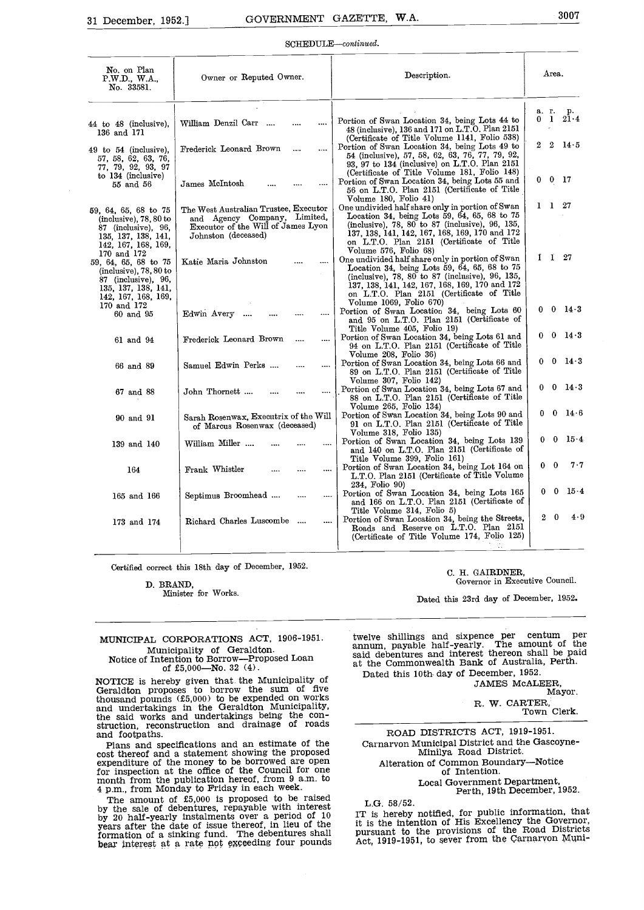SCHEDULE—*continued.*

| No. on Plan P.W.D., W.A., No. 33581. | Owner or Reputed Owner. | Description. | Area. a. r. p. |
|---|---|---|---|
| 44 to 48 (inclusive), 136 and 171 | William Denzil Carr | Portion of Swan Location 34, being Lots 44 to 48 (inclusive), 136 and 171 on L.T.O. Plan 2151 (Certificate of Title Volume 1141, Folio 538) | 0 1 21·4 |
| 49 to 54 (inclusive), 57, 58, 62, 63, 76, 77, 79, 92, 93, 97 to 134 (inclusive) | Frederick Leonard Brown | Portion of Swan Location 34, being Lots 49 to 54 (inclusive), 57, 58, 62, 63, 76, 77, 79, 92, 93, 97 to 134 (inclusive) on L.T.O. Plan 2151 (Certificate of Title Volume 181, Folio 148) | 2 2 14·5 |
| 55 and 56 | James McIntosh | Portion of Swan Location 34, being Lots 55 and 56 on L.T.O. Plan 2151 (Certificate of Title Volume 180, Folio 41) | 0 0 17 |
| 59, 64, 65, 68 to 75 (inclusive), 78, 80 to 87 (inclusive), 96, 135, 137, 138, 141, 142, 167, 168, 169, 170 and 172 | The West Australian Trustee, Executor and Agency Company, Limited, Executor of the Will of James Lyon Johnston (deceased) | One undivided half share only in portion of Swan Location 34, being Lots 59, 64, 65, 68 to 75 (inclusive), 78, 80 to 87 (inclusive), 96, 135, 137, 138, 141, 142, 167, 168, 169, 170 and 172 on L.T.O. Plan 2151 (Certificate of Title Volume 576, Folio 68) | 1 1 27 |
| 59, 64, 65, 68 to 75 (inclusive), 78, 80 to 87 (inclusive), 96, 135, 137, 138, 141, 142, 167, 168, 169, 170 and 172 | Katie Maria Johnston | One undivided half share only in portion of Swan Location 34, being Lots 59, 64, 65, 68 to 75 (inclusive), 78, 80 to 87 (inclusive), 96, 135, 137, 138, 141, 142, 167, 168, 169, 170 and 172 on L.T.O. Plan 2151 (Certificate of Title Volume 1069, Folio 670) | 1 1 27 |
| 60 and 95 | Edwin Avery | Portion of Swan Location 34, being Lots 60 and 95 on L.T.O. Plan 2151 (Certificate of Title Volume 405, Folio 19) | 0 0 14·3 |
| 61 and 94 | Frederick Leonard Brown | Portion of Swan Location 34, being Lots 61 and 94 on L.T.O. Plan 2151 (Certificate of Title Volume 208, Folio 36) | 0 0 14·3 |
| 66 and 89 | Samuel Edwin Perks | Portion of Swan Location 34, being Lots 66 and 89 on L.T.O. Plan 2151 (Certificate of Title Volume 307, Folio 142) | 0 0 14·3 |
| 67 and 88 | John Thornett | Portion of Swan Location 34, being Lots 67 and 88 on L.T.O. Plan 2151 (Certificate of Title Volume 265, Folio 134) | 0 0 14·3 |
| 90 and 91 | Sarah Rosenwax, Executrix of the Will of Marcus Rosenwax (deceased) | Portion of Swan Location 34, being Lots 90 and 91 on L.T.O. Plan 2151 (Certificate of Title Volume 318, Folio 135) | 0 0 14·6 |
| 139 and 140 | William Miller | Portion of Swan Location 34, being Lots 139 and 140 on L.T.O. Plan 2151 (Certificate of Title Volume 399, Folio 161) | 0 0 15·4 |
| 164 | Frank Whistler | Portion of Swan Location 34, being Lot 164 on L.T.O. Plan 2151 (Certificate of Title Volume 234, Folio 90) | 0 0 7·7 |
| 165 and 166 | Septimus Broomhead | Portion of Swan Location 34, being Lots 165 and 166 on L.T.O. Plan 2151 (Certificate of Title Volume 314, Folio 5) | 0 0 15·4 |
| 173 and 174 | Richard Charles Luscombe | Portion of Swan Location 34, being the Streets, Roads and Reserve on L.T.O. Plan 2151 (Certificate of Title Volume 174, Folio 125) | 2 0 4·9 |

Certified correct this 18th day of December, 1952.

D. BRAND,
Minister for Works.

C. H. GAIRDNER,
Governor in Executive Council.

Dated this 23rd day of December, 1952.

---

## MUNICIPAL CORPORATIONS ACT, 1906-1951.

Municipality of Geraldton.

Notice of Intention to Borrow—Proposed Loan of £5,000—No. 32 (4).

NOTICE is hereby given that the Municipality of Geraldton proposes to borrow the sum of five thousand pounds (£5,000) to be expended on works and undertakings in the Geraldton Municipality, the said works and undertakings being the construction, reconstruction and drainage of roads and footpaths.

Plans and specifications and an estimate of the cost thereof and a statement showing the proposed expenditure of the money to be borrowed are open for inspection at the office of the Council for one month from the publication hereof, from 9 a.m. to 4 p.m., from Monday to Friday in each week.

The amount of £5,000 is proposed to be raised by the sale of debentures, repayable with interest by 20 half-yearly instalments over a period of 10 years after the date of issue thereof, in lieu of the formation of a sinking fund. The debentures shall bear interest at a rate not exceeding four pounds twelve shillings and sixpence per centum per annum, payable half-yearly. The amount of the said debentures and interest thereon shall be paid at the Commonwealth Bank of Australia, Perth.

Dated this 10th day of December, 1952.

JAMES McALEER,
Mayor.

R. W. CARTER,
Town Clerk.

---

## ROAD DISTRICTS ACT, 1919-1951.

Carnarvon Municipal District and the Gascoyne-Minilya Road District.

Alteration of Common Boundary—Notice of Intention.

Local Government Department,
Perth, 19th December, 1952.

L.G. 58/52.

IT is hereby notified, for public information, that it is the intention of His Excellency the Governor, pursuant to the provisions of the Road Districts Act, 1919-1951, to sever from the Carnarvon Muni-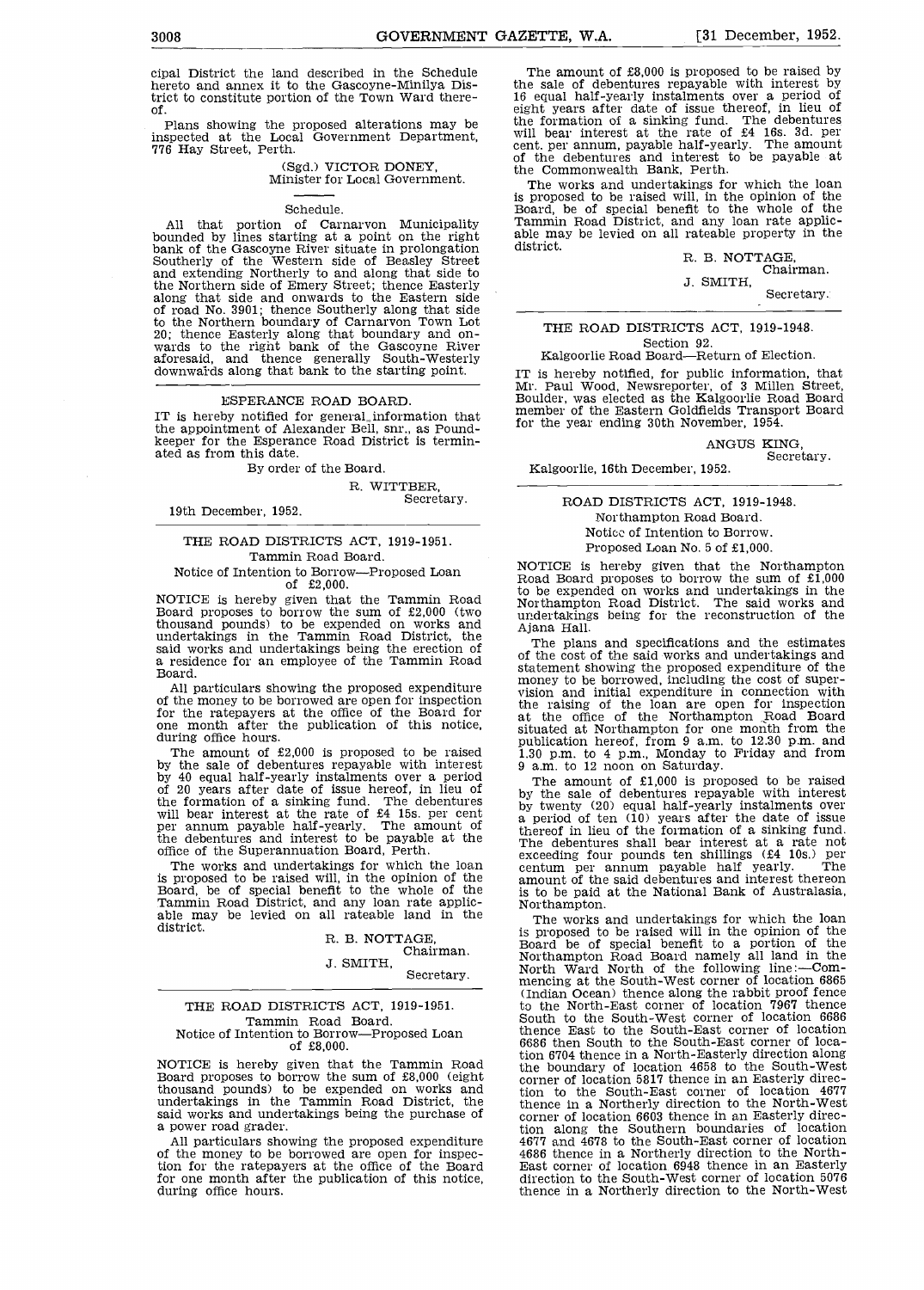cipal District the land described in the Schedule hereto and annex it to the Gascoyne-Minilya District to constitute portion of the Town Ward thereof.

Plans showing the proposed alterations may be inspected at the Local Government Department, 776 Hay Street, Perth.

(Sgd.) VICTOR DONEY,
Minister for Local Government.

Schedule.

All that portion of Carnarvon Municipality bounded by lines starting at a point on the right bank of the Gascoyne River situate in prolongation Southerly of the Western side of Beasley Street and extending Northerly to and along that side to the Northern side of Emery Street; thence Easterly along that side and onwards to the Eastern side of road No. 3901; thence Southerly along that side to the Northern boundary of Carnarvon Town Lot 20; thence Easterly along that boundary and onwards to the right bank of the Gascoyne River aforesaid, and thence generally South-Westerly downwards along that bank to the starting point.

---

ESPERANCE ROAD BOARD.

IT is hereby notified for general information that the appointment of Alexander Bell, snr., as Poundkeeper for the Esperance Road District is terminated as from this date.

By order of the Board.

R. WITTBER,
Secretary.

19th December, 1952.

---

THE ROAD DISTRICTS ACT, 1919-1951.

Tammin Road Board.

Notice of Intention to Borrow—Proposed Loan of £2,000.

NOTICE is hereby given that the Tammin Road Board proposes to borrow the sum of £2,000 (two thousand pounds) to be expended on works and undertakings in the Tammin Road District, the said works and undertakings being the erection of a residence for an employee of the Tammin Road Board.

All particulars showing the proposed expenditure of the money to be borrowed are open for inspection for the ratepayers at the office of the Board for one month after the publication of this notice, during office hours.

The amount of £2,000 is proposed to be raised by the sale of debentures repayable with interest by 40 equal half-yearly instalments over a period of 20 years after date of issue hereof, in lieu of the formation of a sinking fund. The debentures will bear interest at the rate of £4 15s. per cent per annum payable half-yearly. The amount of the debentures and interest to be payable at the office of the Superannuation Board, Perth.

The works and undertakings for which the loan is proposed to be raised will, in the opinion of the Board, be of special benefit to the whole of the Tammin Road District, and any loan rate applicable may be levied on all rateable land in the district.

R. B. NOTTAGE,
Chairman.
J. SMITH,
Secretary.

---

THE ROAD DISTRICTS ACT, 1919-1951.

Tammin Road Board.

Notice of Intention to Borrow—Proposed Loan of £8,000.

NOTICE is hereby given that the Tammin Road Board proposes to borrow the sum of £8,000 (eight thousand pounds) to be expended on works and undertakings in the Tammin Road District, the said works and undertakings being the purchase of a power road grader.

All particulars showing the proposed expenditure of the money to be borrowed are open for inspection for the ratepayers at the office of the Board for one month after the publication of this notice, during office hours.

The amount of £8,000 is proposed to be raised by the sale of debentures repayable with interest by 16 equal half-yearly instalments over a period of eight years after date of issue thereof, in lieu of the formation of a sinking fund. The debentures will bear interest at the rate of £4 16s. 3d. per cent. per annum, payable half-yearly. The amount of the debentures and interest to be payable at the Commonwealth Bank, Perth.

The works and undertakings for which the loan is proposed to be raised will, in the opinion of the Board, be of special benefit to the whole of the Tammin Road District, and any loan rate applicable may be levied on all rateable property in the district.

R. B. NOTTAGE,
Chairman.
J. SMITH,
Secretary.

---

THE ROAD DISTRICTS ACT, 1919-1948.

Section 92.

Kalgoorlie Road Board—Return of Election.

IT is hereby notified, for public information, that Mr. Paul Wood, Newsreporter, of 3 Millen Street, Boulder, was elected as the Kalgoorlie Road Board member of the Eastern Goldfields Transport Board for the year ending 30th November, 1954.

ANGUS KING,
Secretary.

Kalgoorlie, 16th December, 1952.

---

ROAD DISTRICTS ACT, 1919-1948.

Northampton Road Board.

Notice of Intention to Borrow.

Proposed Loan No. 5 of £1,000.

NOTICE is hereby given that the Northampton Road Board proposes to borrow the sum of £1,000 to be expended on works and undertakings in the Northampton Road District. The said works and undertakings being for the reconstruction of the Ajana Hall.

The plans and specifications and the estimates of the cost of the said works and undertakings and statement showing the proposed expenditure of the money to be borrowed, including the cost of supervision and initial expenditure in connection with the raising of the loan are open for inspection at the office of the Northampton Road Board situated at Northampton for one month from the publication hereof, from 9 a.m. to 12.30 p.m. and 1.30 p.m. to 4 p.m., Monday to Friday and from 9 a.m. to 12 noon on Saturday.

The amount of £1,000 is proposed to be raised by the sale of debentures repayable with interest by twenty (20) equal half-yearly instalments over a period of ten (10) years after the date of issue thereof in lieu of the formation of a sinking fund. The debentures shall bear interest at a rate not exceeding four pounds ten shillings (£4 10s.) per centum per annum payable half yearly. The amount of the said debentures and interest thereon is to be paid at the National Bank of Australasia, Northampton.

The works and undertakings for which the loan is proposed to be raised will in the opinion of the Board be of special benefit to a portion of the Northampton Road Board namely all land in the North Ward North of the following line:—Commencing at the South-West corner of location 6865 (Indian Ocean) thence along the rabbit proof fence to the North-East corner of location 7967 thence South to the South-West corner of location 6686 thence East to the South-East corner of location 6686 then South to the South-East corner of location 6704 thence in a North-Easterly direction along the boundary of location 4658 to the South-West corner of location 5817 thence in an Easterly direction to the South-East corner of location 4677 thence in a Northerly direction to the North-West corner of location 6603 thence in an Easterly direction along the Southern boundaries of location 4677 and 4678 to the South-East corner of location 4686 thence in a Northerly direction to the North-East corner of location 6948 thence in an Easterly direction to the South-West corner of location 5076 thence in a Northerly direction to the North-West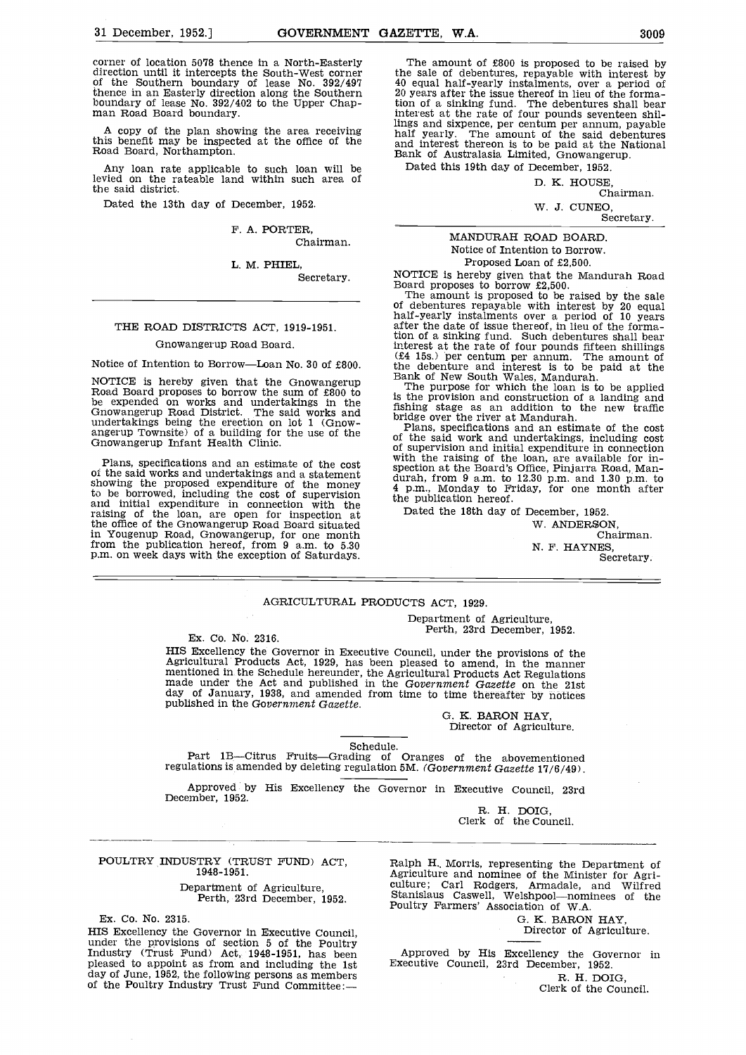corner of location 5078 thence in a North-Easterly direction until it intercepts the South-West corner of the Southern boundary of lease No. 392/497 thence in an Easterly direction along the Southern boundary of lease No. 392/402 to the Upper Chapman Road Board boundary.

A copy of the plan showing the area receiving this benefit may be inspected at the office of the Road Board, Northampton.

Any loan rate applicable to such loan will be levied on the rateable land within such area of the said district.

Dated the 13th day of December, 1952.

F. A. PORTER,
Chairman.

L. M. PHIEL,
Secretary.

---

## THE ROAD DISTRICTS ACT, 1919-1951.

### Gnowangerup Road Board.

Notice of Intention to Borrow—Loan No. 30 of £800.

NOTICE is hereby given that the Gnowangerup Road Board proposes to borrow the sum of £800 to be expended on works and undertakings in the Gnowangerup Road District. The said works and undertakings being the erection on lot 1 (Gnowangerup Townsite) of a building for the use of the Gnowangerup Infant Health Clinic.

Plans, specifications and an estimate of the cost of the said works and undertakings and a statement showing the proposed expenditure of the money to be borrowed, including the cost of supervision and initial expenditure in connection with the raising of the loan, are open for inspection at the office of the Gnowangerup Road Board situated in Yougenup Road, Gnowangerup, for one month from the publication hereof, from 9 a.m. to 5.30 p.m. on week days with the exception of Saturdays.

The amount of £800 is proposed to be raised by the sale of debentures, repayable with interest by 40 equal half-yearly instalments, over a period of 20 years after the issue thereof in lieu of the formation of a sinking fund. The debentures shall bear interest at the rate of four pounds seventeen shillings and sixpence, per centum per annum, payable half yearly. The amount of the said debentures and interest thereon is to be paid at the National Bank of Australasia Limited, Gnowangerup.

Dated this 19th day of December, 1952.

D. K. HOUSE,
Chairman.

W. J. CUNEO,
Secretary.

---

## MANDURAH ROAD BOARD.

### Notice of Intention to Borrow.

Proposed Loan of £2,500.

NOTICE is hereby given that the Mandurah Road Board proposes to borrow £2,500.

The amount is proposed to be raised by the sale of debentures repayable with interest by 20 equal half-yearly instalments over a period of 10 years after the date of issue thereof, in lieu of the formation of a sinking fund. Such debentures shall bear interest at the rate of four pounds fifteen shillings (£4 15s.) per centum per annum. The amount of the debenture and interest is to be paid at the Bank of New South Wales, Mandurah.

The purpose for which the loan is to be applied is the provision and construction of a landing and fishing stage as an addition to the new traffic bridge over the river at Mandurah.

Plans, specifications and an estimate of the cost of the said work and undertakings, including cost of supervision and initial expenditure in connection with the raising of the loan, are available for inspection at the Board's Office, Pinjarra Road, Mandurah, from 9 a.m. to 12.30 p.m. and 1.30 p.m. to 4 p.m., Monday to Friday, for one month after the publication hereof.

Dated the 18th day of December, 1952.

W. ANDERSON,
Chairman.

N. F. HAYNES,
Secretary.

---

## AGRICULTURAL PRODUCTS ACT, 1929.

Department of Agriculture,
Perth, 23rd December, 1952.

Ex. Co. No. 2316.

HIS Excellency the Governor in Executive Council, under the provisions of the Agricultural Products Act, 1929, has been pleased to amend, in the manner mentioned in the Schedule hereunder, the Agricultural Products Act Regulations made under the Act and published in the *Government Gazette* on the 21st day of January, 1938, and amended from time to time thereafter by notices published in the *Government Gazette*.

G. K. BARON HAY,
Director of Agriculture.

Schedule.

Part 1B—Citrus Fruits—Grading of Oranges of the abovementioned regulations is amended by deleting regulation 5M. (*Government Gazette* 17/6/49).

Approved by His Excellency the Governor in Executive Council, 23rd December, 1952.

R. H. DOIG,
Clerk of the Council.

---

## POULTRY INDUSTRY (TRUST FUND) ACT, 1948-1951.

Department of Agriculture,
Perth, 23rd December, 1952.

Ex. Co. No. 2315.

HIS Excellency the Governor in Executive Council, under the provisions of section 5 of the Poultry Industry (Trust Fund) Act, 1948-1951, has been pleased to appoint as from and including the 1st day of June, 1952, the following persons as members of the Poultry Industry Trust Fund Committee:—

Ralph H. Morris, representing the Department of Agriculture and nominee of the Minister for Agriculture; Carl Rodgers, Armadale, and Wilfred Stanislaus Caswell, Welshpool—nominees of the Poultry Farmers' Association of W.A.

G. K. BARON HAY,
Director of Agriculture.

Approved by His Excellency the Governor in Executive Council, 23rd December, 1952.

R. H. DOIG,
Clerk of the Council.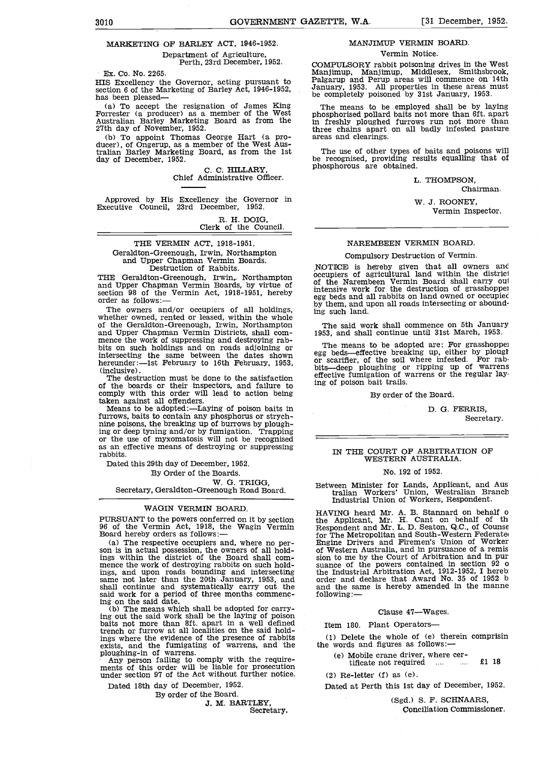## MARKETING OF BARLEY ACT, 1946-1952.

Department of Agriculture,
Perth, 23rd December, 1952.

Ex. Co. No. 2265.

HIS Excellency the Governor, acting pursuant to section 6 of the Marketing of Barley Act, 1946-1952, has been pleased—

(a) To accept the resignation of James King Forrester (a producer) as a member of the West Australian Barley Marketing Board as from the 27th day of November, 1952.

(b) To appoint Thomas George Hart (a producer), of Ongerup, as a member of the West Australian Barley Marketing Board, as from the 1st day of December, 1952.

C. C. HILLARY,
Chief Administrative Officer.

Approved by His Excellency the Governor in Executive Council, 23rd December, 1952.

R. H. DOIG,
Clerk of the Council.

---

## THE VERMIN ACT, 1918-1951.

Geraldton-Greenough, Irwin, Northampton and Upper Chapman Vermin Boards.

Destruction of Rabbits.

THE Geraldton-Greenough, Irwin, Northampton and Upper Chapman Vermin Boards, by virtue of section 98 of the Vermin Act, 1918-1951, hereby order as follows:—

The owners and/or occupiers of all holdings, whether owned, rented or leased, within the whole of the Geraldton-Greenough, Irwin, Northampton and Upper Chapman Vermin Districts, shall commence the work of suppressing and destroying rabbits on such holdings and on roads adjoining or intersecting the same between the dates shown hereunder:—1st February to 16th February, 1953, (inclusive).

The destruction must be done to the satisfaction of the boards or their inspectors, and failure to comply with this order will lead to action being taken against all offenders.

Means to be adopted:—Laying of poison baits in furrows, baits to contain any phosphorus or strychnine poisons, the breaking up of burrows by ploughing or deep tyning and/or by fumigation. Trapping or the use of myxomatosis will not be recognised as an effective means of destroying or suppressing rabbits.

Dated this 29th day of December, 1952.

By Order of the Boards.

W. G. TRIGG,
Secretary, Geraldton-Greenough Road Board.

---

## WAGIN VERMIN BOARD.

PURSUANT to the powers conferred on it by section 96 of the Vermin Act, 1918, the Wagin Vermin Board hereby orders as follows:—

(a) The respective occupiers and, where no person is in actual possession, the owners of all holdings within the district of the Board shall commence the work of destroying rabbits on such holdings, and upon roads bounding and intersecting same not later than the 20th January, 1953, and shall continue and systematically carry out the said work for a period of three months commencing on the said date.

(b) The means which shall be adopted for carrying out the said work shall be the laying of poison baits not more than 8ft. apart in a well defined trench or furrow at all localities on the said holdings where the evidence of the presence of rabbits exists, and the fumigating of warrens, and the ploughing-in of warrens.

Any person failing to comply with the requirements of this order will be liable for prosecution under section 97 of the Act without further notice.

Dated 18th day of December, 1952.

By order of the Board.

J. M. BARTLEY,
Secretary.

---

## MANJIMUP VERMIN BOARD.

Vermin Notice.

COMPULSORY rabbit poisoning drives in the West Manjimup, Manjimup, Middlesex, Smithsbrook, Palgarup and Perup areas will commence on 14th January, 1953. All properties in these areas must be completely poisoned by 31st January, 1953.

The means to be employed shall be by laying phosphorised pollard baits not more than 6ft. apart in freshly ploughed furrows run not more than three chains apart on all badly infested pasture areas and clearings.

The use of other types of baits and poisons will be recognised, providing results equalling that of phosphorous are obtained.

L. THOMPSON,
Chairman.

W. J. ROONEY,
Vermin Inspector.

---

## NAREMBEEN VERMIN BOARD.

Compulsory Destruction of Vermin.

NOTICE is hereby given that all owners and occupiers of agricultural land within the district of the Narembeen Vermin Board shall carry out intensive work for the destruction of grasshopper egg beds and all rabbits on land owned or occupied by them, and upon all roads intersecting or abounding such land.

The said work shall commence on 5th January 1953, and shall continue until 31st March, 1953.

The means to be adopted are: For grasshopper egg beds—effective breaking up, either by plough or scarifier, of the soil where infested. For rabbits—deep ploughing or ripping up of warrens effective fumigation of warrens or the regular laying of poison bait trails.

By order of the Board.

D. G. FERRIS,
Secretary.

---

## IN THE COURT OF ARBITRATION OF WESTERN AUSTRALIA.

No. 192 of 1952.

Between Minister for Lands, Applicant, and Australian Workers' Union, Westralian Branch Industrial Union of Workers, Respondent.

HAVING heard Mr. A. B. Stannard on behalf of the Applicant, Mr. H. Cant on behalf of the Respondent and Mr. L. D. Seaton, Q.C., of Counsel for The Metropolitan and South-Western Federated Engine Drivers and Firemen's Union of Workers of Western Australia, and in pursuance of a remission to me by the Court of Arbitration and in pursuance of the powers contained in section 92 of the Industrial Arbitration Act, 1912-1952, I hereby order and declare that Award No. 35 of 1952 be and the same is hereby amended in the manner following:—

Clause 47—Wages.

Item 180. Plant Operators—

(1) Delete the whole of (e) therein comprising the words and figures as follows:—

(e) Mobile crane driver, where certificate not required .... .... £1 18

(2) Re-letter (f) as (e).

Dated at Perth this 1st day of December, 1952.

(Sgd.) S. F. SCHNAARS,
Conciliation Commissioner.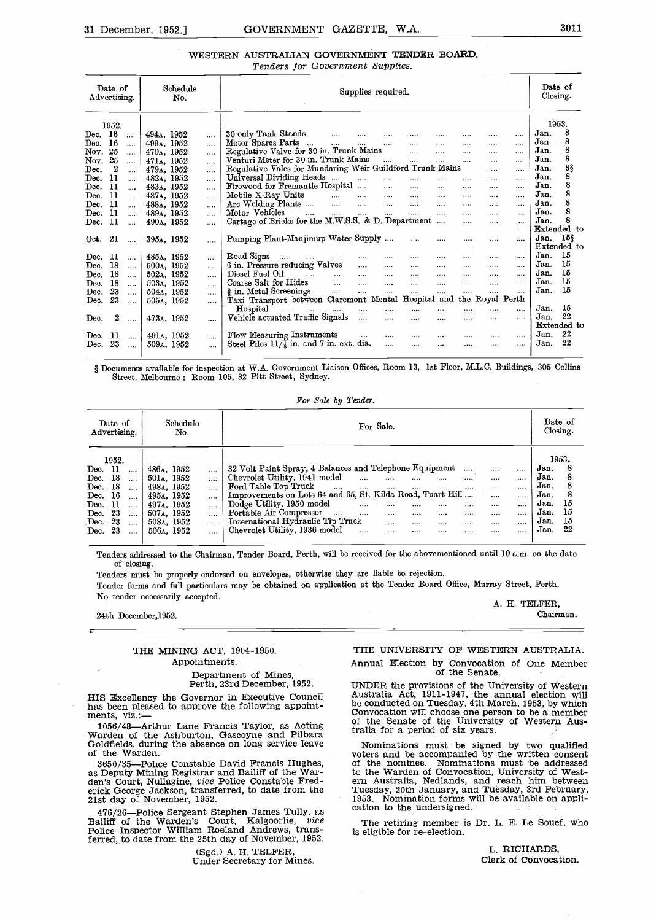## WESTERN AUSTRALIAN GOVERNMENT TENDER BOARD.

*Tenders for Government Supplies.*

| Date of Advertising. | Schedule No. | Supplies required. | Date of Closing. |
|---|---|---|---|
| 1952. | | | 1953. |
| Dec. 16 | 494A, 1952 | 30 only Tank Stands | Jan. 8 |
| Dec. 16 | 499A, 1952 | Motor Spares Parts | Jan 8 |
| Nov. 25 | 470A, 1952 | Regulative Valve for 30 in. Trunk Mains | Jan. 8 |
| Nov. 25 | 471A, 1952 | Venturi Meter for 30 in. Trunk Mains | Jan. 8 |
| Dec. 2 | 479A, 1952 | Regulative Vales for Mundaring Weir-Guildford Trunk Mains | Jan. 8§ |
| Dec. 11 | 482A, 1952 | Universal Dividing Heads | Jan. 8 |
| Dec. 11 | 483A, 1952 | Firewood for Fremantle Hospital | Jan. 8 |
| Dec. 11 | 487A, 1952 | Mobile X-Ray Units | Jan. 8 |
| Dec. 11 | 488A, 1952 | Arc Welding Plants | Jan. 8 |
| Dec. 11 | 489A, 1952 | Motor Vehicles | Jan. 8 |
| Dec. 11 | 490A, 1952 | Cartage of Bricks for the M.W.S.S. & D. Department | Jan. 8 |
| Oct. 21 | 395A, 1952 | Pumping Plant-Manjimup Water Supply | Extended to Jan. 15§ |
| Dec. 11 | 485A, 1952 | Road Signs | Extended to Jan. 15 |
| Dec. 18 | 500A, 1952 | 6 in. Pressure reducing Valves | Jan. 15 |
| Dec. 18 | 502A, 1952 | Diesel Fuel Oil | Jan. 15 |
| Dec. 18 | 503A, 1952 | Coarse Salt for Hides | Jan. 15 |
| Dec. 23 | 504A, 1952 | ⅝ in. Metal Screenings | Jan. 15 |
| Dec. 23 | 505A, 1952 | Taxi Transport between Claremont Mental Hospital and the Royal Perth Hospital | Jan. 15 |
| Dec. 2 | 473A, 1952 | Vehicle actuated Traffic Signals | Jan. 22 |
| Dec. 11 | 491A, 1952 | Flow Measuring Instruments | Extended to Jan. 22 |
| Dec. 23 | 509A, 1952 | Steel Piles 11/⅛ in. and 7 in. ext. dia. | Jan. 22 |

§ Documents available for inspection at W.A. Government Liaison Offices, Room 13, 1st Floor, M.L.C. Buildings, 305 Collins Street, Melbourne; Room 105, 82 Pitt Street, Sydney.

*For Sale by Tender.*

| Date of Advertising. | Schedule No. | For Sale. | Date of Closing. |
|---|---|---|---|
| 1952. | | | 1953. |
| Dec. 11 | 486A, 1952 | 32 Volt Paint Spray, 4 Balances and Telephone Equipment | Jan. 8 |
| Dec. 18 | 501A, 1952 | Chevrolet Utility, 1941 model | Jan. 8 |
| Dec. 18 | 498A, 1952 | Ford Table Top Truck | Jan. 8 |
| Dec. 16 | 495A, 1952 | Improvements on Lots 64 and 65, St. Kilda Road, Tuart Hill | Jan. 8 |
| Dec. 11 | 497A, 1952 | Dodge Utility, 1950 model | Jan. 15 |
| Dec. 23 | 507A, 1952 | Portable Air Compressor | Jan. 15 |
| Dec. 23 | 508A, 1952 | International Hydraulic Tip Truck | Jan. 15 |
| Dec. 23 | 506A, 1952 | Chevrolet Utility, 1936 model | Jan. 22 |

Tenders addressed to the Chairman, Tender Board, Perth, will be received for the abovementioned until 10 a.m. on the date of closing.

Tenders must be properly endorsed on envelopes, otherwise they are liable to rejection.

Tender forms and full particulars may be obtained on application at the Tender Board Office, Murray Street, Perth.

No tender necessarily accepted.

A. H. TELFER,
Chairman.

24th December, 1952.

---

## THE MINING ACT, 1904-1950.

### Appointments.

Department of Mines,
Perth, 23rd December, 1952.

HIS Excellency the Governor in Executive Council has been pleased to approve the following appointments, viz.:—

1056/48—Arthur Lane Francis Taylor, as Acting Warden of the Ashburton, Gascoyne and Pilbara Goldfields, during the absence on long service leave of the Warden.

3650/35—Police Constable David Francis Hughes, as Deputy Mining Registrar and Bailiff of the Warden's Court, Nullagine, *vice* Police Constable Frederick George Jackson, transferred, to date from the 21st day of November, 1952.

476/26—Police Sergeant Stephen James Tully, as Bailiff of the Warden's Court, Kalgoorlie, *vice* Police Inspector William Roeland Andrews, transferred, to date from the 25th day of November, 1952.

(Sgd.) A. H. TELFER,
Under Secretary for Mines.

## THE UNIVERSITY OF WESTERN AUSTRALIA.

### Annual Election by Convocation of One Member of the Senate.

UNDER the provisions of the University of Western Australia Act, 1911-1947, the annual election will be conducted on Tuesday, 4th March, 1953, by which Convocation will choose one person to be a member of the Senate of the University of Western Australia for a period of six years.

Nominations must be signed by two qualified voters and be accompanied by the written consent of the nominee. Nominations must be addressed to the Warden of Convocation, University of Western Australia, Nedlands, and reach him between Tuesday, 20th January, and Tuesday, 3rd February, 1953. Nomination forms will be available on application to the undersigned.

The retiring member is Dr. L. E. Le Souef, who is eligible for re-election.

L. RICHARDS,
Clerk of Convocation.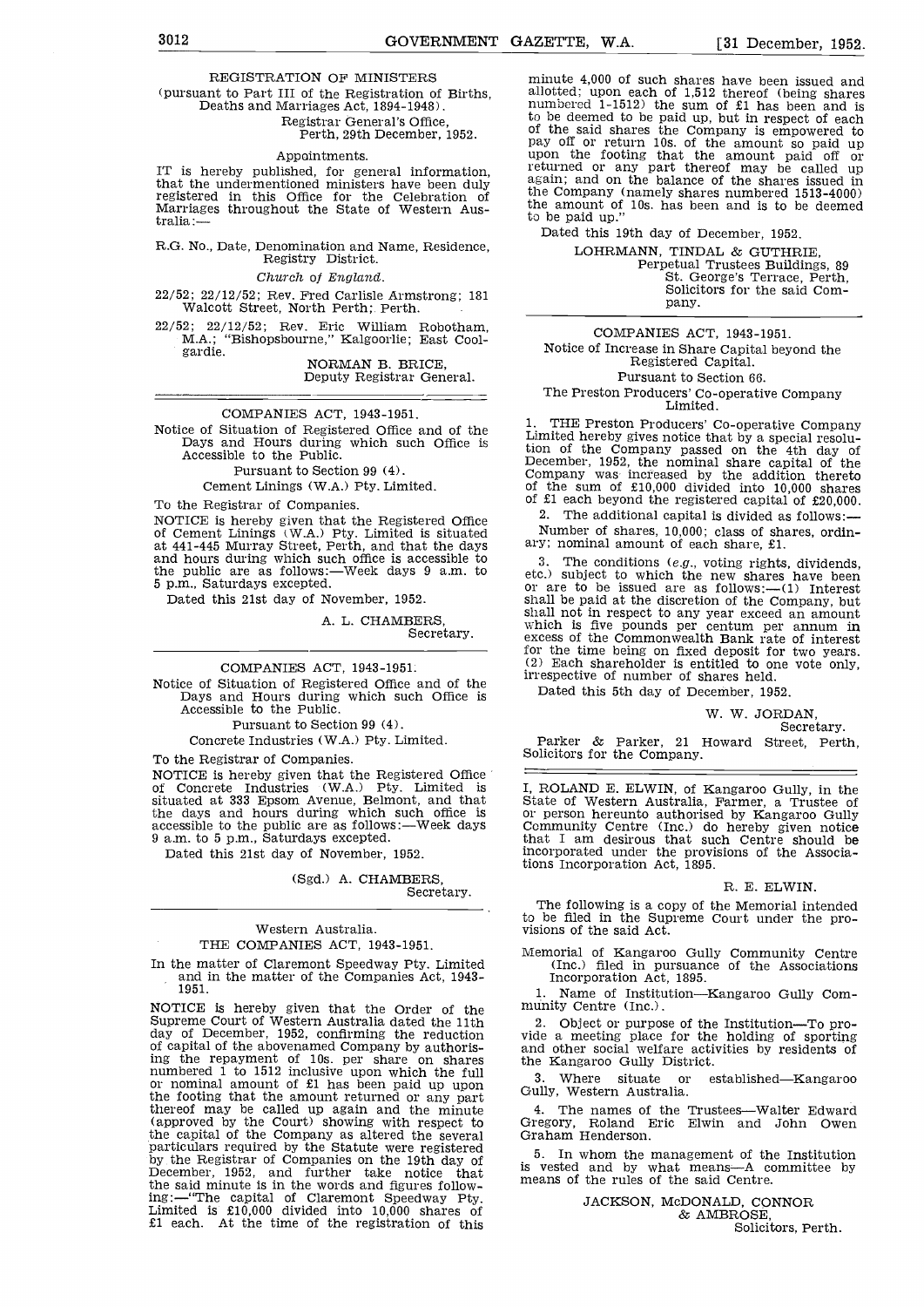## REGISTRATION OF MINISTERS

(pursuant to Part III of the Registration of Births, Deaths and Marriages Act, 1894-1948).

Registrar General's Office,
Perth, 29th December, 1952.

### Appointments.

IT is hereby published, for general information, that the undermentioned ministers have been duly registered in this Office for the Celebration of Marriages throughout the State of Western Australia:—

R.G. No., Date, Denomination and Name, Residence, Registry District.

*Church of England.*

22/52; 22/12/52; Rev. Fred Carlisle Armstrong; 181 Walcott Street, North Perth; Perth.

22/52; 22/12/52; Rev. Eric William Robotham, M.A.; "Bishopsbourne," Kalgoorlie; East Coolgardie.

NORMAN B. BRICE,
Deputy Registrar General.

---

## COMPANIES ACT, 1943-1951.

Notice of Situation of Registered Office and of the Days and Hours during which such Office is Accessible to the Public.

Pursuant to Section 99 (4).

Cement Linings (W.A.) Pty. Limited.

To the Registrar of Companies.

NOTICE is hereby given that the Registered Office of Cement Linings (W.A.) Pty. Limited is situated at 441-445 Murray Street, Perth, and that the days and hours during which such office is accessible to the public are as follows:—Week days 9 a.m. to 5 p.m., Saturdays excepted.

Dated this 21st day of November, 1952.

A. L. CHAMBERS,
Secretary.

---

## COMPANIES ACT, 1943-1951.

Notice of Situation of Registered Office and of the Days and Hours during which such Office is Accessible to the Public.

Pursuant to Section 99 (4).

Concrete Industries (W.A.) Pty. Limited.

To the Registrar of Companies.

NOTICE is hereby given that the Registered Office of Concrete Industries (W.A.) Pty. Limited is situated at 333 Epsom Avenue, Belmont, and that the days and hours during which such office is accessible to the public are as follows:—Week days 9 a.m. to 5 p.m., Saturdays excepted.

Dated this 21st day of November, 1952.

(Sgd.) A. CHAMBERS,
Secretary.

---

Western Australia.

## THE COMPANIES ACT, 1943-1951.

In the matter of Claremont Speedway Pty. Limited and in the matter of the Companies Act, 1943-1951.

NOTICE is hereby given that the Order of the Supreme Court of Western Australia dated the 11th day of December, 1952, confirming the reduction of capital of the abovenamed Company by authorising the repayment of 10s. per share on shares numbered 1 to 1512 inclusive upon which the full or nominal amount of £1 has been paid up upon the footing that the amount returned or any part thereof may be called up again and the minute (approved by the Court) showing with respect to the capital of the Company as altered the several particulars required by the Statute were registered by the Registrar of Companies on the 19th day of December, 1952, and further take notice that the said minute is in the words and figures following:—"The capital of Claremont Speedway Pty. Limited is £10,000 divided into 10,000 shares of £1 each. At the time of the registration of this minute 4,000 of such shares have been issued and allotted; upon each of 1,512 thereof (being shares numbered 1-1512) the sum of £1 has been and is to be deemed to be paid up, but in respect of each of the said shares the Company is empowered to pay off or return 10s. of the amount so paid up upon the footing that the amount paid off or returned or any part thereof may be called up again; and on the balance of the shares issued in the Company (namely shares numbered 1513-4000) the amount of 10s. has been and is to be deemed to be paid up."

Dated this 19th day of December, 1952.

LOHRMANN, TINDAL & GUTHRIE,
Perpetual Trustees Buildings, 89 St. George's Terrace, Perth,
Solicitors for the said Company.

---

## COMPANIES ACT, 1943-1951.

Notice of Increase in Share Capital beyond the Registered Capital.

Pursuant to Section 66.

The Preston Producers' Co-operative Company Limited.

1. THE Preston Producers' Co-operative Company Limited hereby gives notice that by a special resolution of the Company passed on the 4th day of December, 1952, the nominal share capital of the Company was increased by the addition thereto of the sum of £10,000 divided into 10,000 shares of £1 each beyond the registered capital of £20,000.

2. The additional capital is divided as follows:—Number of shares, 10,000; class of shares, ordinary; nominal amount of each share, £1.

3. The conditions (*e.g.*, voting rights, dividends, etc.) subject to which the new shares have been or are to be issued are as follows:—(1) Interest shall be paid at the discretion of the Company, but shall not in respect to any year exceed an amount which is five pounds per centum per annum in excess of the Commonwealth Bank rate of interest for the time being on fixed deposit for two years. (2) Each shareholder is entitled to one vote only, irrespective of number of shares held.

Dated this 5th day of December, 1952.

W. W. JORDAN,
Secretary.

Parker & Parker, 21 Howard Street, Perth, Solicitors for the Company.

---

I, ROLAND E. ELWIN, of Kangaroo Gully, in the State of Western Australia, Farmer, a Trustee of or person hereunto authorised by Kangaroo Gully Community Centre (Inc.) do hereby given notice that I am desirous that such Centre should be incorporated under the provisions of the Associations Incorporation Act, 1895.

R. E. ELWIN.

The following is a copy of the Memorial intended to be filed in the Supreme Court under the provisions of the said Act.

Memorial of Kangaroo Gully Community Centre (Inc.) filed in pursuance of the Associations Incorporation Act, 1895.

1. Name of Institution—Kangaroo Gully Community Centre (Inc.).

2. Object or purpose of the Institution—To provide a meeting place for the holding of sporting and other social welfare activities by residents of the Kangaroo Gully District.

3. Where situate or established—Kangaroo Gully, Western Australia.

4. The names of the Trustees—Walter Edward Gregory, Roland Eric Elwin and John Owen Graham Henderson.

5. In whom the management of the Institution is vested and by what means—A committee by means of the rules of the said Centre.

JACKSON, McDONALD, CONNOR & AMBROSE,
Solicitors, Perth.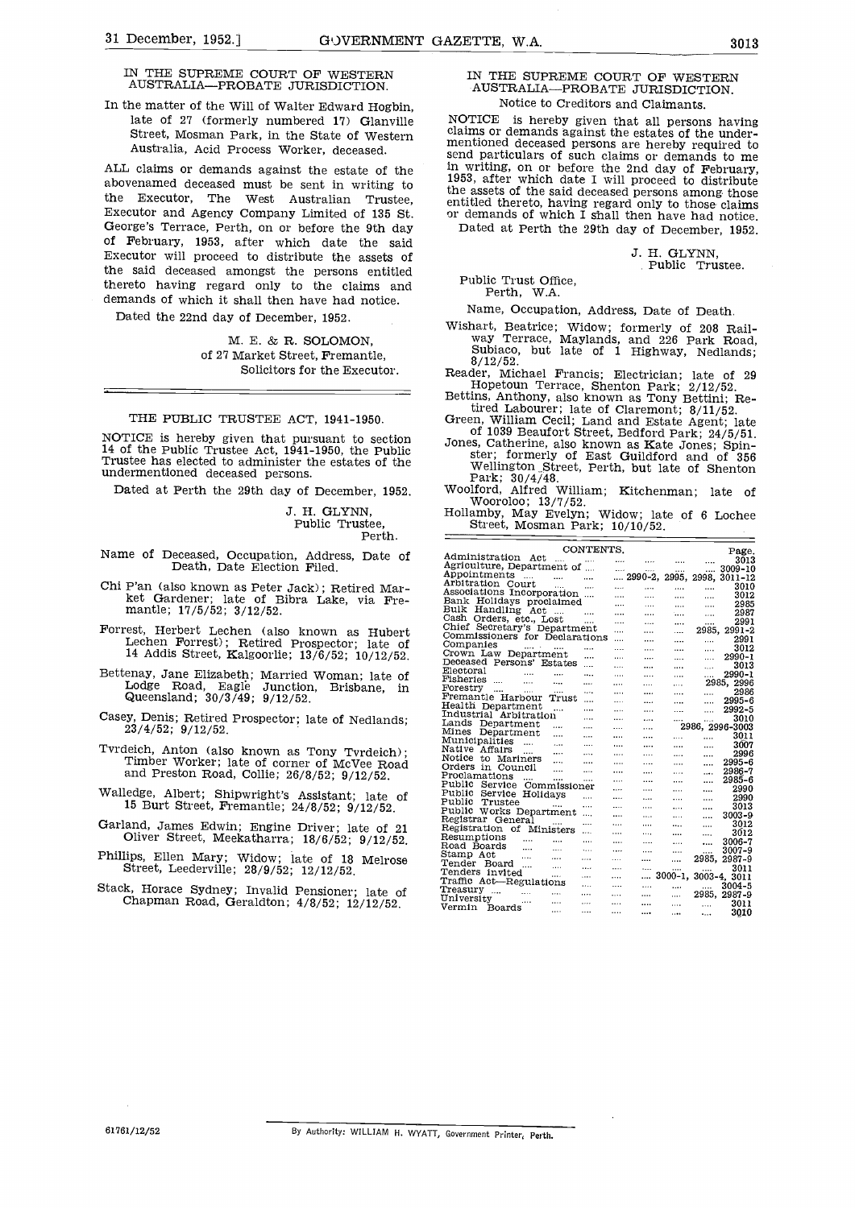## IN THE SUPREME COURT OF WESTERN AUSTRALIA—PROBATE JURISDICTION.

In the matter of the Will of Walter Edward Hogbin, late of 27 (formerly numbered 17) Glanville Street, Mosman Park, in the State of Western Australia, Acid Process Worker, deceased.

ALL claims or demands against the estate of the abovenamed deceased must be sent in writing to the Executor, The West Australian Trustee, Executor and Agency Company Limited of 135 St. George's Terrace, Perth, on or before the 9th day of February, 1953, after which date the said Executor will proceed to distribute the assets of the said deceased amongst the persons entitled thereto having regard only to the claims and demands of which it shall then have had notice.

Dated the 22nd day of December, 1952.

M. E. & R. SOLOMON,
of 27 Market Street, Fremantle,
Solicitors for the Executor.

---

## THE PUBLIC TRUSTEE ACT, 1941-1950.

NOTICE is hereby given that pursuant to section 14 of the Public Trustee Act, 1941-1950, the Public Trustee has elected to administer the estates of the undermentioned deceased persons.

Dated at Perth the 29th day of December, 1952.

J. H. GLYNN,
Public Trustee,
Perth.

Name of Deceased, Occupation, Address, Date of Death, Date Election Filed.

Chi P'an (also known as Peter Jack); Retired Market Gardener; late of Bibra Lake, via Fremantle; 17/5/52; 3/12/52.

Forrest, Herbert Lechen (also known as Hubert Lechen Forrest); Retired Prospector; late of 14 Addis Street, Kalgoorlie; 13/6/52; 10/12/52.

Bettenay, Jane Elizabeth; Married Woman; late of Lodge Road, Eagle Junction, Brisbane, in Queensland; 30/3/49; 9/12/52.

Casey, Denis; Retired Prospector; late of Nedlands; 23/4/52; 9/12/52.

Tvrdeich, Anton (also known as Tony Tvrdeich); Timber Worker; late of corner of McVee Road and Preston Road, Collie; 26/8/52; 9/12/52.

Walledge, Albert; Shipwright's Assistant; late of 15 Burt Street, Fremantle; 24/8/52; 9/12/52.

Garland, James Edwin; Engine Driver; late of 21 Oliver Street, Meekatharra; 18/6/52; 9/12/52.

Phillips, Ellen Mary; Widow; late of 18 Melrose Street, Leederville; 28/9/52; 12/12/52.

Stack, Horace Sydney; Invalid Pensioner; late of Chapman Road, Geraldton; 4/8/52; 12/12/52.

## IN THE SUPREME COURT OF WESTERN AUSTRALIA—PROBATE JURISDICTION.

Notice to Creditors and Claimants.

NOTICE is hereby given that all persons having claims or demands against the estates of the undermentioned deceased persons are hereby required to send particulars of such claims or demands to me in writing, on or before the 2nd day of February, 1953, after which date I will proceed to distribute the assets of the said deceased persons among those entitled thereto, having regard only to those claims or demands of which I shall then have had notice.

Dated at Perth the 29th day of December, 1952.

J. H. GLYNN,
Public Trustee.

Public Trust Office,
Perth, W.A.

Name, Occupation, Address, Date of Death.

Wishart, Beatrice; Widow; formerly of 208 Railway Terrace, Maylands, and 226 Park Road, Subiaco, but late of 1 Highway, Nedlands; 8/12/52.

Reader, Michael Francis; Electrician; late of 29 Hopetoun Terrace, Shenton Park; 2/12/52.

Bettins, Anthony, also known as Tony Bettini; Retired Labourer; late of Claremont; 8/11/52.

Green, William Cecil; Land and Estate Agent; late of 1039 Beaufort Street, Bedford Park; 24/5/51.

Jones, Catherine, also known as Kate Jones; Spinster; formerly of East Guildford and of 356 Wellington Street, Perth, but late of Shenton Park; 30/4/48.

Woolford, Alfred William; Kitchenman; late of Wooroloo; 13/7/52.

Hollamby, May Evelyn; Widow; late of 6 Lochee Street, Mosman Park; 10/10/52.

---

## CONTENTS.

| | Page. |
|---|---|
| Administration Act | 3013 |
| Agriculture, Department of | 3009-10 |
| Appointments | 2990-2, 2995, 2998, 3011-12 |
| Arbitration Court | 3010 |
| Associations Incorporation | 3012 |
| Bank Holidays proclaimed | 2985 |
| Bulk Handling Act | 2987 |
| Cash Orders, etc., Lost | 2991 |
| Chief Secretary's Department | 2985, 2991-2 |
| Commissioners for Declarations | 2991 |
| Companies | 3012 |
| Crown Law Department | 2990-1 |
| Deceased Persons' Estates | 3013 |
| Electoral | 2990-1 |
| Fisheries | 2985, 2996 |
| Forestry | 2986 |
| Fremantle Harbour Trust | 2995-6 |
| Health Department | 2992-5 |
| Industrial Arbitration | 3010 |
| Lands Department | 2986, 2996-3003 |
| Mines Department | 3011 |
| Municipalities | 3007 |
| Native Affairs | 2996 |
| Notice to Mariners | 2995-6 |
| Orders in Council | 2986-7 |
| Proclamations | 2985-6 |
| Public Service Commissioner | 2990 |
| Public Service Holidays | 2990 |
| Public Trustee | 3013 |
| Public Works Department | 3003-9 |
| Registrar General | 3012 |
| Registration of Ministers | 3012 |
| Resumptions | 3006-7 |
| Road Boards | 3007-9 |
| Stamp Act | 2985, 2987-9 |
| Tender Board | 3011 |
| Tenders invited | 3000-1, 3003-4, 3011 |
| Traffic Act—Regulations | 3004-5 |
| Treasury | 2985, 2987-9 |
| University | 3011 |
| Vermin Boards | 3010 |

61761/12/52

By Authority: WILLIAM H. WYATT, Government Printer, Perth.